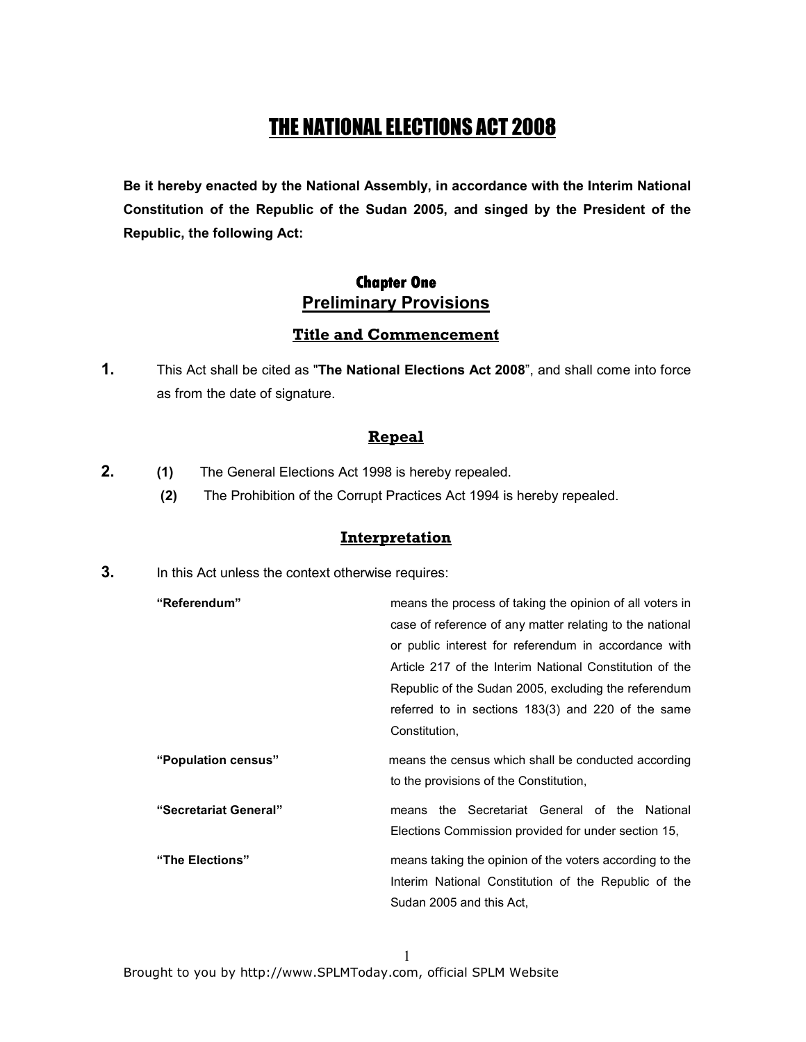# THE NATIONAL ELECTIONS ACT 2008

**Be it hereby enacted by the National Assembly, in accordance with the Interim National Constitution of the Republic of the Sudan 2005, and singed by the President of the Republic, the following Act:**

## Chapter One
## Preliminary Provisions

### Title and Commencement

**1.** This Act shall be cited as "**The National Elections Act 2008**", and shall come into force as from the date of signature.

### Repeal

**2.** **(1)** The General Elections Act 1998 is hereby repealed.

**(2)** The Prohibition of the Corrupt Practices Act 1994 is hereby repealed.

### Interpretation

**3.** In this Act unless the context otherwise requires:

| | |
|---|---|
| **"Referendum"** | means the process of taking the opinion of all voters in case of reference of any matter relating to the national or public interest for referendum in accordance with Article 217 of the Interim National Constitution of the Republic of the Sudan 2005, excluding the referendum referred to in sections 183(3) and 220 of the same Constitution, |
| **"Population census"** | means the census which shall be conducted according to the provisions of the Constitution, |
| **"Secretariat General"** | means the Secretariat General of the National Elections Commission provided for under section 15, |
| **"The Elections"** | means taking the opinion of the voters according to the Interim National Constitution of the Republic of the Sudan 2005 and this Act, |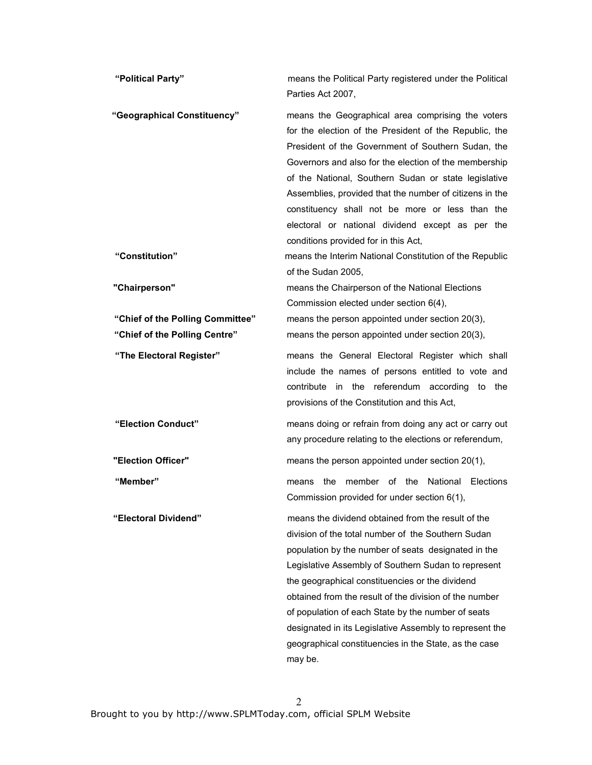**"Political Party"** means the Political Party registered under the Political Parties Act 2007,

**"Geographical Constituency"** means the Geographical area comprising the voters for the election of the President of the Republic, the President of the Government of Southern Sudan, the Governors and also for the election of the membership of the National, Southern Sudan or state legislative Assemblies, provided that the number of citizens in the constituency shall not be more or less than the electoral or national dividend except as per the conditions provided for in this Act,

**"Constitution"** means the Interim National Constitution of the Republic of the Sudan 2005,

**"Chairperson"** means the Chairperson of the National Elections Commission elected under section 6(4),

**"Chief of the Polling Committee"** means the person appointed under section 20(3),

**"Chief of the Polling Centre"** means the person appointed under section 20(3),

**"The Electoral Register"** means the General Electoral Register which shall include the names of persons entitled to vote and contribute in the referendum according to the provisions of the Constitution and this Act,

**"Election Conduct"** means doing or refrain from doing any act or carry out any procedure relating to the elections or referendum,

**"Election Officer"** means the person appointed under section 20(1),

**"Member"** means the member of the National Elections Commission provided for under section 6(1),

**"Electoral Dividend"** means the dividend obtained from the result of the division of the total number of the Southern Sudan population by the number of seats designated in the Legislative Assembly of Southern Sudan to represent the geographical constituencies or the dividend obtained from the result of the division of the number of population of each State by the number of seats designated in its Legislative Assembly to represent the geographical constituencies in the State, as the case may be.

Brought to you by http://www.SPLMToday.com, official SPLM Website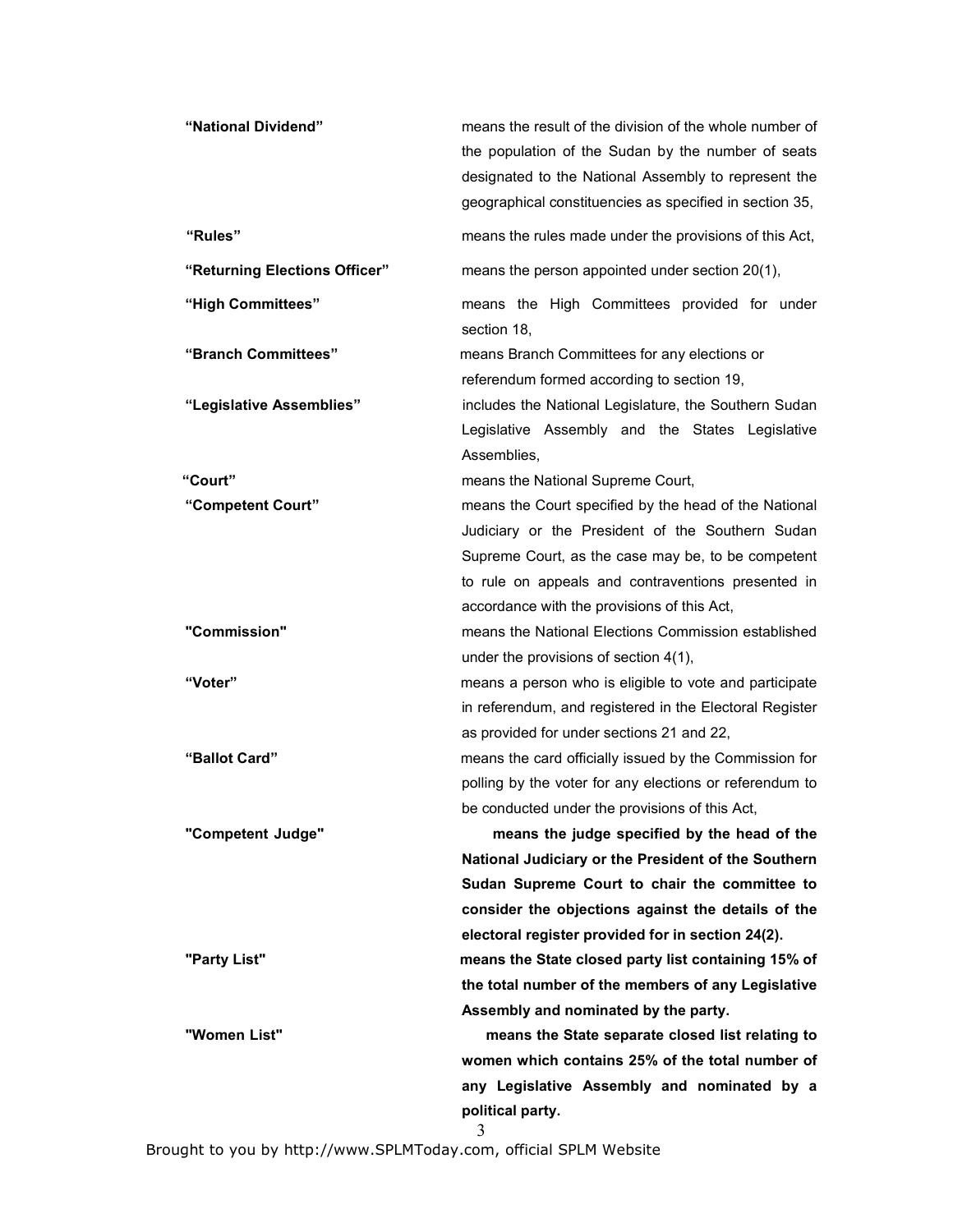| | |
|---|---|
| **"National Dividend"** | means the result of the division of the whole number of the population of the Sudan by the number of seats designated to the National Assembly to represent the geographical constituencies as specified in section 35, |
| **"Rules"** | means the rules made under the provisions of this Act, |
| **"Returning Elections Officer"** | means the person appointed under section 20(1), |
| **"High Committees"** | means the High Committees provided for under section 18, |
| **"Branch Committees"** | means Branch Committees for any elections or referendum formed according to section 19, |
| **"Legislative Assemblies"** | includes the National Legislature, the Southern Sudan Legislative Assembly and the States Legislative Assemblies, |
| **"Court"** | means the National Supreme Court, |
| **"Competent Court"** | means the Court specified by the head of the National Judiciary or the President of the Southern Sudan Supreme Court, as the case may be, to be competent to rule on appeals and contraventions presented in accordance with the provisions of this Act, |
| **"Commission"** | means the National Elections Commission established under the provisions of section 4(1), |
| **"Voter"** | means a person who is eligible to vote and participate in referendum, and registered in the Electoral Register as provided for under sections 21 and 22, |
| **"Ballot Card"** | means the card officially issued by the Commission for polling by the voter for any elections or referendum to be conducted under the provisions of this Act, |
| **"Competent Judge"** | **means the judge specified by the head of the National Judiciary or the President of the Southern Sudan Supreme Court to chair the committee to consider the objections against the details of the electoral register provided for in section 24(2).** |
| **"Party List"** | **means the State closed party list containing 15% of the total number of the members of any Legislative Assembly and nominated by the party.** |
| **"Women List"** | **means the State separate closed list relating to women which contains 25% of the total number of any Legislative Assembly and nominated by a political party.** |

Brought to you by http://www.SPLMToday.com, official SPLM Website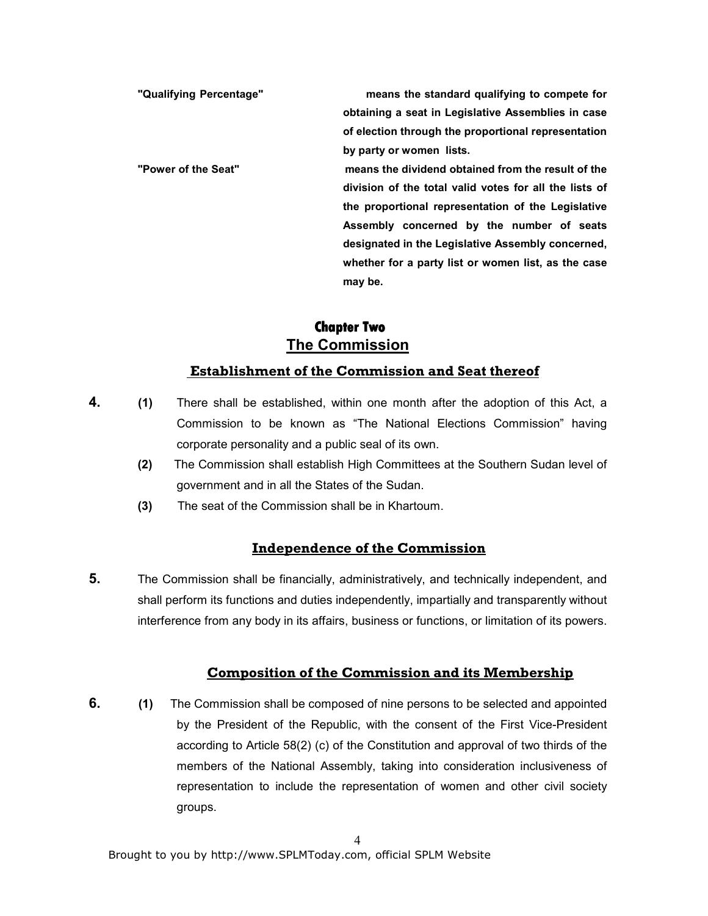**"Qualifying Percentage"** **means the standard qualifying to compete for obtaining a seat in Legislative Assemblies in case of election through the proportional representation by party or women lists.**

**"Power of the Seat"** **means the dividend obtained from the result of the division of the total valid votes for all the lists of the proportional representation of the Legislative Assembly concerned by the number of seats designated in the Legislative Assembly concerned, whether for a party list or women list, as the case may be.**

## Chapter Two
## The Commission

### Establishment of the Commission and Seat thereof

**4.** **(1)** There shall be established, within one month after the adoption of this Act, a Commission to be known as "The National Elections Commission" having corporate personality and a public seal of its own.

**(2)** The Commission shall establish High Committees at the Southern Sudan level of government and in all the States of the Sudan.

**(3)** The seat of the Commission shall be in Khartoum.

### Independence of the Commission

**5.** The Commission shall be financially, administratively, and technically independent, and shall perform its functions and duties independently, impartially and transparently without interference from any body in its affairs, business or functions, or limitation of its powers.

### Composition of the Commission and its Membership

**6.** **(1)** The Commission shall be composed of nine persons to be selected and appointed by the President of the Republic, with the consent of the First Vice-President according to Article 58(2) (c) of the Constitution and approval of two thirds of the members of the National Assembly, taking into consideration inclusiveness of representation to include the representation of women and other civil society groups.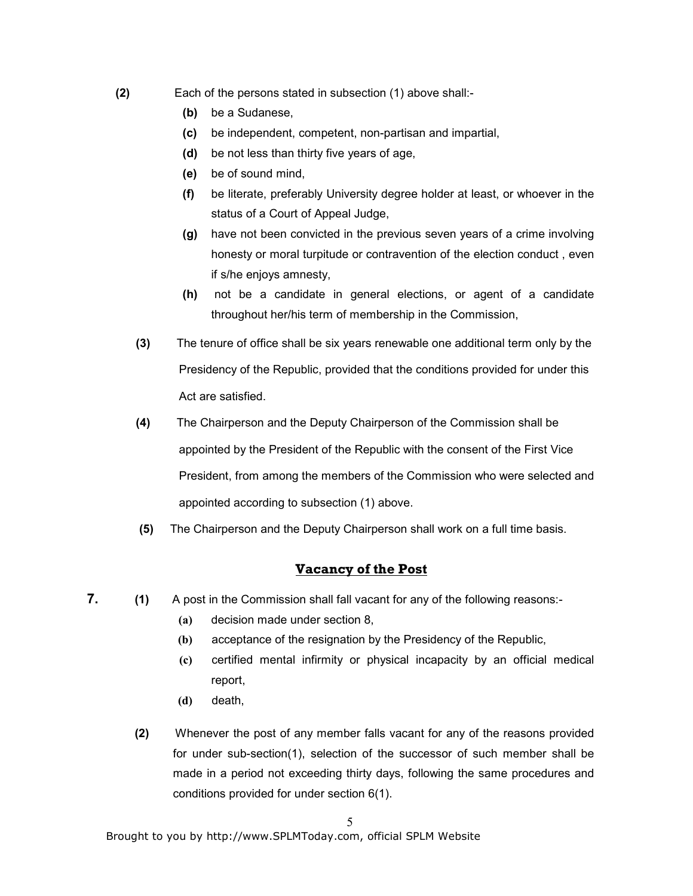**(2)** Each of the persons stated in subsection (1) above shall:-

- **(b)** be a Sudanese,
- **(c)** be independent, competent, non-partisan and impartial,
- **(d)** be not less than thirty five years of age,
- **(e)** be of sound mind,
- **(f)** be literate, preferably University degree holder at least, or whoever in the status of a Court of Appeal Judge,
- **(g)** have not been convicted in the previous seven years of a crime involving honesty or moral turpitude or contravention of the election conduct , even if s/he enjoys amnesty,
- **(h)** not be a candidate in general elections, or agent of a candidate throughout her/his term of membership in the Commission,

**(3)** The tenure of office shall be six years renewable one additional term only by the Presidency of the Republic, provided that the conditions provided for under this Act are satisfied.

**(4)** The Chairperson and the Deputy Chairperson of the Commission shall be appointed by the President of the Republic with the consent of the First Vice President, from among the members of the Commission who were selected and appointed according to subsection (1) above.

**(5)** The Chairperson and the Deputy Chairperson shall work on a full time basis.

## Vacancy of the Post

**7.** **(1)** A post in the Commission shall fall vacant for any of the following reasons:-

- **(a)** decision made under section 8,
- **(b)** acceptance of the resignation by the Presidency of the Republic,
- **(c)** certified mental infirmity or physical incapacity by an official medical report,
- **(d)** death,

**(2)** Whenever the post of any member falls vacant for any of the reasons provided for under sub-section(1), selection of the successor of such member shall be made in a period not exceeding thirty days, following the same procedures and conditions provided for under section 6(1).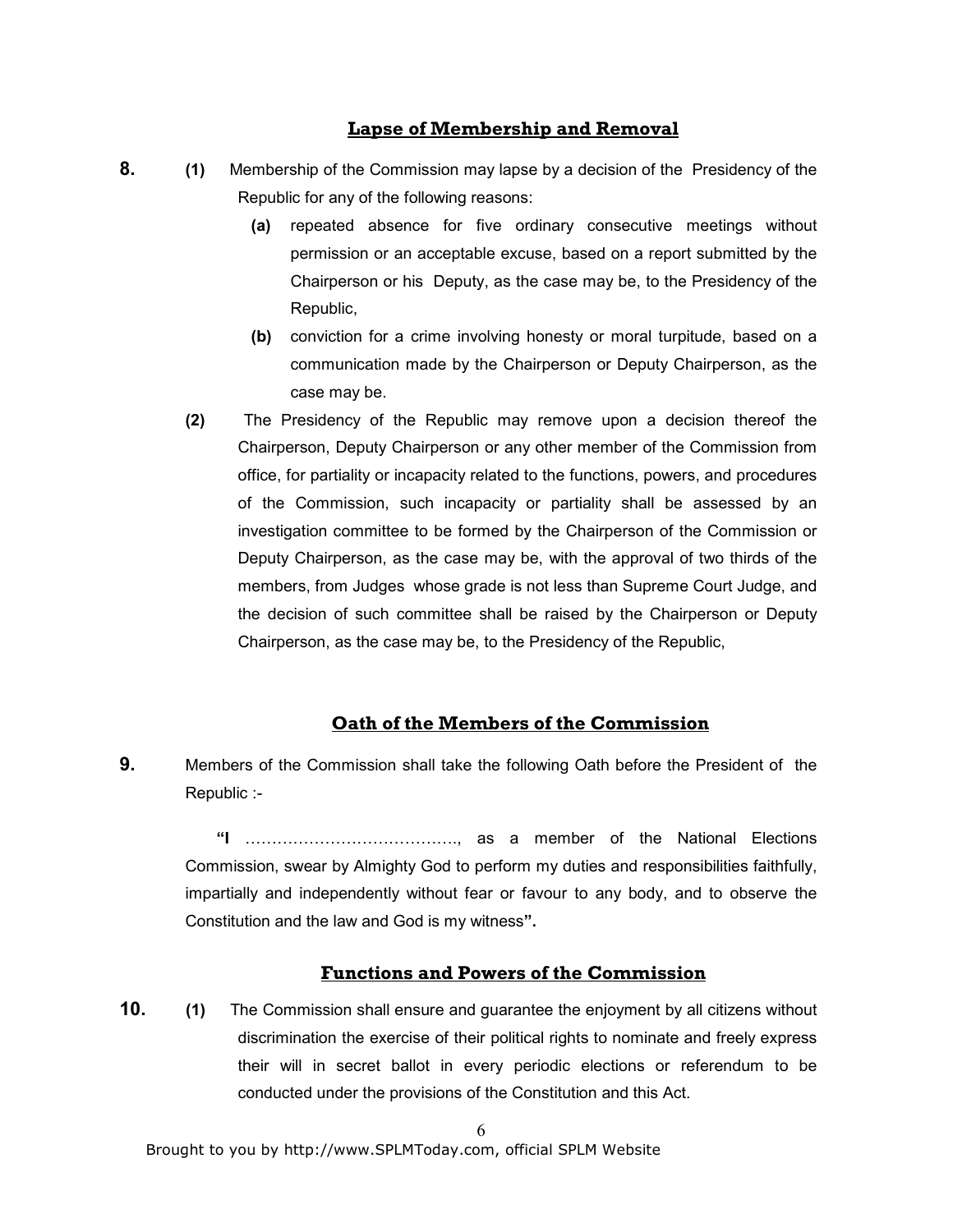## Lapse of Membership and Removal

**8.** **(1)** Membership of the Commission may lapse by a decision of the Presidency of the Republic for any of the following reasons:

**(a)** repeated absence for five ordinary consecutive meetings without permission or an acceptable excuse, based on a report submitted by the Chairperson or his Deputy, as the case may be, to the Presidency of the Republic,

**(b)** conviction for a crime involving honesty or moral turpitude, based on a communication made by the Chairperson or Deputy Chairperson, as the case may be.

**(2)** The Presidency of the Republic may remove upon a decision thereof the Chairperson, Deputy Chairperson or any other member of the Commission from office, for partiality or incapacity related to the functions, powers, and procedures of the Commission, such incapacity or partiality shall be assessed by an investigation committee to be formed by the Chairperson of the Commission or Deputy Chairperson, as the case may be, with the approval of two thirds of the members, from Judges whose grade is not less than Supreme Court Judge, and the decision of such committee shall be raised by the Chairperson or Deputy Chairperson, as the case may be, to the Presidency of the Republic,

## Oath of the Members of the Commission

**9.** Members of the Commission shall take the following Oath before the President of the Republic :-

**"I** ………………………………….., as a member of the National Elections Commission, swear by Almighty God to perform my duties and responsibilities faithfully, impartially and independently without fear or favour to any body, and to observe the Constitution and the law and God is my witness**".**

## Functions and Powers of the Commission

**10.** **(1)** The Commission shall ensure and guarantee the enjoyment by all citizens without discrimination the exercise of their political rights to nominate and freely express their will in secret ballot in every periodic elections or referendum to be conducted under the provisions of the Constitution and this Act.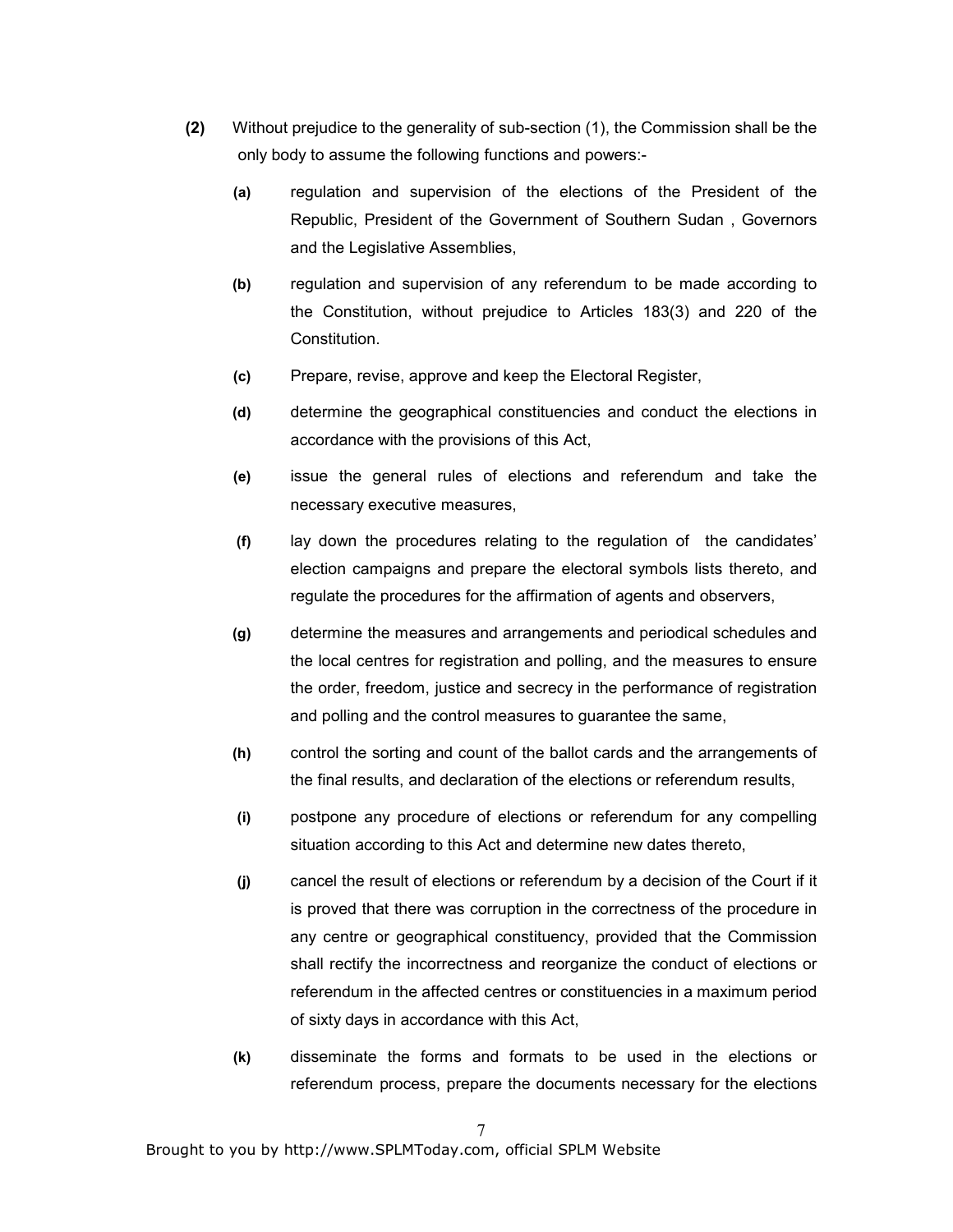**(2)** Without prejudice to the generality of sub-section (1), the Commission shall be the only body to assume the following functions and powers:-

**(a)** regulation and supervision of the elections of the President of the Republic, President of the Government of Southern Sudan , Governors and the Legislative Assemblies,

**(b)** regulation and supervision of any referendum to be made according to the Constitution, without prejudice to Articles 183(3) and 220 of the Constitution.

**(c)** Prepare, revise, approve and keep the Electoral Register,

**(d)** determine the geographical constituencies and conduct the elections in accordance with the provisions of this Act,

**(e)** issue the general rules of elections and referendum and take the necessary executive measures,

**(f)** lay down the procedures relating to the regulation of the candidates' election campaigns and prepare the electoral symbols lists thereto, and regulate the procedures for the affirmation of agents and observers,

**(g)** determine the measures and arrangements and periodical schedules and the local centres for registration and polling, and the measures to ensure the order, freedom, justice and secrecy in the performance of registration and polling and the control measures to guarantee the same,

**(h)** control the sorting and count of the ballot cards and the arrangements of the final results, and declaration of the elections or referendum results,

**(i)** postpone any procedure of elections or referendum for any compelling situation according to this Act and determine new dates thereto,

**(j)** cancel the result of elections or referendum by a decision of the Court if it is proved that there was corruption in the correctness of the procedure in any centre or geographical constituency, provided that the Commission shall rectify the incorrectness and reorganize the conduct of elections or referendum in the affected centres or constituencies in a maximum period of sixty days in accordance with this Act,

**(k)** disseminate the forms and formats to be used in the elections or referendum process, prepare the documents necessary for the elections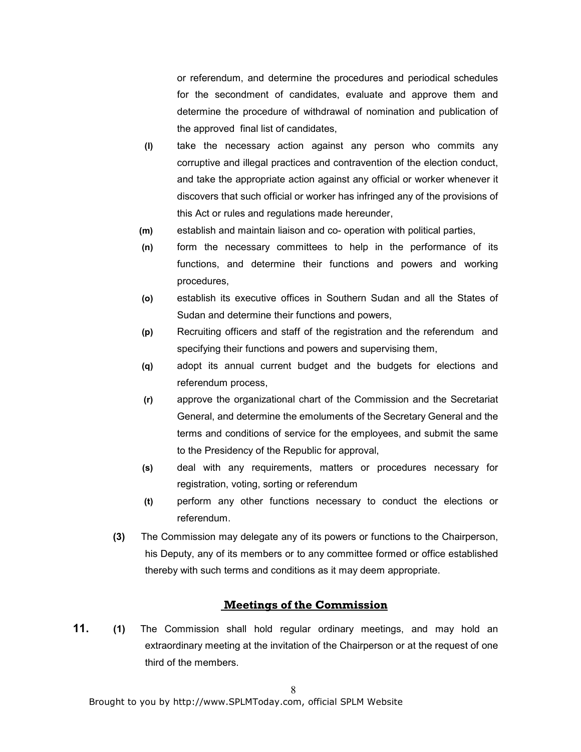or referendum, and determine the procedures and periodical schedules for the secondment of candidates, evaluate and approve them and determine the procedure of withdrawal of nomination and publication of the approved final list of candidates,

**(l)** take the necessary action against any person who commits any corruptive and illegal practices and contravention of the election conduct, and take the appropriate action against any official or worker whenever it discovers that such official or worker has infringed any of the provisions of this Act or rules and regulations made hereunder,

**(m)** establish and maintain liaison and co- operation with political parties,

**(n)** form the necessary committees to help in the performance of its functions, and determine their functions and powers and working procedures,

**(o)** establish its executive offices in Southern Sudan and all the States of Sudan and determine their functions and powers,

**(p)** Recruiting officers and staff of the registration and the referendum and specifying their functions and powers and supervising them,

**(q)** adopt its annual current budget and the budgets for elections and referendum process,

**(r)** approve the organizational chart of the Commission and the Secretariat General, and determine the emoluments of the Secretary General and the terms and conditions of service for the employees, and submit the same to the Presidency of the Republic for approval,

**(s)** deal with any requirements, matters or procedures necessary for registration, voting, sorting or referendum

**(t)** perform any other functions necessary to conduct the elections or referendum.

**(3)** The Commission may delegate any of its powers or functions to the Chairperson, his Deputy, any of its members or to any committee formed or office established thereby with such terms and conditions as it may deem appropriate.

## Meetings of the Commission

**11.** **(1)** The Commission shall hold regular ordinary meetings, and may hold an extraordinary meeting at the invitation of the Chairperson or at the request of one third of the members.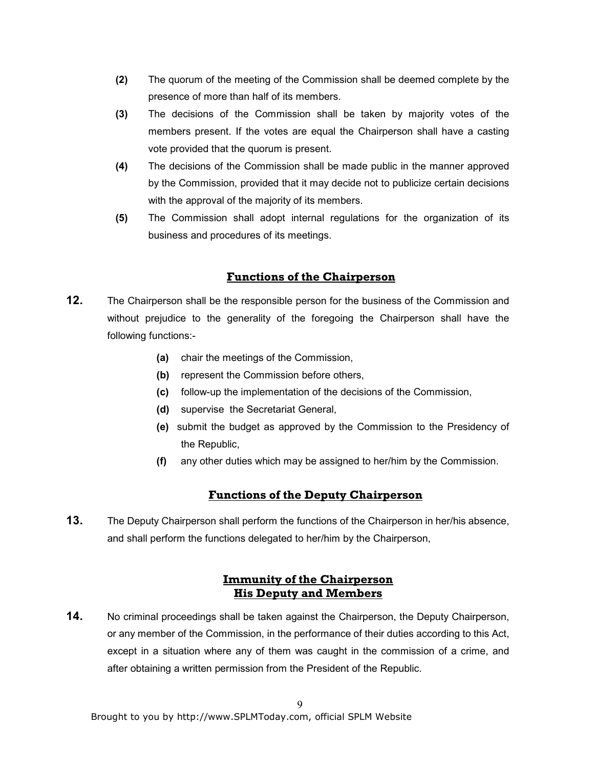**(2)** The quorum of the meeting of the Commission shall be deemed complete by the presence of more than half of its members.

**(3)** The decisions of the Commission shall be taken by majority votes of the members present. If the votes are equal the Chairperson shall have a casting vote provided that the quorum is present.

**(4)** The decisions of the Commission shall be made public in the manner approved by the Commission, provided that it may decide not to publicize certain decisions with the approval of the majority of its members.

**(5)** The Commission shall adopt internal regulations for the organization of its business and procedures of its meetings.

## Functions of the Chairperson

**12.** The Chairperson shall be the responsible person for the business of the Commission and without prejudice to the generality of the foregoing the Chairperson shall have the following functions:-

- **(a)** chair the meetings of the Commission,
- **(b)** represent the Commission before others,
- **(c)** follow-up the implementation of the decisions of the Commission,
- **(d)** supervise the Secretariat General,
- **(e)** submit the budget as approved by the Commission to the Presidency of the Republic,
- **(f)** any other duties which may be assigned to her/him by the Commission.

## Functions of the Deputy Chairperson

**13.** The Deputy Chairperson shall perform the functions of the Chairperson in her/his absence, and shall perform the functions delegated to her/him by the Chairperson,

## Immunity of the Chairperson His Deputy and Members

**14.** No criminal proceedings shall be taken against the Chairperson, the Deputy Chairperson, or any member of the Commission, in the performance of their duties according to this Act, except in a situation where any of them was caught in the commission of a crime, and after obtaining a written permission from the President of the Republic.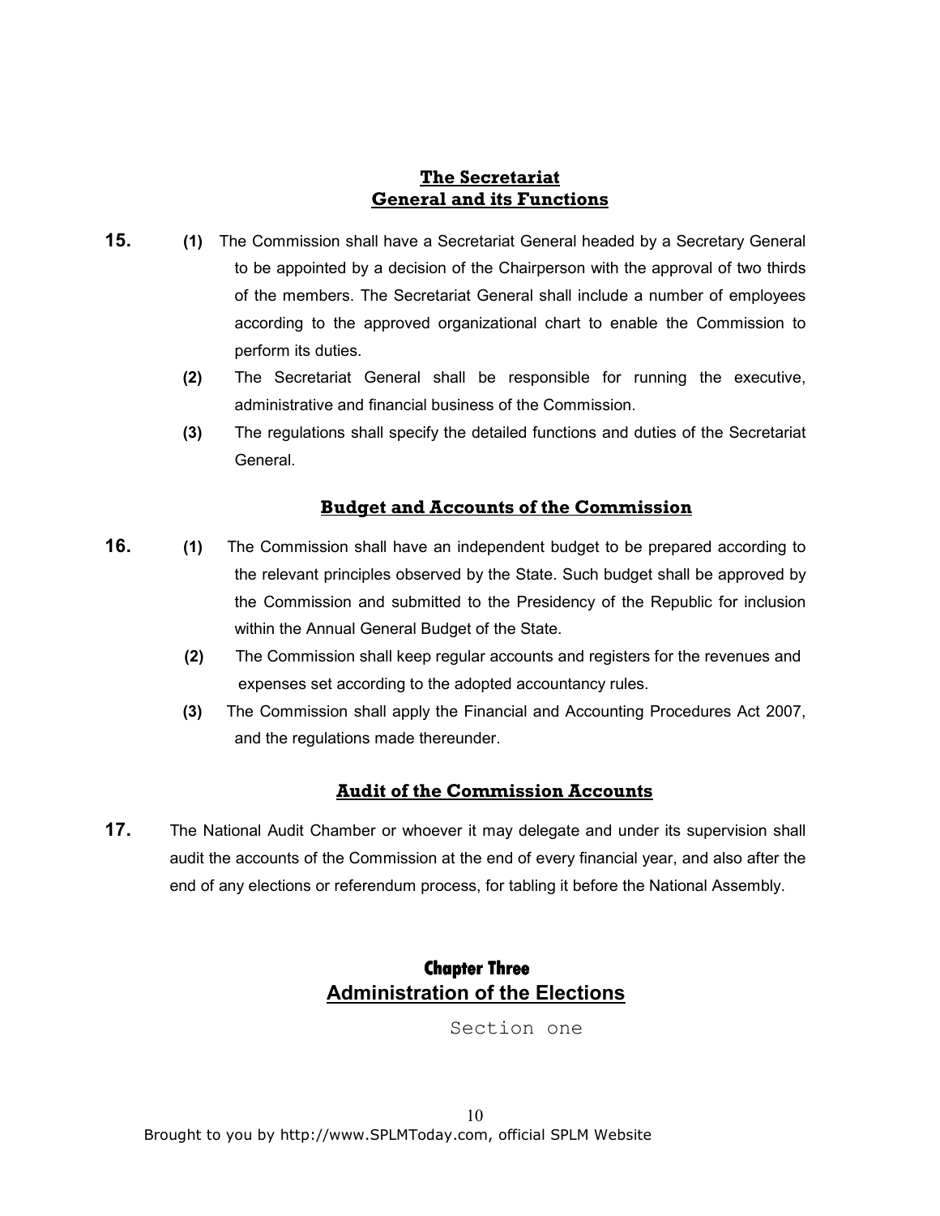### The Secretariat General and its Functions

**15.** **(1)** The Commission shall have a Secretariat General headed by a Secretary General to be appointed by a decision of the Chairperson with the approval of two thirds of the members. The Secretariat General shall include a number of employees according to the approved organizational chart to enable the Commission to perform its duties.

**(2)** The Secretariat General shall be responsible for running the executive, administrative and financial business of the Commission.

**(3)** The regulations shall specify the detailed functions and duties of the Secretariat General.

### Budget and Accounts of the Commission

**16.** **(1)** The Commission shall have an independent budget to be prepared according to the relevant principles observed by the State. Such budget shall be approved by the Commission and submitted to the Presidency of the Republic for inclusion within the Annual General Budget of the State.

**(2)** The Commission shall keep regular accounts and registers for the revenues and expenses set according to the adopted accountancy rules.

**(3)** The Commission shall apply the Financial and Accounting Procedures Act 2007, and the regulations made thereunder.

### Audit of the Commission Accounts

**17.** The National Audit Chamber or whoever it may delegate and under its supervision shall audit the accounts of the Commission at the end of every financial year, and also after the end of any elections or referendum process, for tabling it before the National Assembly.

## Chapter Three
## Administration of the Elections

Section one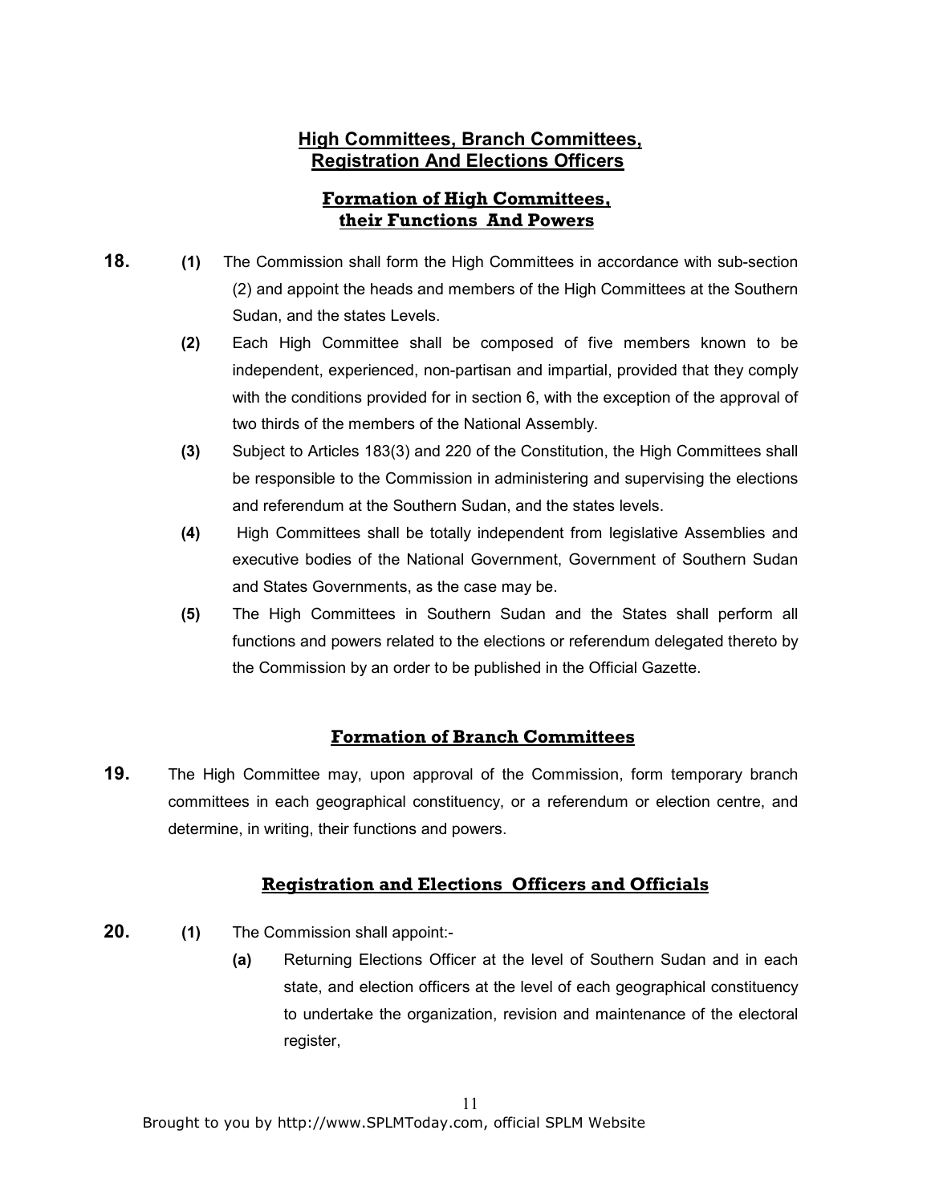## High Committees, Branch Committees, Registration And Elections Officers

### Formation of High Committees, their Functions And Powers

**18.** **(1)** The Commission shall form the High Committees in accordance with sub-section (2) and appoint the heads and members of the High Committees at the Southern Sudan, and the states Levels.

**(2)** Each High Committee shall be composed of five members known to be independent, experienced, non-partisan and impartial, provided that they comply with the conditions provided for in section 6, with the exception of the approval of two thirds of the members of the National Assembly.

**(3)** Subject to Articles 183(3) and 220 of the Constitution, the High Committees shall be responsible to the Commission in administering and supervising the elections and referendum at the Southern Sudan, and the states levels.

**(4)** High Committees shall be totally independent from legislative Assemblies and executive bodies of the National Government, Government of Southern Sudan and States Governments, as the case may be.

**(5)** The High Committees in Southern Sudan and the States shall perform all functions and powers related to the elections or referendum delegated thereto by the Commission by an order to be published in the Official Gazette.

### Formation of Branch Committees

**19.** The High Committee may, upon approval of the Commission, form temporary branch committees in each geographical constituency, or a referendum or election centre, and determine, in writing, their functions and powers.

### Registration and Elections Officers and Officials

**20.** **(1)** The Commission shall appoint:-

**(a)** Returning Elections Officer at the level of Southern Sudan and in each state, and election officers at the level of each geographical constituency to undertake the organization, revision and maintenance of the electoral register,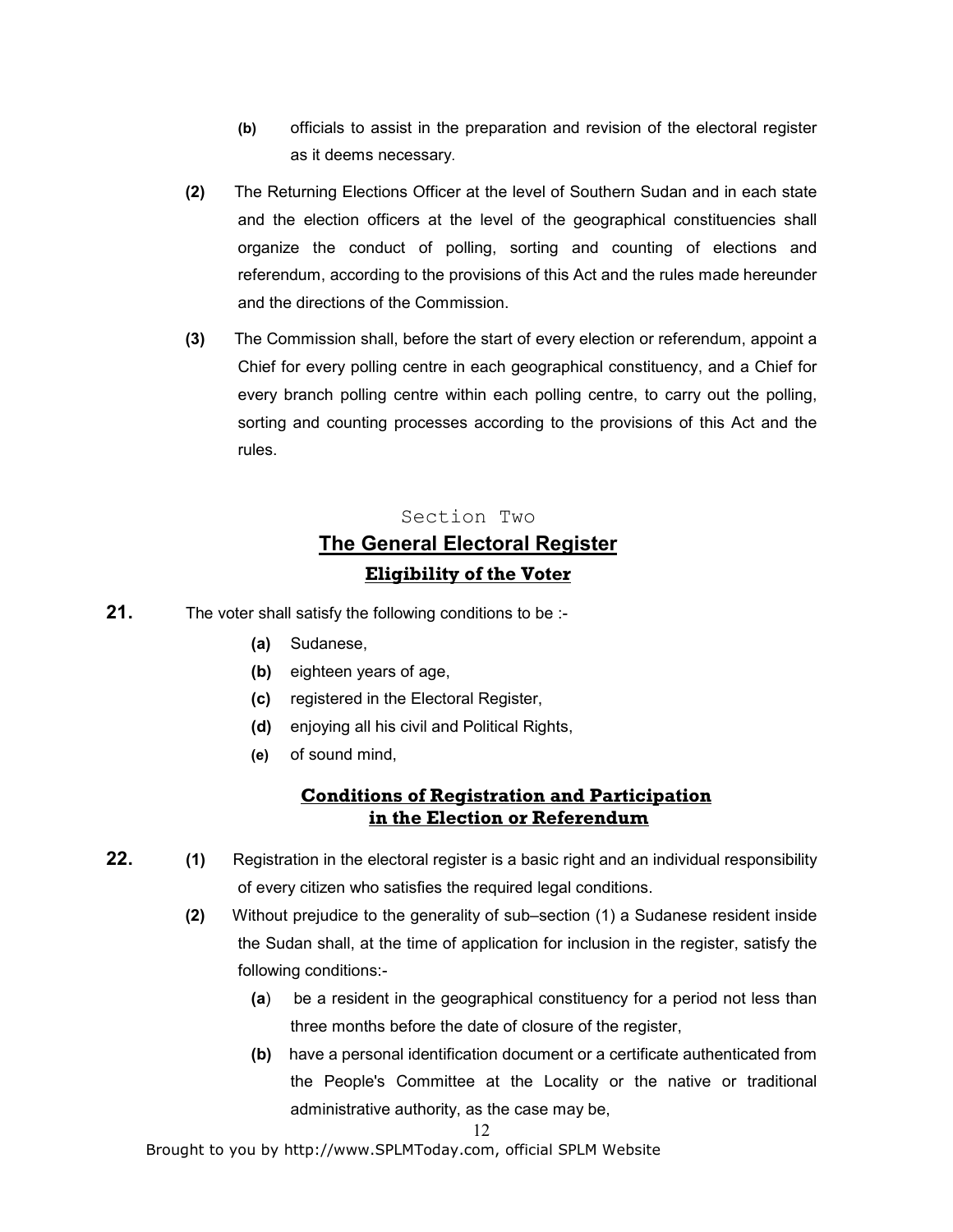**(b)** officials to assist in the preparation and revision of the electoral register as it deems necessary.

**(2)** The Returning Elections Officer at the level of Southern Sudan and in each state and the election officers at the level of the geographical constituencies shall organize the conduct of polling, sorting and counting of elections and referendum, according to the provisions of this Act and the rules made hereunder and the directions of the Commission.

**(3)** The Commission shall, before the start of every election or referendum, appoint a Chief for every polling centre in each geographical constituency, and a Chief for every branch polling centre within each polling centre, to carry out the polling, sorting and counting processes according to the provisions of this Act and the rules.

## Section Two

## The General Electoral Register

### Eligibility of the Voter

**21.** The voter shall satisfy the following conditions to be :-

- **(a)** Sudanese,
- **(b)** eighteen years of age,
- **(c)** registered in the Electoral Register,
- **(d)** enjoying all his civil and Political Rights,
- **(e)** of sound mind,

### Conditions of Registration and Participation in the Election or Referendum

**22.** **(1)** Registration in the electoral register is a basic right and an individual responsibility of every citizen who satisfies the required legal conditions.

**(2)** Without prejudice to the generality of sub–section (1) a Sudanese resident inside the Sudan shall, at the time of application for inclusion in the register, satisfy the following conditions:-

- **(a)** be a resident in the geographical constituency for a period not less than three months before the date of closure of the register,
- **(b)** have a personal identification document or a certificate authenticated from the People's Committee at the Locality or the native or traditional administrative authority, as the case may be,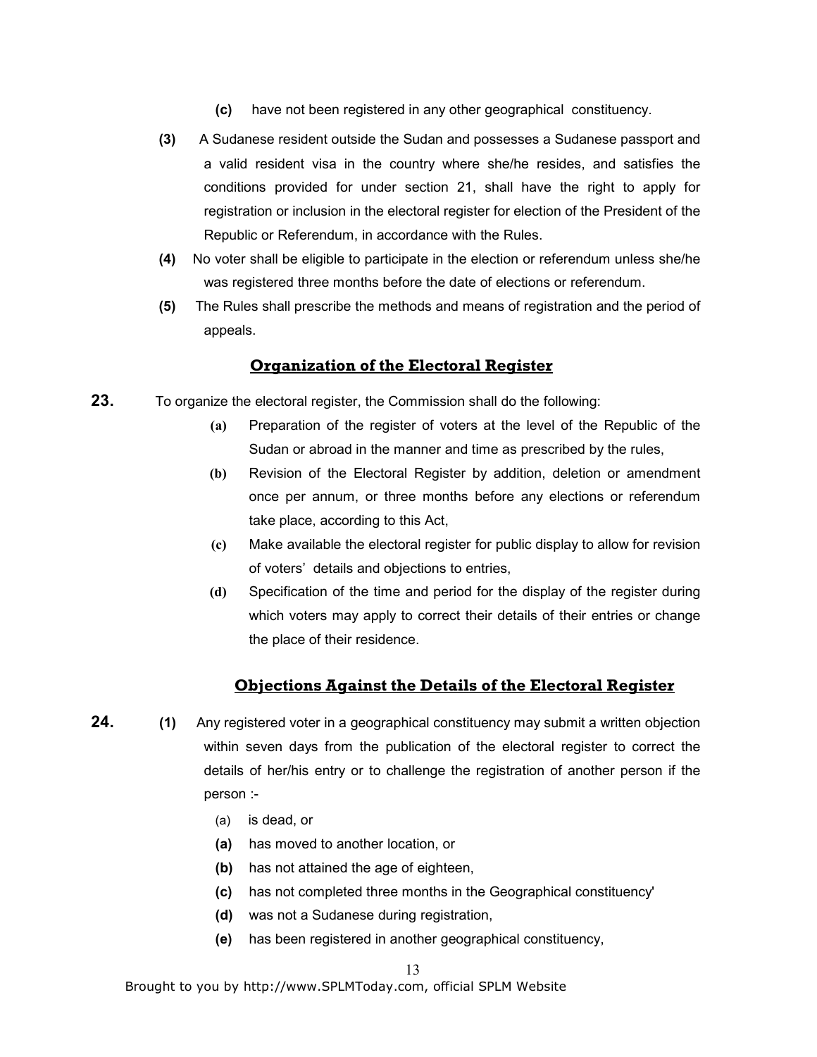(c) have not been registered in any other geographical constituency.

(3) A Sudanese resident outside the Sudan and possesses a Sudanese passport and a valid resident visa in the country where she/he resides, and satisfies the conditions provided for under section 21, shall have the right to apply for registration or inclusion in the electoral register for election of the President of the Republic or Referendum, in accordance with the Rules.

(4) No voter shall be eligible to participate in the election or referendum unless she/he was registered three months before the date of elections or referendum.

(5) The Rules shall prescribe the methods and means of registration and the period of appeals.

### Organization of the Electoral Register

**23.** To organize the electoral register, the Commission shall do the following:

(a) Preparation of the register of voters at the level of the Republic of the Sudan or abroad in the manner and time as prescribed by the rules,

(b) Revision of the Electoral Register by addition, deletion or amendment once per annum, or three months before any elections or referendum take place, according to this Act,

(c) Make available the electoral register for public display to allow for revision of voters' details and objections to entries,

(d) Specification of the time and period for the display of the register during which voters may apply to correct their details of their entries or change the place of their residence.

### Objections Against the Details of the Electoral Register

**24.** (1) Any registered voter in a geographical constituency may submit a written objection within seven days from the publication of the electoral register to correct the details of her/his entry or to challenge the registration of another person if the person :-

(a) is dead, or

(a) has moved to another location, or

(b) has not attained the age of eighteen,

(c) has not completed three months in the Geographical constituency'

(d) was not a Sudanese during registration,

(e) has been registered in another geographical constituency,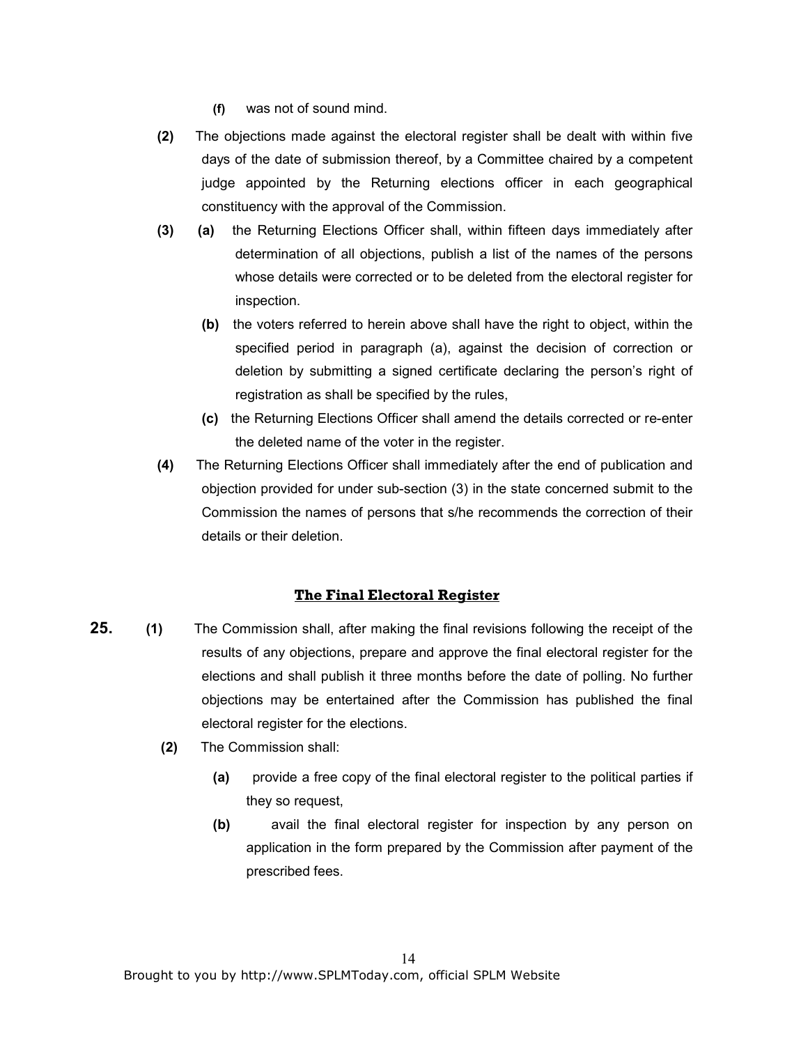(f) was not of sound mind.

(2) The objections made against the electoral register shall be dealt with within five days of the date of submission thereof, by a Committee chaired by a competent judge appointed by the Returning elections officer in each geographical constituency with the approval of the Commission.

(3) (a) the Returning Elections Officer shall, within fifteen days immediately after determination of all objections, publish a list of the names of the persons whose details were corrected or to be deleted from the electoral register for inspection.

(b) the voters referred to herein above shall have the right to object, within the specified period in paragraph (a), against the decision of correction or deletion by submitting a signed certificate declaring the person's right of registration as shall be specified by the rules,

(c) the Returning Elections Officer shall amend the details corrected or re-enter the deleted name of the voter in the register.

(4) The Returning Elections Officer shall immediately after the end of publication and objection provided for under sub-section (3) in the state concerned submit to the Commission the names of persons that s/he recommends the correction of their details or their deletion.

## The Final Electoral Register

**25.** (1) The Commission shall, after making the final revisions following the receipt of the results of any objections, prepare and approve the final electoral register for the elections and shall publish it three months before the date of polling. No further objections may be entertained after the Commission has published the final electoral register for the elections.

(2) The Commission shall:

(a) provide a free copy of the final electoral register to the political parties if they so request,

(b) avail the final electoral register for inspection by any person on application in the form prepared by the Commission after payment of the prescribed fees.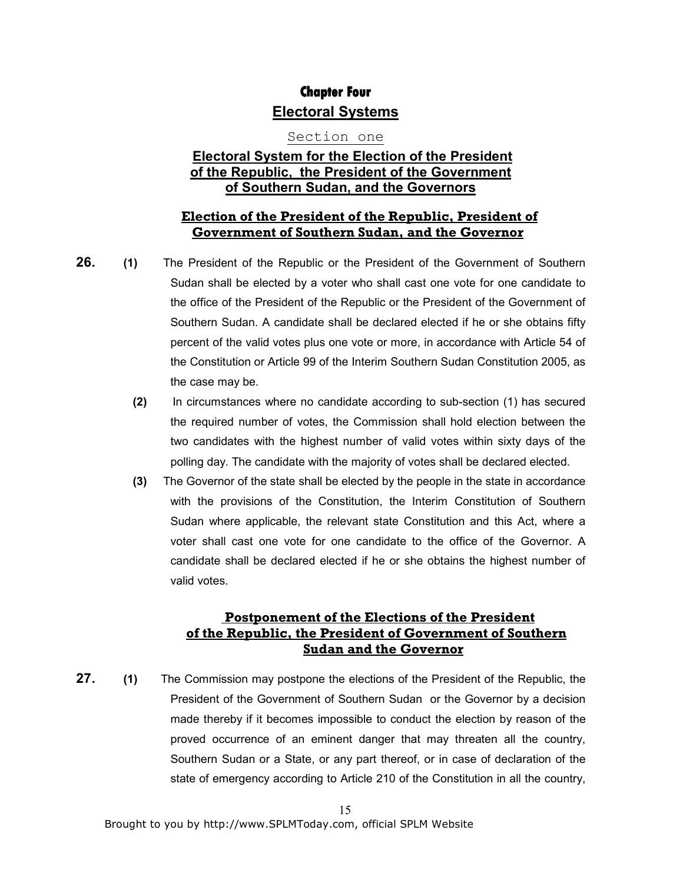# Chapter Four

## Electoral Systems

### Section one

### Electoral System for the Election of the President of the Republic, the President of the Government of Southern Sudan, and the Governors

#### Election of the President of the Republic, President of Government of Southern Sudan, and the Governor

**26.** **(1)** The President of the Republic or the President of the Government of Southern Sudan shall be elected by a voter who shall cast one vote for one candidate to the office of the President of the Republic or the President of the Government of Southern Sudan. A candidate shall be declared elected if he or she obtains fifty percent of the valid votes plus one vote or more, in accordance with Article 54 of the Constitution or Article 99 of the Interim Southern Sudan Constitution 2005, as the case may be.

**(2)** In circumstances where no candidate according to sub-section (1) has secured the required number of votes, the Commission shall hold election between the two candidates with the highest number of valid votes within sixty days of the polling day. The candidate with the majority of votes shall be declared elected.

**(3)** The Governor of the state shall be elected by the people in the state in accordance with the provisions of the Constitution, the Interim Constitution of Southern Sudan where applicable, the relevant state Constitution and this Act, where a voter shall cast one vote for one candidate to the office of the Governor. A candidate shall be declared elected if he or she obtains the highest number of valid votes.

#### Postponement of the Elections of the President of the Republic, the President of Government of Southern Sudan and the Governor

**27.** **(1)** The Commission may postpone the elections of the President of the Republic, the President of the Government of Southern Sudan or the Governor by a decision made thereby if it becomes impossible to conduct the election by reason of the proved occurrence of an eminent danger that may threaten all the country, Southern Sudan or a State, or any part thereof, or in case of declaration of the state of emergency according to Article 210 of the Constitution in all the country,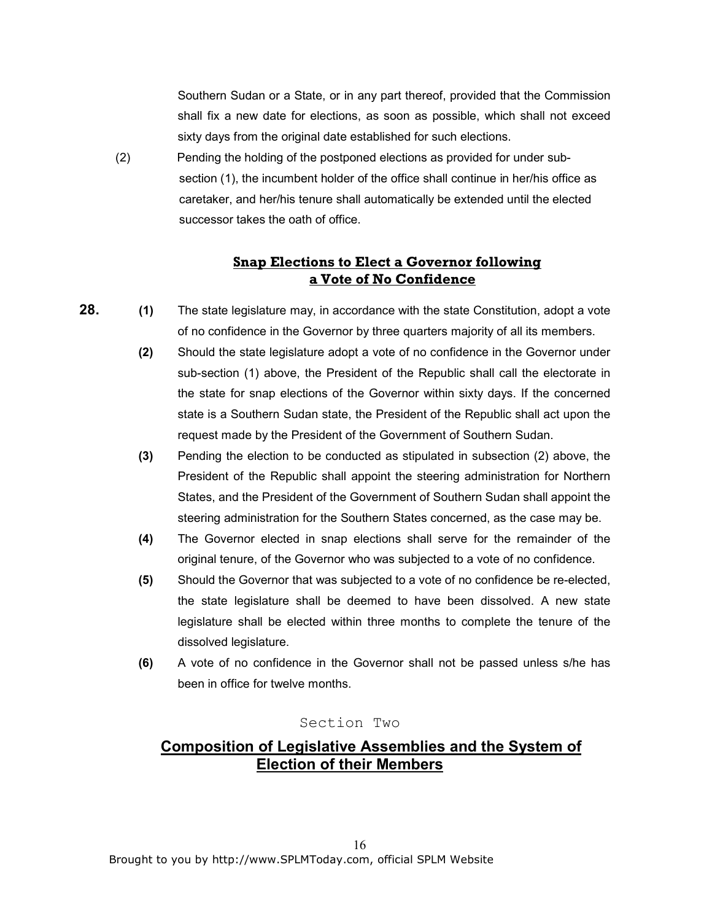Southern Sudan or a State, or in any part thereof, provided that the Commission shall fix a new date for elections, as soon as possible, which shall not exceed sixty days from the original date established for such elections.

(2) Pending the holding of the postponed elections as provided for under sub-section (1), the incumbent holder of the office shall continue in her/his office as caretaker, and her/his tenure shall automatically be extended until the elected successor takes the oath of office.

### Snap Elections to Elect a Governor following a Vote of No Confidence

**28.** **(1)** The state legislature may, in accordance with the state Constitution, adopt a vote of no confidence in the Governor by three quarters majority of all its members.

**(2)** Should the state legislature adopt a vote of no confidence in the Governor under sub-section (1) above, the President of the Republic shall call the electorate in the state for snap elections of the Governor within sixty days. If the concerned state is a Southern Sudan state, the President of the Republic shall act upon the request made by the President of the Government of Southern Sudan.

**(3)** Pending the election to be conducted as stipulated in subsection (2) above, the President of the Republic shall appoint the steering administration for Northern States, and the President of the Government of Southern Sudan shall appoint the steering administration for the Southern States concerned, as the case may be.

**(4)** The Governor elected in snap elections shall serve for the remainder of the original tenure, of the Governor who was subjected to a vote of no confidence.

**(5)** Should the Governor that was subjected to a vote of no confidence be re-elected, the state legislature shall be deemed to have been dissolved. A new state legislature shall be elected within three months to complete the tenure of the dissolved legislature.

**(6)** A vote of no confidence in the Governor shall not be passed unless s/he has been in office for twelve months.

Section Two

## Composition of Legislative Assemblies and the System of Election of their Members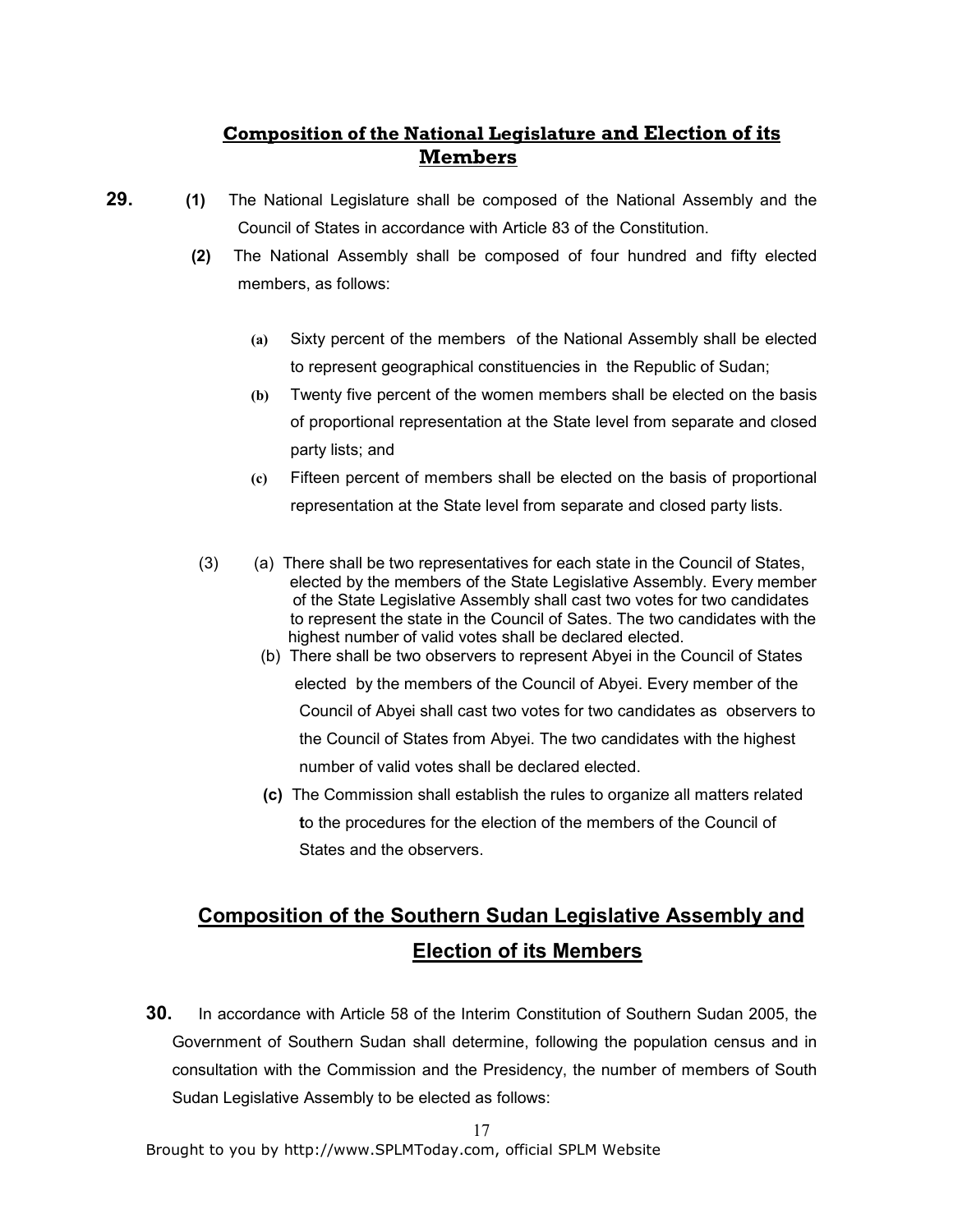## Composition of the National Legislature and Election of its Members

**29.** **(1)** The National Legislature shall be composed of the National Assembly and the Council of States in accordance with Article 83 of the Constitution.

**(2)** The National Assembly shall be composed of four hundred and fifty elected members, as follows:

- **(a)** Sixty percent of the members of the National Assembly shall be elected to represent geographical constituencies in the Republic of Sudan;
- **(b)** Twenty five percent of the women members shall be elected on the basis of proportional representation at the State level from separate and closed party lists; and
- **(c)** Fifteen percent of members shall be elected on the basis of proportional representation at the State level from separate and closed party lists.

(3) (a) There shall be two representatives for each state in the Council of States, elected by the members of the State Legislative Assembly. Every member of the State Legislative Assembly shall cast two votes for two candidates to represent the state in the Council of Sates. The two candidates with the highest number of valid votes shall be declared elected.

(b) There shall be two observers to represent Abyei in the Council of States elected by the members of the Council of Abyei. Every member of the Council of Abyei shall cast two votes for two candidates as observers to the Council of States from Abyei. The two candidates with the highest number of valid votes shall be declared elected.

**(c)** The Commission shall establish the rules to organize all matters related to the procedures for the election of the members of the Council of States and the observers.

## Composition of the Southern Sudan Legislative Assembly and Election of its Members

**30.** In accordance with Article 58 of the Interim Constitution of Southern Sudan 2005, the Government of Southern Sudan shall determine, following the population census and in consultation with the Commission and the Presidency, the number of members of South Sudan Legislative Assembly to be elected as follows: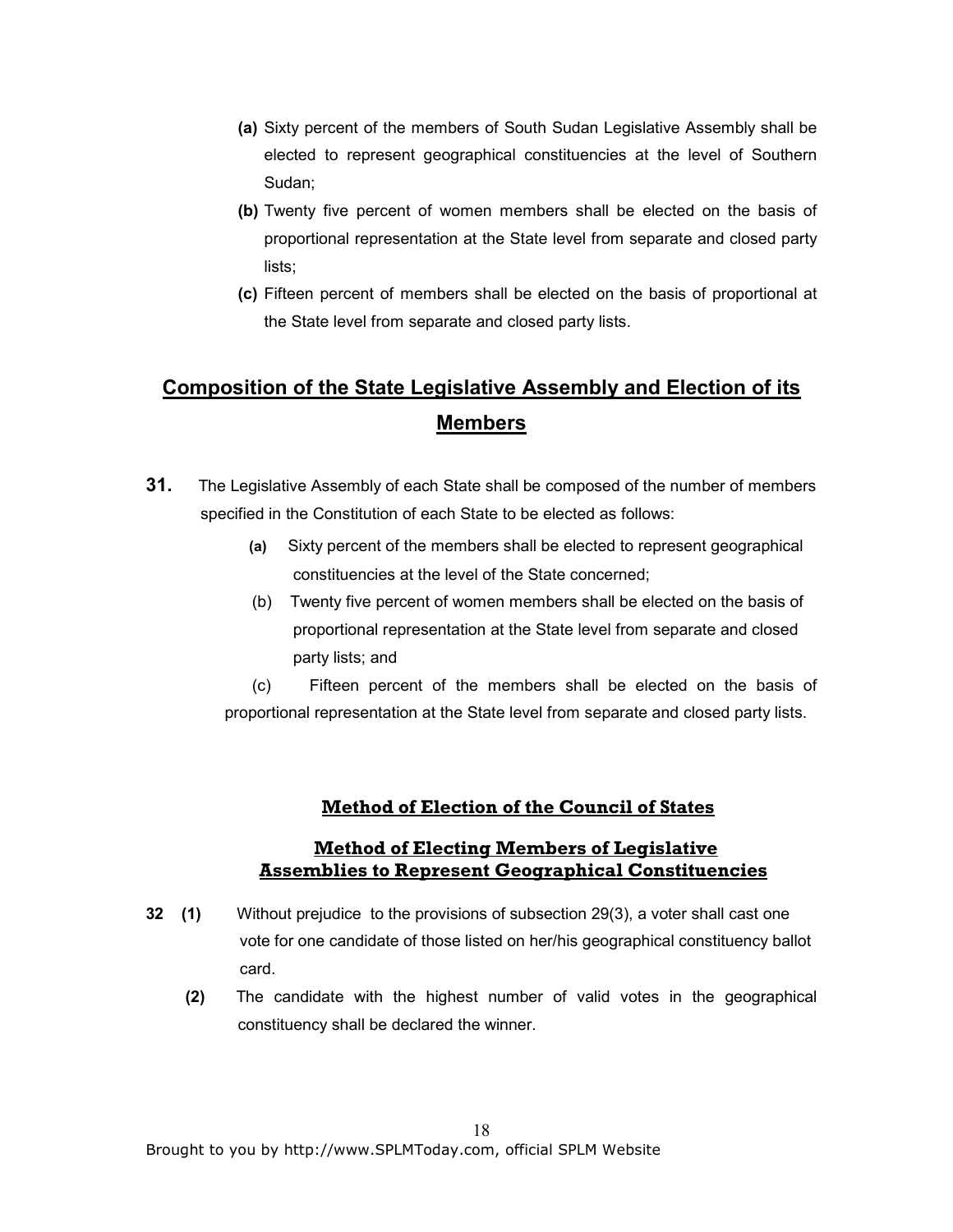**(a)** Sixty percent of the members of South Sudan Legislative Assembly shall be elected to represent geographical constituencies at the level of Southern Sudan;

**(b)** Twenty five percent of women members shall be elected on the basis of proportional representation at the State level from separate and closed party lists;

**(c)** Fifteen percent of members shall be elected on the basis of proportional at the State level from separate and closed party lists.

## Composition of the State Legislative Assembly and Election of its Members

**31.** The Legislative Assembly of each State shall be composed of the number of members specified in the Constitution of each State to be elected as follows:

**(a)** Sixty percent of the members shall be elected to represent geographical constituencies at the level of the State concerned;

(b) Twenty five percent of women members shall be elected on the basis of proportional representation at the State level from separate and closed party lists; and

(c) Fifteen percent of the members shall be elected on the basis of proportional representation at the State level from separate and closed party lists.

### Method of Election of the Council of States

### Method of Electing Members of Legislative Assemblies to Represent Geographical Constituencies

**32 (1)** Without prejudice to the provisions of subsection 29(3), a voter shall cast one vote for one candidate of those listed on her/his geographical constituency ballot card.

**(2)** The candidate with the highest number of valid votes in the geographical constituency shall be declared the winner.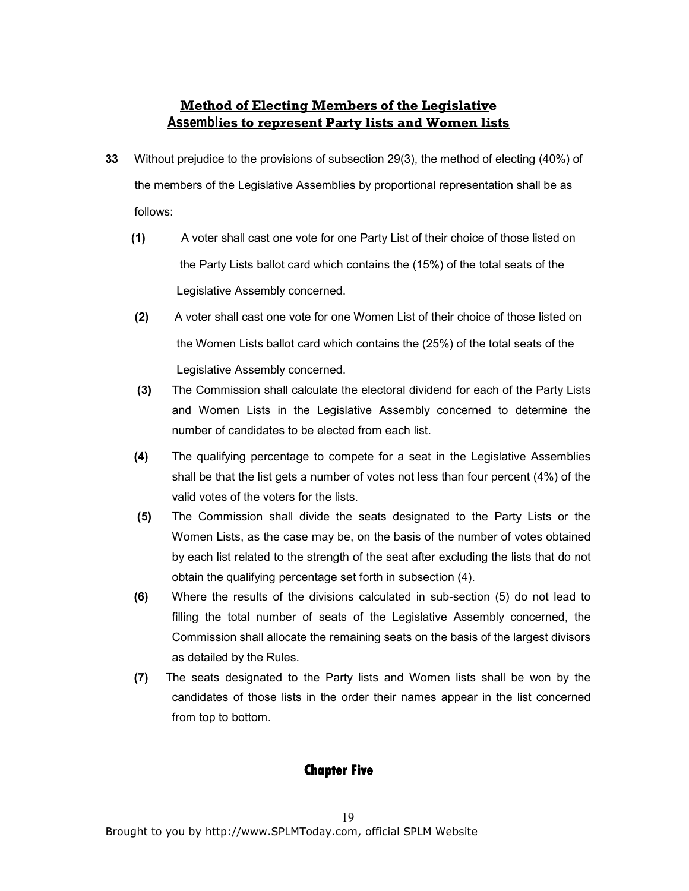## Method of Electing Members of the Legislative Assemblies to represent Party lists and Women lists

**33** Without prejudice to the provisions of subsection 29(3), the method of electing (40%) of the members of the Legislative Assemblies by proportional representation shall be as follows:

**(1)** A voter shall cast one vote for one Party List of their choice of those listed on the Party Lists ballot card which contains the (15%) of the total seats of the Legislative Assembly concerned.

**(2)** A voter shall cast one vote for one Women List of their choice of those listed on the Women Lists ballot card which contains the (25%) of the total seats of the Legislative Assembly concerned.

**(3)** The Commission shall calculate the electoral dividend for each of the Party Lists and Women Lists in the Legislative Assembly concerned to determine the number of candidates to be elected from each list.

**(4)** The qualifying percentage to compete for a seat in the Legislative Assemblies shall be that the list gets a number of votes not less than four percent (4%) of the valid votes of the voters for the lists.

**(5)** The Commission shall divide the seats designated to the Party Lists or the Women Lists, as the case may be, on the basis of the number of votes obtained by each list related to the strength of the seat after excluding the lists that do not obtain the qualifying percentage set forth in subsection (4).

**(6)** Where the results of the divisions calculated in sub-section (5) do not lead to filling the total number of seats of the Legislative Assembly concerned, the Commission shall allocate the remaining seats on the basis of the largest divisors as detailed by the Rules.

**(7)** The seats designated to the Party lists and Women lists shall be won by the candidates of those lists in the order their names appear in the list concerned from top to bottom.

# Chapter Five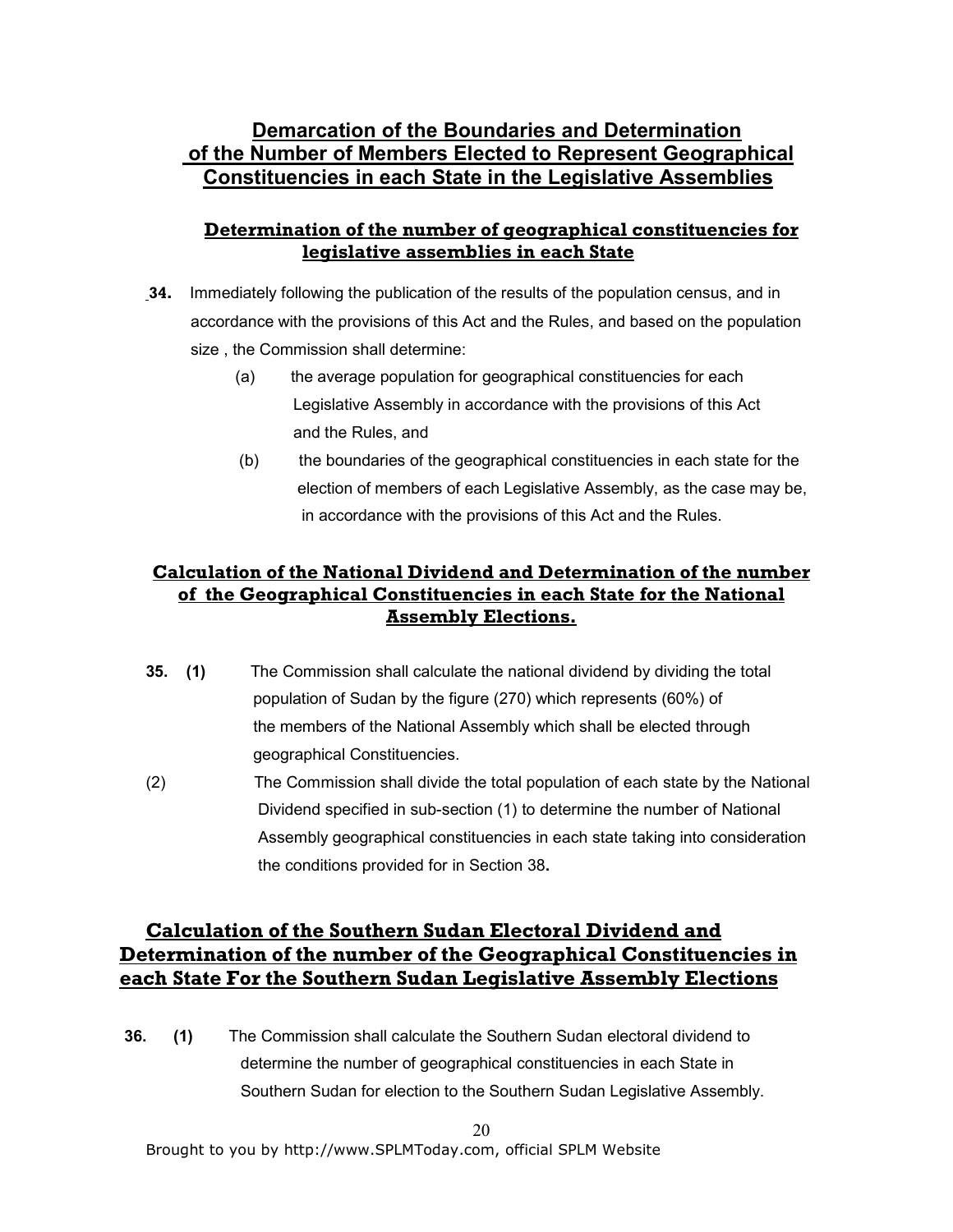## Demarcation of the Boundaries and Determination of the Number of Members Elected to Represent Geographical Constituencies in each State in the Legislative Assemblies

### Determination of the number of geographical constituencies for legislative assemblies in each State

**34.** Immediately following the publication of the results of the population census, and in accordance with the provisions of this Act and the Rules, and based on the population size , the Commission shall determine:

- (a) the average population for geographical constituencies for each Legislative Assembly in accordance with the provisions of this Act and the Rules, and
- (b) the boundaries of the geographical constituencies in each state for the election of members of each Legislative Assembly, as the case may be, in accordance with the provisions of this Act and the Rules.

### Calculation of the National Dividend and Determination of the number of the Geographical Constituencies in each State for the National Assembly Elections.

**35. (1)** The Commission shall calculate the national dividend by dividing the total population of Sudan by the figure (270) which represents (60%) of the members of the National Assembly which shall be elected through geographical Constituencies.

(2) The Commission shall divide the total population of each state by the National Dividend specified in sub-section (1) to determine the number of National Assembly geographical constituencies in each state taking into consideration the conditions provided for in Section 38**.**

### Calculation of the Southern Sudan Electoral Dividend and Determination of the number of the Geographical Constituencies in each State For the Southern Sudan Legislative Assembly Elections

**36. (1)** The Commission shall calculate the Southern Sudan electoral dividend to determine the number of geographical constituencies in each State in Southern Sudan for election to the Southern Sudan Legislative Assembly.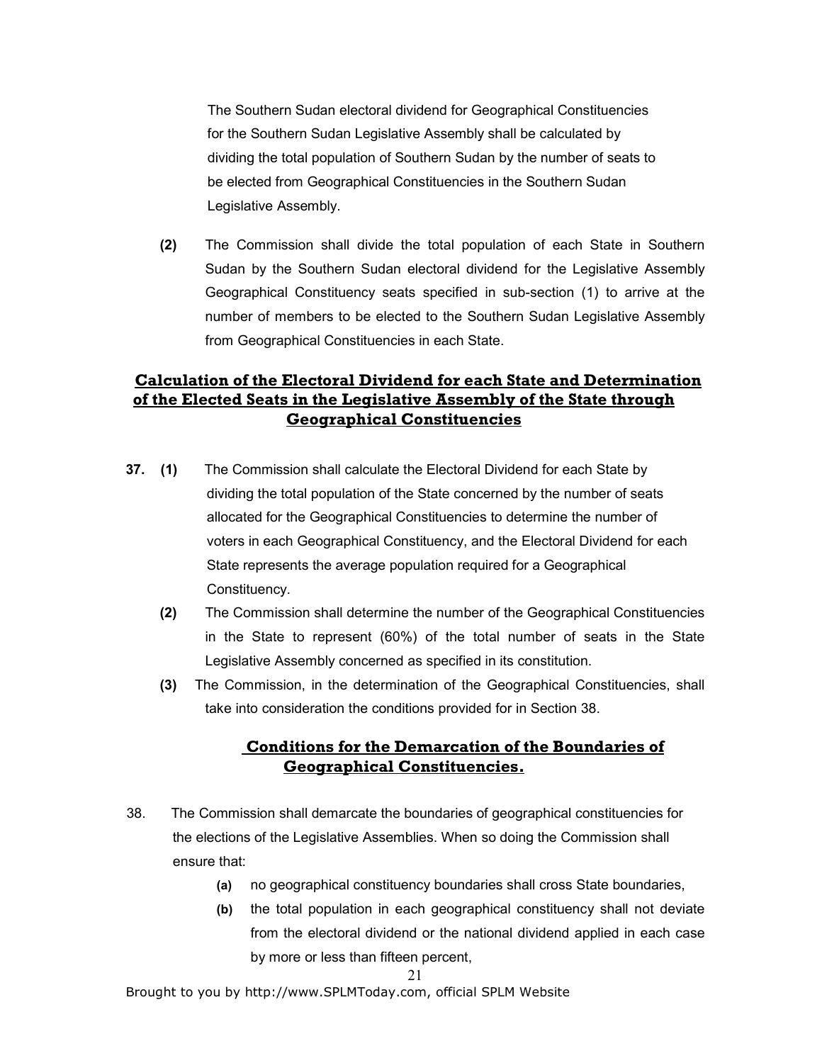The Southern Sudan electoral dividend for Geographical Constituencies for the Southern Sudan Legislative Assembly shall be calculated by dividing the total population of Southern Sudan by the number of seats to be elected from Geographical Constituencies in the Southern Sudan Legislative Assembly.

**(2)** The Commission shall divide the total population of each State in Southern Sudan by the Southern Sudan electoral dividend for the Legislative Assembly Geographical Constituency seats specified in sub-section (1) to arrive at the number of members to be elected to the Southern Sudan Legislative Assembly from Geographical Constituencies in each State.

## Calculation of the Electoral Dividend for each State and Determination of the Elected Seats in the Legislative Assembly of the State through Geographical Constituencies

**37. (1)** The Commission shall calculate the Electoral Dividend for each State by dividing the total population of the State concerned by the number of seats allocated for the Geographical Constituencies to determine the number of voters in each Geographical Constituency, and the Electoral Dividend for each State represents the average population required for a Geographical Constituency.

**(2)** The Commission shall determine the number of the Geographical Constituencies in the State to represent (60%) of the total number of seats in the State Legislative Assembly concerned as specified in its constitution.

**(3)** The Commission, in the determination of the Geographical Constituencies, shall take into consideration the conditions provided for in Section 38.

## Conditions for the Demarcation of the Boundaries of Geographical Constituencies.

38. The Commission shall demarcate the boundaries of geographical constituencies for the elections of the Legislative Assemblies. When so doing the Commission shall ensure that:

- **(a)** no geographical constituency boundaries shall cross State boundaries,
- **(b)** the total population in each geographical constituency shall not deviate from the electoral dividend or the national dividend applied in each case by more or less than fifteen percent,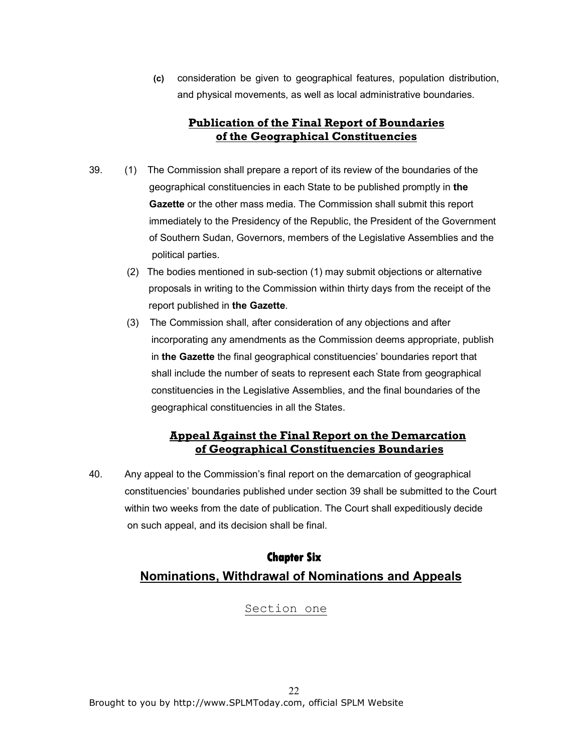(c) consideration be given to geographical features, population distribution, and physical movements, as well as local administrative boundaries.

### Publication of the Final Report of Boundaries of the Geographical Constituencies

39. (1) The Commission shall prepare a report of its review of the boundaries of the geographical constituencies in each State to be published promptly in **the Gazette** or the other mass media. The Commission shall submit this report immediately to the Presidency of the Republic, the President of the Government of Southern Sudan, Governors, members of the Legislative Assemblies and the political parties.

(2) The bodies mentioned in sub-section (1) may submit objections or alternative proposals in writing to the Commission within thirty days from the receipt of the report published in **the Gazette**.

(3) The Commission shall, after consideration of any objections and after incorporating any amendments as the Commission deems appropriate, publish in **the Gazette** the final geographical constituencies' boundaries report that shall include the number of seats to represent each State from geographical constituencies in the Legislative Assemblies, and the final boundaries of the geographical constituencies in all the States.

### Appeal Against the Final Report on the Demarcation of Geographical Constituencies Boundaries

40. Any appeal to the Commission's final report on the demarcation of geographical constituencies' boundaries published under section 39 shall be submitted to the Court within two weeks from the date of publication. The Court shall expeditiously decide on such appeal, and its decision shall be final.

## Chapter Six

## Nominations, Withdrawal of Nominations and Appeals

### Section one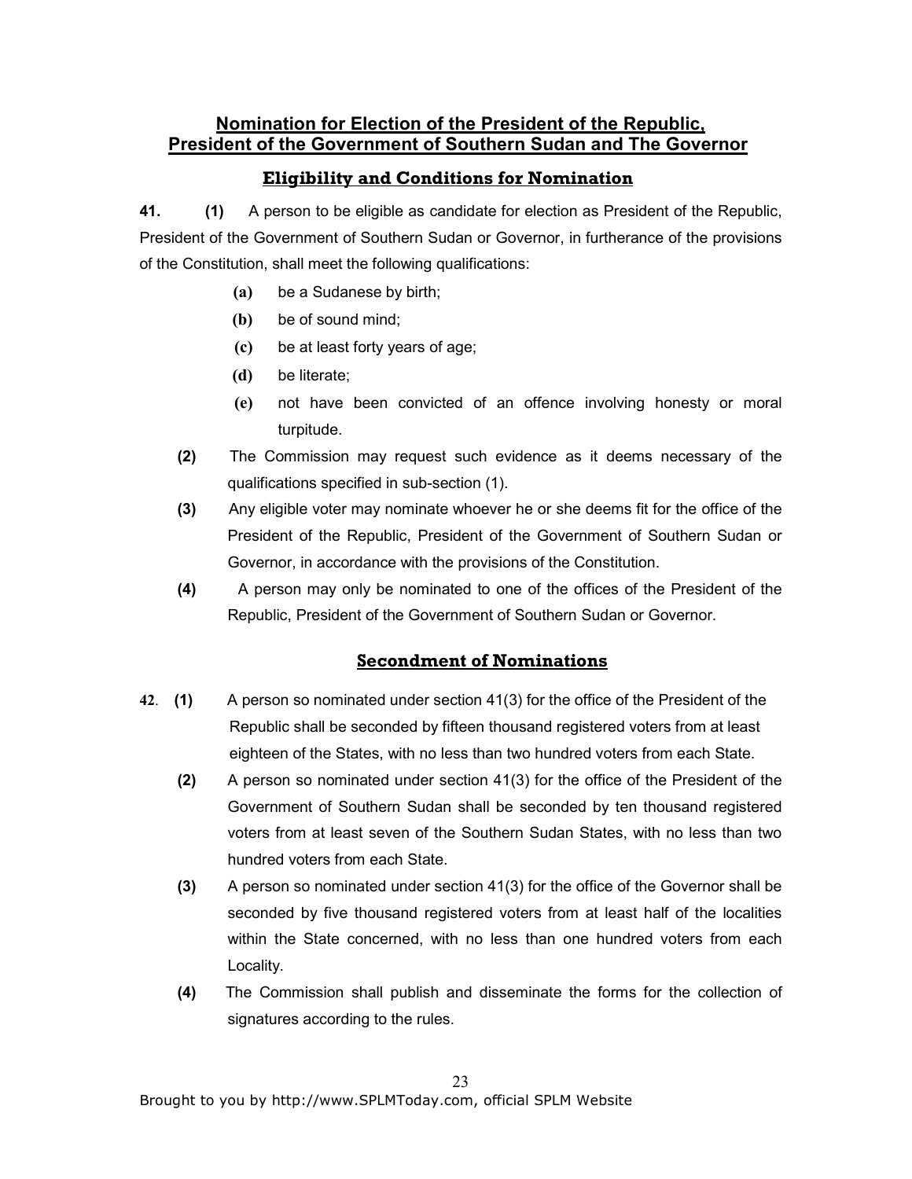## Nomination for Election of the President of the Republic, President of the Government of Southern Sudan and The Governor

### Eligibility and Conditions for Nomination

**41.** **(1)** A person to be eligible as candidate for election as President of the Republic, President of the Government of Southern Sudan or Governor, in furtherance of the provisions of the Constitution, shall meet the following qualifications:

- **(a)** be a Sudanese by birth;
- **(b)** be of sound mind;
- **(c)** be at least forty years of age;
- **(d)** be literate;
- **(e)** not have been convicted of an offence involving honesty or moral turpitude.

**(2)** The Commission may request such evidence as it deems necessary of the qualifications specified in sub-section (1).

**(3)** Any eligible voter may nominate whoever he or she deems fit for the office of the President of the Republic, President of the Government of Southern Sudan or Governor, in accordance with the provisions of the Constitution.

**(4)** A person may only be nominated to one of the offices of the President of the Republic, President of the Government of Southern Sudan or Governor.

### Secondment of Nominations

**42.** **(1)** A person so nominated under section 41(3) for the office of the President of the Republic shall be seconded by fifteen thousand registered voters from at least eighteen of the States, with no less than two hundred voters from each State.

**(2)** A person so nominated under section 41(3) for the office of the President of the Government of Southern Sudan shall be seconded by ten thousand registered voters from at least seven of the Southern Sudan States, with no less than two hundred voters from each State.

**(3)** A person so nominated under section 41(3) for the office of the Governor shall be seconded by five thousand registered voters from at least half of the localities within the State concerned, with no less than one hundred voters from each Locality.

**(4)** The Commission shall publish and disseminate the forms for the collection of signatures according to the rules.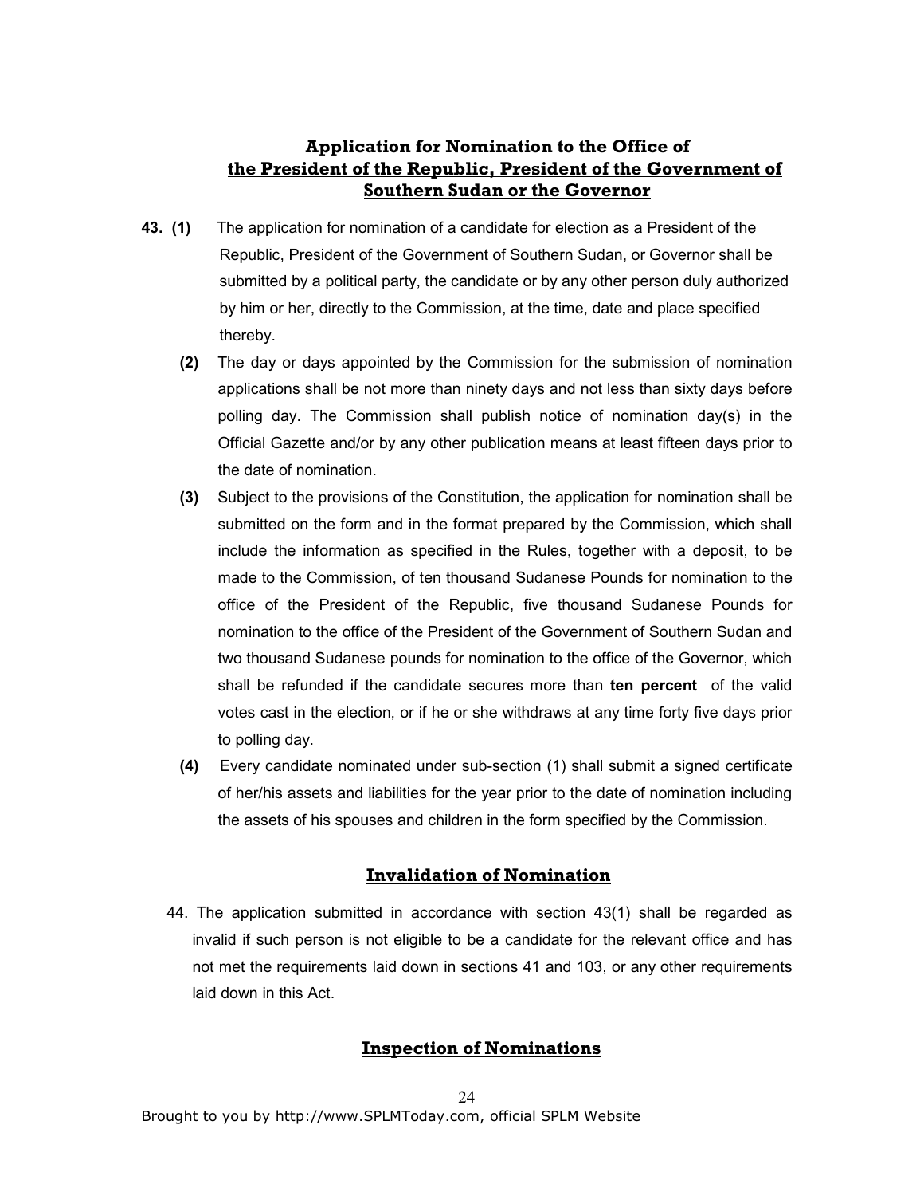## Application for Nomination to the Office of the President of the Republic, President of the Government of Southern Sudan or the Governor

**43. (1)** The application for nomination of a candidate for election as a President of the Republic, President of the Government of Southern Sudan, or Governor shall be submitted by a political party, the candidate or by any other person duly authorized by him or her, directly to the Commission, at the time, date and place specified thereby.

**(2)** The day or days appointed by the Commission for the submission of nomination applications shall be not more than ninety days and not less than sixty days before polling day. The Commission shall publish notice of nomination day(s) in the Official Gazette and/or by any other publication means at least fifteen days prior to the date of nomination.

**(3)** Subject to the provisions of the Constitution, the application for nomination shall be submitted on the form and in the format prepared by the Commission, which shall include the information as specified in the Rules, together with a deposit, to be made to the Commission, of ten thousand Sudanese Pounds for nomination to the office of the President of the Republic, five thousand Sudanese Pounds for nomination to the office of the President of the Government of Southern Sudan and two thousand Sudanese pounds for nomination to the office of the Governor, which shall be refunded if the candidate secures more than **ten percent** of the valid votes cast in the election, or if he or she withdraws at any time forty five days prior to polling day.

**(4)** Every candidate nominated under sub-section (1) shall submit a signed certificate of her/his assets and liabilities for the year prior to the date of nomination including the assets of his spouses and children in the form specified by the Commission.

## Invalidation of Nomination

44. The application submitted in accordance with section 43(1) shall be regarded as invalid if such person is not eligible to be a candidate for the relevant office and has not met the requirements laid down in sections 41 and 103, or any other requirements laid down in this Act.

## Inspection of Nominations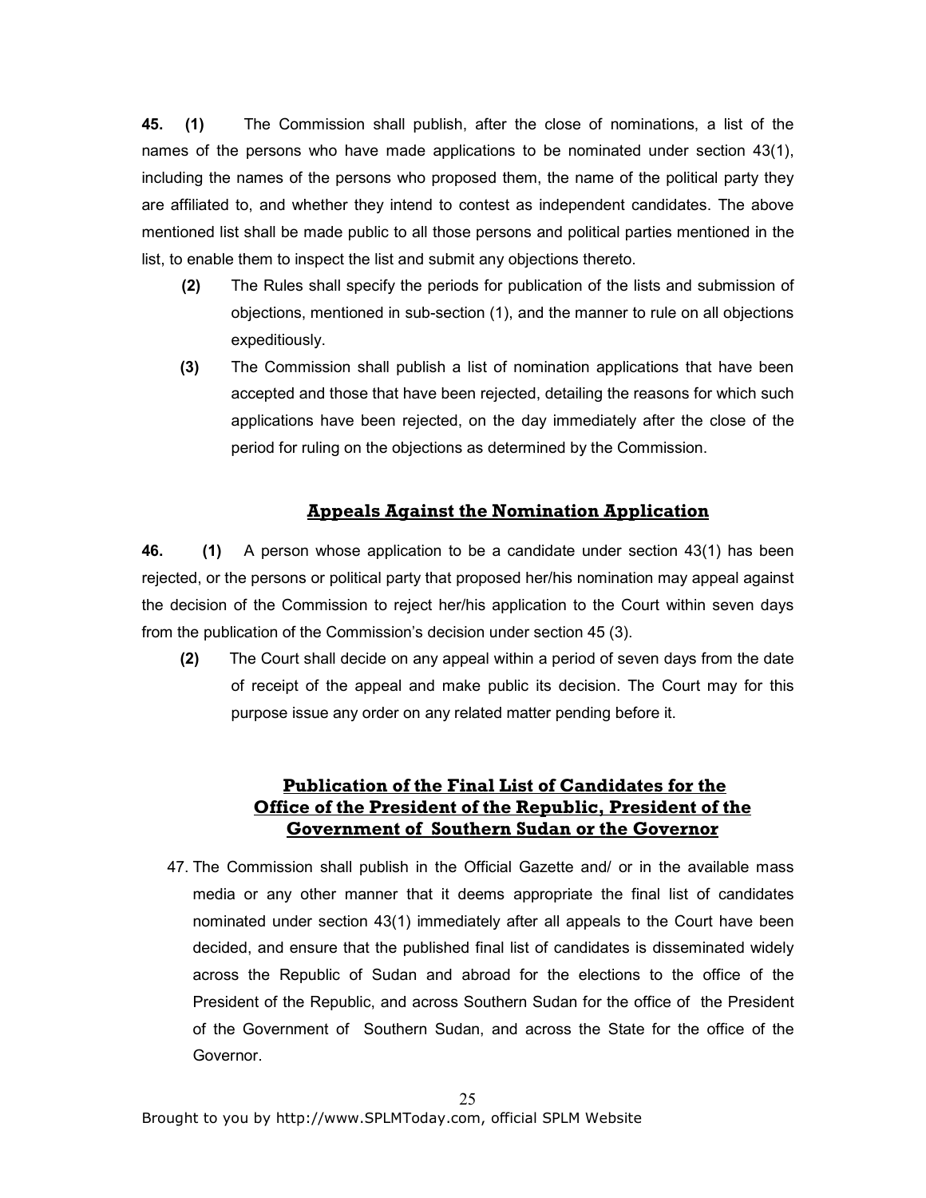**45. (1)** The Commission shall publish, after the close of nominations, a list of the names of the persons who have made applications to be nominated under section 43(1), including the names of the persons who proposed them, the name of the political party they are affiliated to, and whether they intend to contest as independent candidates. The above mentioned list shall be made public to all those persons and political parties mentioned in the list, to enable them to inspect the list and submit any objections thereto.

**(2)** The Rules shall specify the periods for publication of the lists and submission of objections, mentioned in sub-section (1), and the manner to rule on all objections expeditiously.

**(3)** The Commission shall publish a list of nomination applications that have been accepted and those that have been rejected, detailing the reasons for which such applications have been rejected, on the day immediately after the close of the period for ruling on the objections as determined by the Commission.

## Appeals Against the Nomination Application

**46. (1)** A person whose application to be a candidate under section 43(1) has been rejected, or the persons or political party that proposed her/his nomination may appeal against the decision of the Commission to reject her/his application to the Court within seven days from the publication of the Commission's decision under section 45 (3).

**(2)** The Court shall decide on any appeal within a period of seven days from the date of receipt of the appeal and make public its decision. The Court may for this purpose issue any order on any related matter pending before it.

## Publication of the Final List of Candidates for the Office of the President of the Republic, President of the Government of Southern Sudan or the Governor

47. The Commission shall publish in the Official Gazette and/ or in the available mass media or any other manner that it deems appropriate the final list of candidates nominated under section 43(1) immediately after all appeals to the Court have been decided, and ensure that the published final list of candidates is disseminated widely across the Republic of Sudan and abroad for the elections to the office of the President of the Republic, and across Southern Sudan for the office of the President of the Government of Southern Sudan, and across the State for the office of the Governor.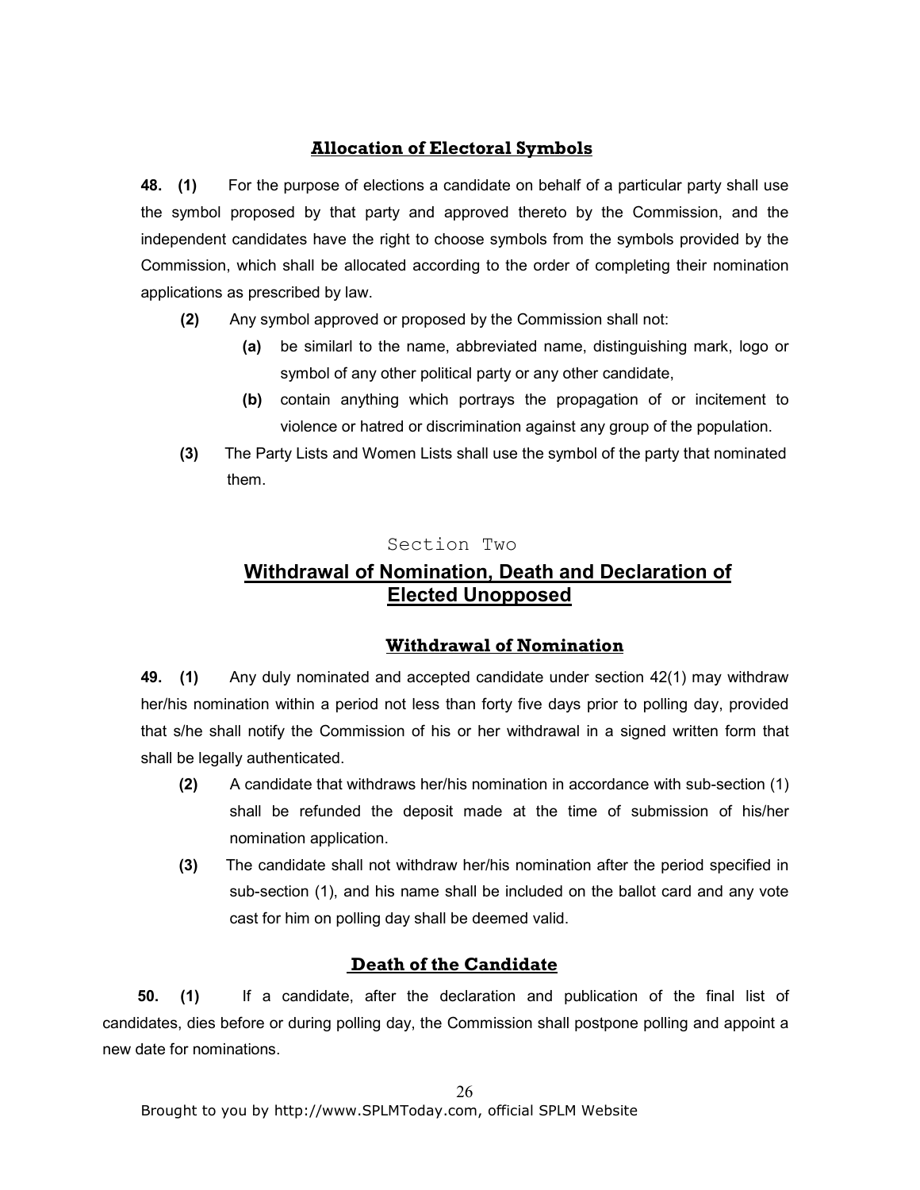### Allocation of Electoral Symbols

**48. (1)** For the purpose of elections a candidate on behalf of a particular party shall use the symbol proposed by that party and approved thereto by the Commission, and the independent candidates have the right to choose symbols from the symbols provided by the Commission, which shall be allocated according to the order of completing their nomination applications as prescribed by law.

**(2)** Any symbol approved or proposed by the Commission shall not:

**(a)** be similarl to the name, abbreviated name, distinguishing mark, logo or symbol of any other political party or any other candidate,

**(b)** contain anything which portrays the propagation of or incitement to violence or hatred or discrimination against any group of the population.

**(3)** The Party Lists and Women Lists shall use the symbol of the party that nominated them.

Section Two

## Withdrawal of Nomination, Death and Declaration of Elected Unopposed

### Withdrawal of Nomination

**49. (1)** Any duly nominated and accepted candidate under section 42(1) may withdraw her/his nomination within a period not less than forty five days prior to polling day, provided that s/he shall notify the Commission of his or her withdrawal in a signed written form that shall be legally authenticated.

**(2)** A candidate that withdraws her/his nomination in accordance with sub-section (1) shall be refunded the deposit made at the time of submission of his/her nomination application.

**(3)** The candidate shall not withdraw her/his nomination after the period specified in sub-section (1), and his name shall be included on the ballot card and any vote cast for him on polling day shall be deemed valid.

### Death of the Candidate

**50. (1)** If a candidate, after the declaration and publication of the final list of candidates, dies before or during polling day, the Commission shall postpone polling and appoint a new date for nominations.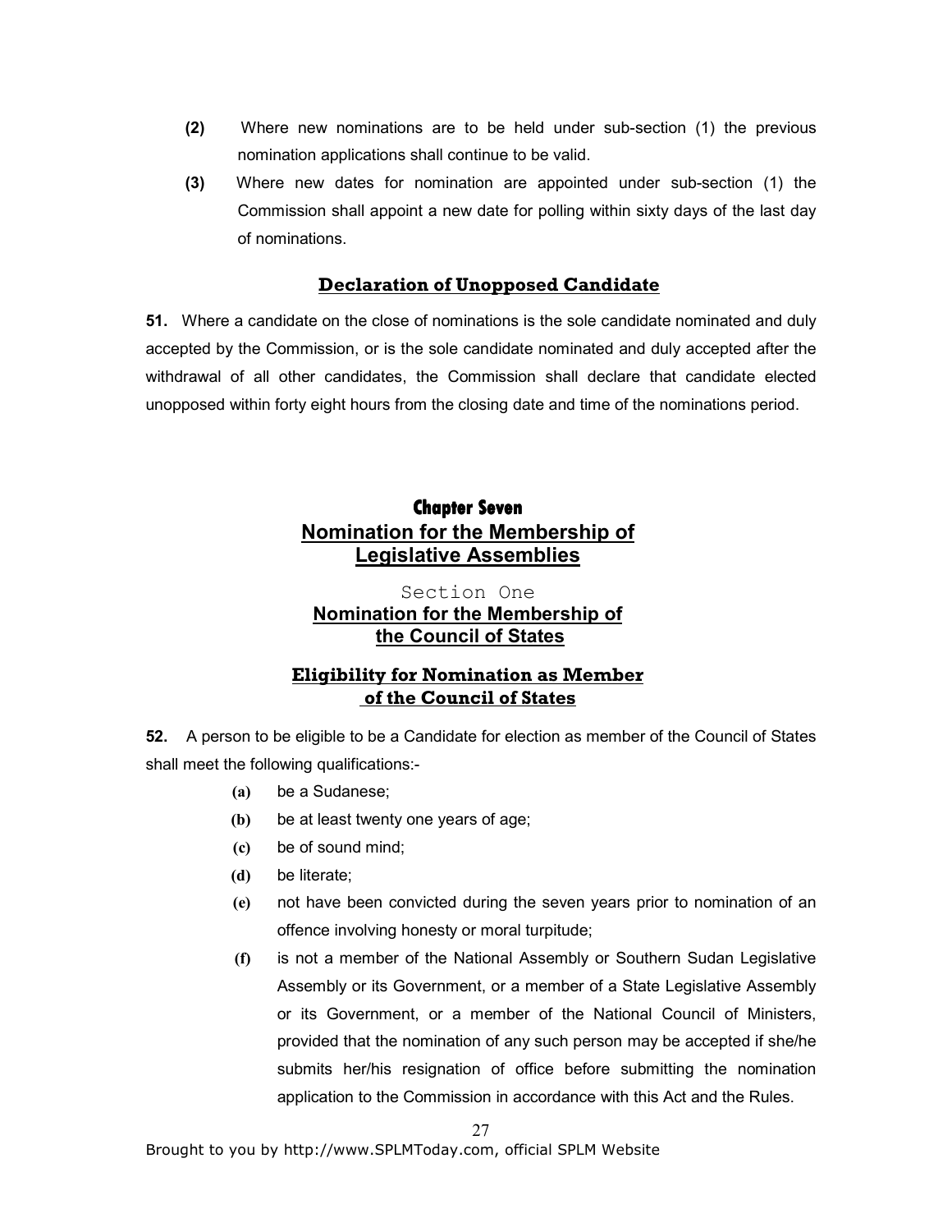**(2)** Where new nominations are to be held under sub-section (1) the previous nomination applications shall continue to be valid.

**(3)** Where new dates for nomination are appointed under sub-section (1) the Commission shall appoint a new date for polling within sixty days of the last day of nominations.

### Declaration of Unopposed Candidate

**51.** Where a candidate on the close of nominations is the sole candidate nominated and duly accepted by the Commission, or is the sole candidate nominated and duly accepted after the withdrawal of all other candidates, the Commission shall declare that candidate elected unopposed within forty eight hours from the closing date and time of the nominations period.

# Chapter Seven
# Nomination for the Membership of Legislative Assemblies

## Section One
## Nomination for the Membership of the Council of States

### Eligibility for Nomination as Member of the Council of States

**52.** A person to be eligible to be a Candidate for election as member of the Council of States shall meet the following qualifications:-

- **(a)** be a Sudanese;
- **(b)** be at least twenty one years of age;
- **(c)** be of sound mind;
- **(d)** be literate;
- **(e)** not have been convicted during the seven years prior to nomination of an offence involving honesty or moral turpitude;
- **(f)** is not a member of the National Assembly or Southern Sudan Legislative Assembly or its Government, or a member of a State Legislative Assembly or its Government, or a member of the National Council of Ministers, provided that the nomination of any such person may be accepted if she/he submits her/his resignation of office before submitting the nomination application to the Commission in accordance with this Act and the Rules.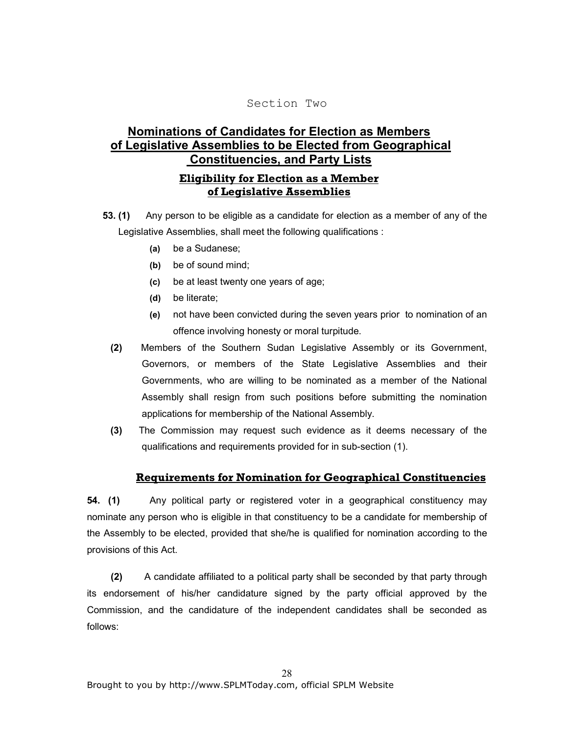Section Two

## Nominations of Candidates for Election as Members of Legislative Assemblies to be Elected from Geographical Constituencies, and Party Lists

### Eligibility for Election as a Member of Legislative Assemblies

**53. (1)** Any person to be eligible as a candidate for election as a member of any of the Legislative Assemblies, shall meet the following qualifications :

- **(a)** be a Sudanese;
- **(b)** be of sound mind;
- **(c)** be at least twenty one years of age;
- **(d)** be literate;
- **(e)** not have been convicted during the seven years prior to nomination of an offence involving honesty or moral turpitude.

**(2)** Members of the Southern Sudan Legislative Assembly or its Government, Governors, or members of the State Legislative Assemblies and their Governments, who are willing to be nominated as a member of the National Assembly shall resign from such positions before submitting the nomination applications for membership of the National Assembly.

**(3)** The Commission may request such evidence as it deems necessary of the qualifications and requirements provided for in sub-section (1).

### Requirements for Nomination for Geographical Constituencies

**54. (1)** Any political party or registered voter in a geographical constituency may nominate any person who is eligible in that constituency to be a candidate for membership of the Assembly to be elected, provided that she/he is qualified for nomination according to the provisions of this Act.

**(2)** A candidate affiliated to a political party shall be seconded by that party through its endorsement of his/her candidature signed by the party official approved by the Commission, and the candidature of the independent candidates shall be seconded as follows: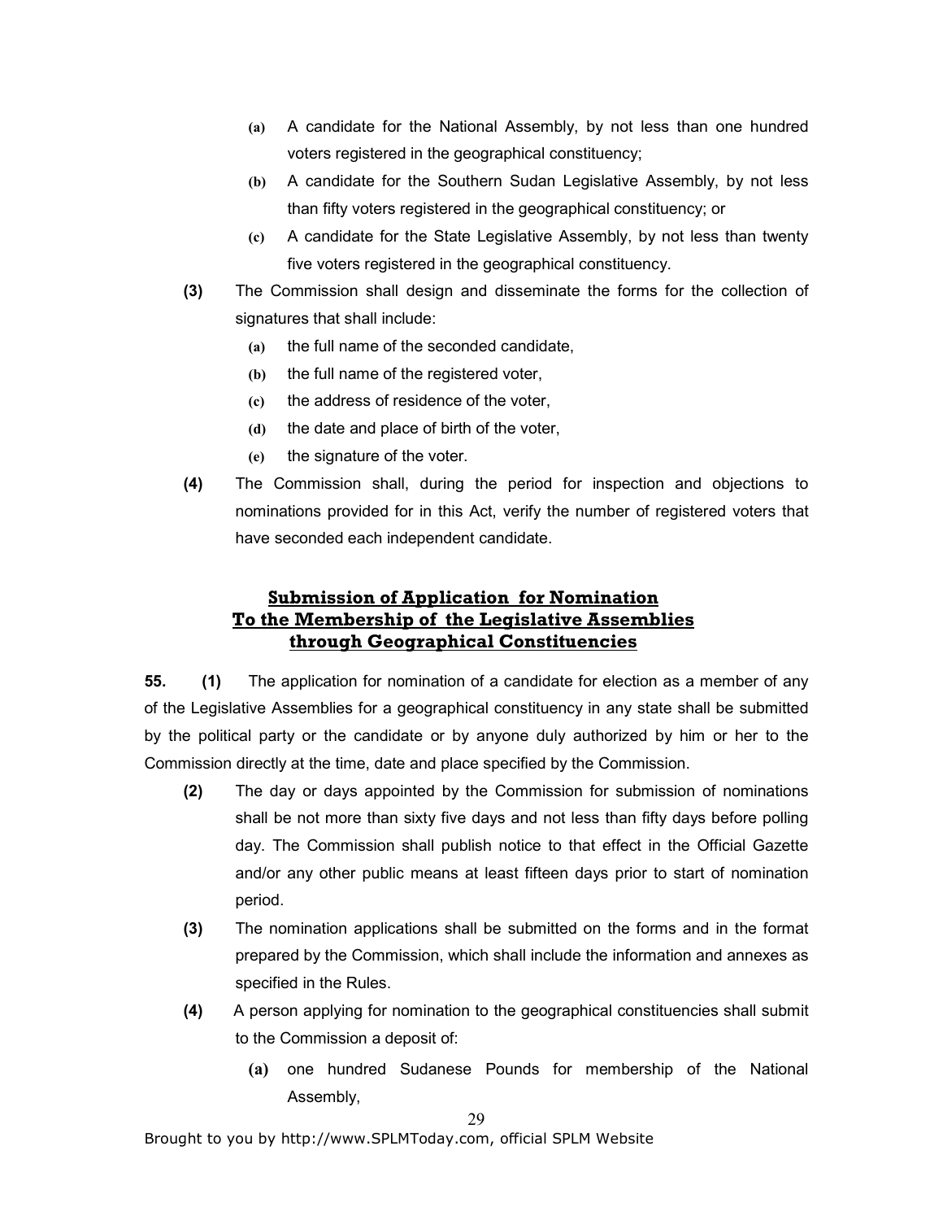- **(a)** A candidate for the National Assembly, by not less than one hundred voters registered in the geographical constituency;
- **(b)** A candidate for the Southern Sudan Legislative Assembly, by not less than fifty voters registered in the geographical constituency; or
- **(c)** A candidate for the State Legislative Assembly, by not less than twenty five voters registered in the geographical constituency.

**(3)** The Commission shall design and disseminate the forms for the collection of signatures that shall include:

- **(a)** the full name of the seconded candidate,
- **(b)** the full name of the registered voter,
- **(c)** the address of residence of the voter,
- **(d)** the date and place of birth of the voter,
- **(e)** the signature of the voter.

**(4)** The Commission shall, during the period for inspection and objections to nominations provided for in this Act, verify the number of registered voters that have seconded each independent candidate.

## Submission of Application for Nomination To the Membership of the Legislative Assemblies through Geographical Constituencies

**55. (1)** The application for nomination of a candidate for election as a member of any of the Legislative Assemblies for a geographical constituency in any state shall be submitted by the political party or the candidate or by anyone duly authorized by him or her to the Commission directly at the time, date and place specified by the Commission.

**(2)** The day or days appointed by the Commission for submission of nominations shall be not more than sixty five days and not less than fifty days before polling day. The Commission shall publish notice to that effect in the Official Gazette and/or any other public means at least fifteen days prior to start of nomination period.

**(3)** The nomination applications shall be submitted on the forms and in the format prepared by the Commission, which shall include the information and annexes as specified in the Rules.

**(4)** A person applying for nomination to the geographical constituencies shall submit to the Commission a deposit of:

- **(a)** one hundred Sudanese Pounds for membership of the National Assembly,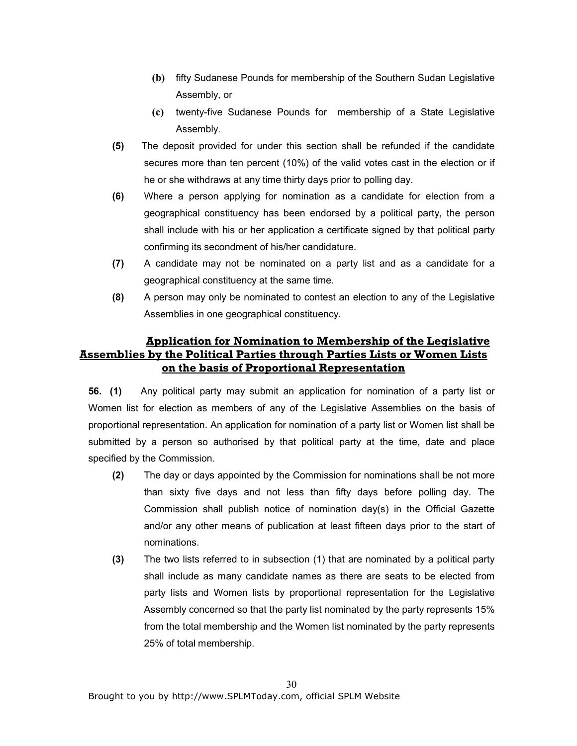- **(b)** fifty Sudanese Pounds for membership of the Southern Sudan Legislative Assembly, or
- **(c)** twenty-five Sudanese Pounds for membership of a State Legislative Assembly.

**(5)** The deposit provided for under this section shall be refunded if the candidate secures more than ten percent (10%) of the valid votes cast in the election or if he or she withdraws at any time thirty days prior to polling day.

**(6)** Where a person applying for nomination as a candidate for election from a geographical constituency has been endorsed by a political party, the person shall include with his or her application a certificate signed by that political party confirming its secondment of his/her candidature.

**(7)** A candidate may not be nominated on a party list and as a candidate for a geographical constituency at the same time.

**(8)** A person may only be nominated to contest an election to any of the Legislative Assemblies in one geographical constituency.

## Application for Nomination to Membership of the Legislative Assemblies by the Political Parties through Parties Lists or Women Lists on the basis of Proportional Representation

**56. (1)** Any political party may submit an application for nomination of a party list or Women list for election as members of any of the Legislative Assemblies on the basis of proportional representation. An application for nomination of a party list or Women list shall be submitted by a person so authorised by that political party at the time, date and place specified by the Commission.

**(2)** The day or days appointed by the Commission for nominations shall be not more than sixty five days and not less than fifty days before polling day. The Commission shall publish notice of nomination day(s) in the Official Gazette and/or any other means of publication at least fifteen days prior to the start of nominations.

**(3)** The two lists referred to in subsection (1) that are nominated by a political party shall include as many candidate names as there are seats to be elected from party lists and Women lists by proportional representation for the Legislative Assembly concerned so that the party list nominated by the party represents 15% from the total membership and the Women list nominated by the party represents 25% of total membership.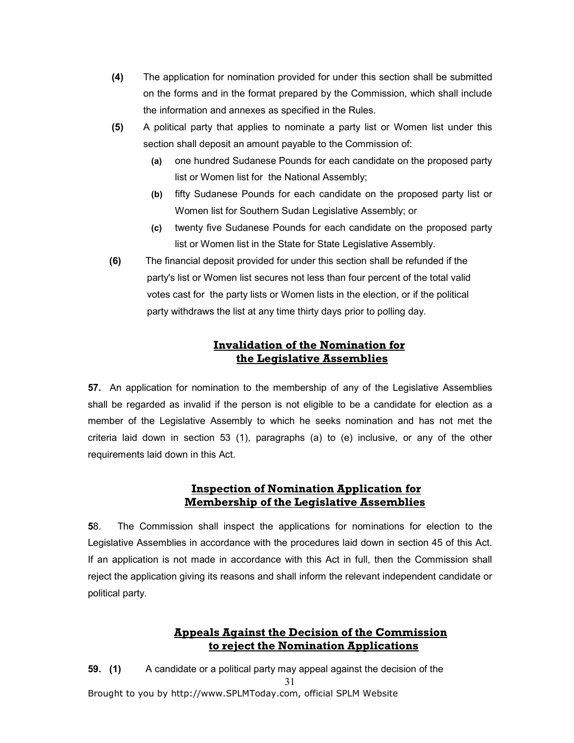**(4)** The application for nomination provided for under this section shall be submitted on the forms and in the format prepared by the Commission, which shall include the information and annexes as specified in the Rules.

**(5)** A political party that applies to nominate a party list or Women list under this section shall deposit an amount payable to the Commission of:

- **(a)** one hundred Sudanese Pounds for each candidate on the proposed party list or Women list for the National Assembly;
- **(b)** fifty Sudanese Pounds for each candidate on the proposed party list or Women list for Southern Sudan Legislative Assembly; or
- **(c)** twenty five Sudanese Pounds for each candidate on the proposed party list or Women list in the State for State Legislative Assembly.

**(6)** The financial deposit provided for under this section shall be refunded if the party's list or Women list secures not less than four percent of the total valid votes cast for the party lists or Women lists in the election, or if the political party withdraws the list at any time thirty days prior to polling day.

## Invalidation of the Nomination for the Legislative Assemblies

**57.** An application for nomination to the membership of any of the Legislative Assemblies shall be regarded as invalid if the person is not eligible to be a candidate for election as a member of the Legislative Assembly to which he seeks nomination and has not met the criteria laid down in section 53 (1), paragraphs (a) to (e) inclusive, or any of the other requirements laid down in this Act.

## Inspection of Nomination Application for Membership of the Legislative Assemblies

**5**8. The Commission shall inspect the applications for nominations for election to the Legislative Assemblies in accordance with the procedures laid down in section 45 of this Act. If an application is not made in accordance with this Act in full, then the Commission shall reject the application giving its reasons and shall inform the relevant independent candidate or political party.

## Appeals Against the Decision of the Commission to reject the Nomination Applications

**59. (1)** A candidate or a political party may appeal against the decision of the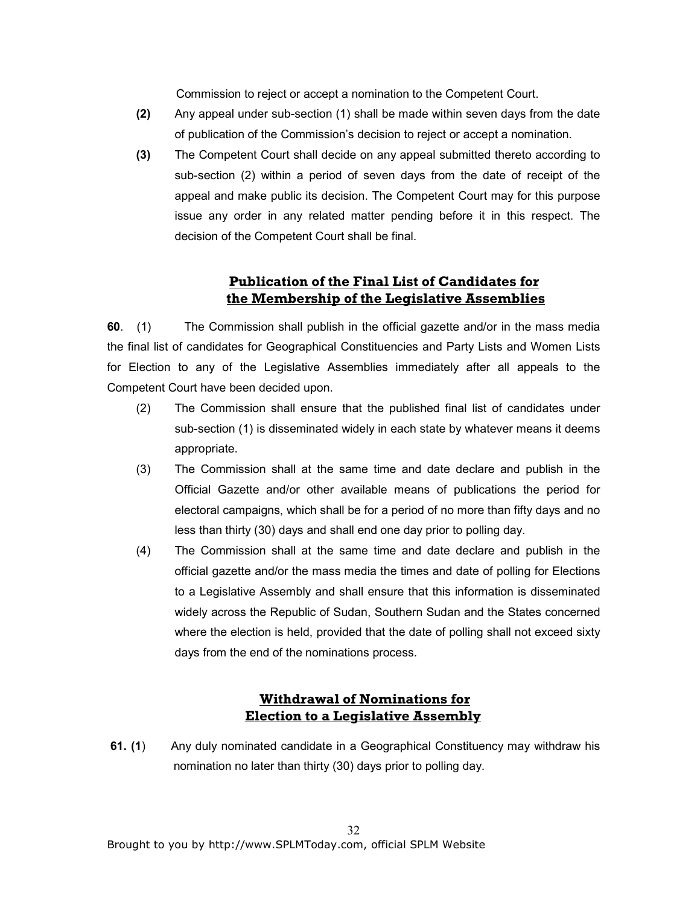Commission to reject or accept a nomination to the Competent Court.

**(2)** Any appeal under sub-section (1) shall be made within seven days from the date of publication of the Commission's decision to reject or accept a nomination.

**(3)** The Competent Court shall decide on any appeal submitted thereto according to sub-section (2) within a period of seven days from the date of receipt of the appeal and make public its decision. The Competent Court may for this purpose issue any order in any related matter pending before it in this respect. The decision of the Competent Court shall be final.

## Publication of the Final List of Candidates for the Membership of the Legislative Assemblies

**60**. (1) The Commission shall publish in the official gazette and/or in the mass media the final list of candidates for Geographical Constituencies and Party Lists and Women Lists for Election to any of the Legislative Assemblies immediately after all appeals to the Competent Court have been decided upon.

(2) The Commission shall ensure that the published final list of candidates under sub-section (1) is disseminated widely in each state by whatever means it deems appropriate.

(3) The Commission shall at the same time and date declare and publish in the Official Gazette and/or other available means of publications the period for electoral campaigns, which shall be for a period of no more than fifty days and no less than thirty (30) days and shall end one day prior to polling day.

(4) The Commission shall at the same time and date declare and publish in the official gazette and/or the mass media the times and date of polling for Elections to a Legislative Assembly and shall ensure that this information is disseminated widely across the Republic of Sudan, Southern Sudan and the States concerned where the election is held, provided that the date of polling shall not exceed sixty days from the end of the nominations process.

## Withdrawal of Nominations for Election to a Legislative Assembly

**61. (1)** Any duly nominated candidate in a Geographical Constituency may withdraw his nomination no later than thirty (30) days prior to polling day.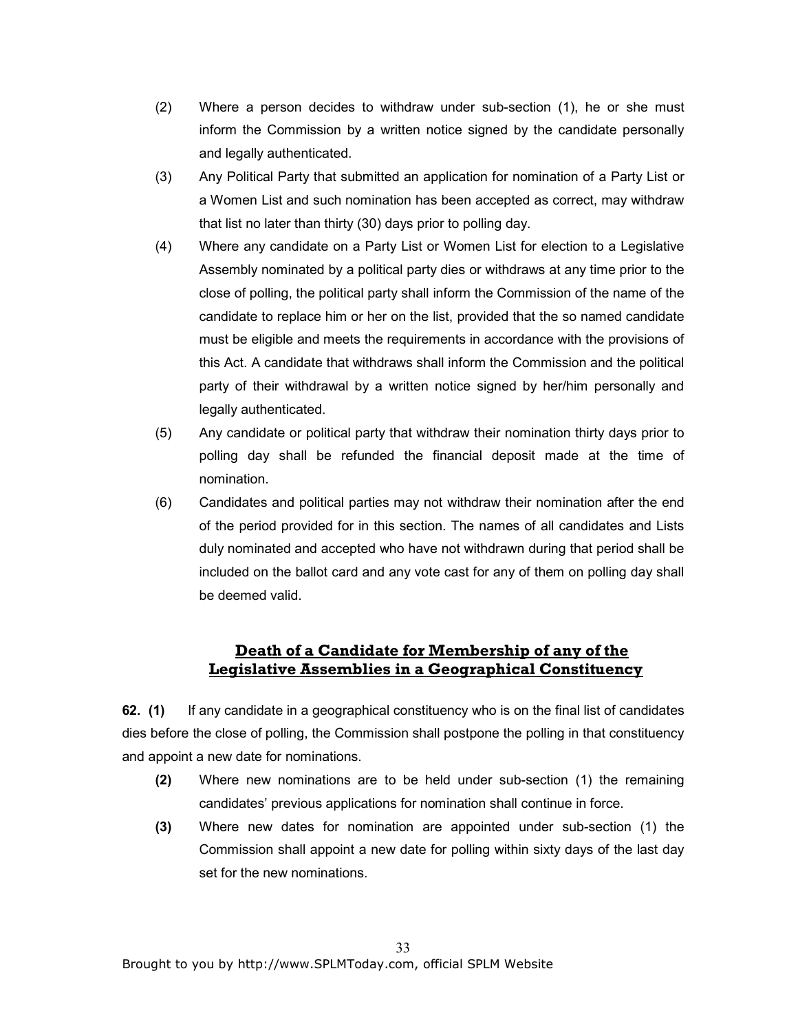(2) Where a person decides to withdraw under sub-section (1), he or she must inform the Commission by a written notice signed by the candidate personally and legally authenticated.

(3) Any Political Party that submitted an application for nomination of a Party List or a Women List and such nomination has been accepted as correct, may withdraw that list no later than thirty (30) days prior to polling day.

(4) Where any candidate on a Party List or Women List for election to a Legislative Assembly nominated by a political party dies or withdraws at any time prior to the close of polling, the political party shall inform the Commission of the name of the candidate to replace him or her on the list, provided that the so named candidate must be eligible and meets the requirements in accordance with the provisions of this Act. A candidate that withdraws shall inform the Commission and the political party of their withdrawal by a written notice signed by her/him personally and legally authenticated.

(5) Any candidate or political party that withdraw their nomination thirty days prior to polling day shall be refunded the financial deposit made at the time of nomination.

(6) Candidates and political parties may not withdraw their nomination after the end of the period provided for in this section. The names of all candidates and Lists duly nominated and accepted who have not withdrawn during that period shall be included on the ballot card and any vote cast for any of them on polling day shall be deemed valid.

## Death of a Candidate for Membership of any of the Legislative Assemblies in a Geographical Constituency

**62. (1)** If any candidate in a geographical constituency who is on the final list of candidates dies before the close of polling, the Commission shall postpone the polling in that constituency and appoint a new date for nominations.

**(2)** Where new nominations are to be held under sub-section (1) the remaining candidates' previous applications for nomination shall continue in force.

**(3)** Where new dates for nomination are appointed under sub-section (1) the Commission shall appoint a new date for polling within sixty days of the last day set for the new nominations.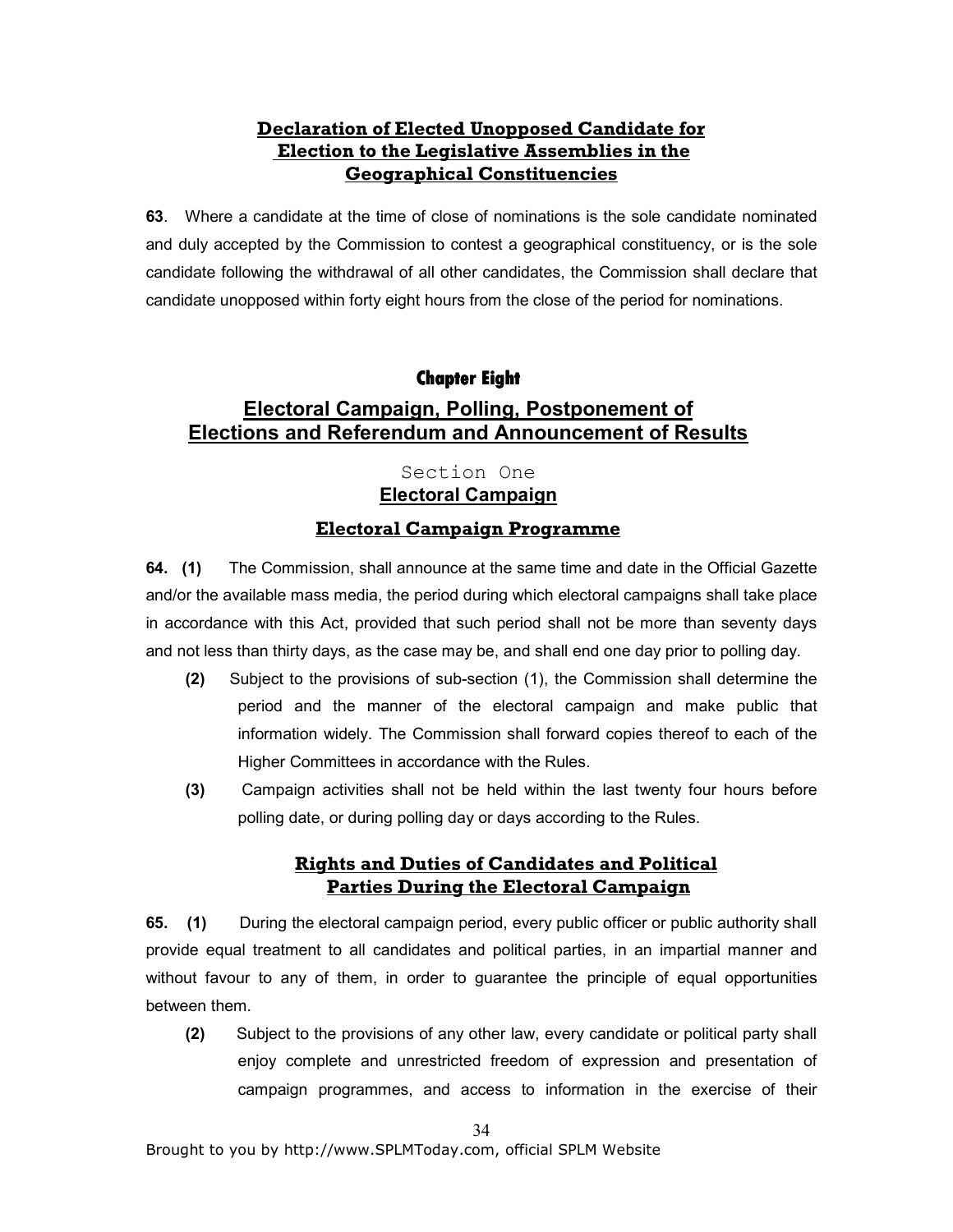### Declaration of Elected Unopposed Candidate for Election to the Legislative Assemblies in the Geographical Constituencies

**63**. Where a candidate at the time of close of nominations is the sole candidate nominated and duly accepted by the Commission to contest a geographical constituency, or is the sole candidate following the withdrawal of all other candidates, the Commission shall declare that candidate unopposed within forty eight hours from the close of the period for nominations.

# Chapter Eight

## Electoral Campaign, Polling, Postponement of Elections and Referendum and Announcement of Results

### Section One
### Electoral Campaign

### Electoral Campaign Programme

**64. (1)** The Commission, shall announce at the same time and date in the Official Gazette and/or the available mass media, the period during which electoral campaigns shall take place in accordance with this Act, provided that such period shall not be more than seventy days and not less than thirty days, as the case may be, and shall end one day prior to polling day.

**(2)** Subject to the provisions of sub-section (1), the Commission shall determine the period and the manner of the electoral campaign and make public that information widely. The Commission shall forward copies thereof to each of the Higher Committees in accordance with the Rules.

**(3)** Campaign activities shall not be held within the last twenty four hours before polling date, or during polling day or days according to the Rules.

### Rights and Duties of Candidates and Political Parties During the Electoral Campaign

**65. (1)** During the electoral campaign period, every public officer or public authority shall provide equal treatment to all candidates and political parties, in an impartial manner and without favour to any of them, in order to guarantee the principle of equal opportunities between them.

**(2)** Subject to the provisions of any other law, every candidate or political party shall enjoy complete and unrestricted freedom of expression and presentation of campaign programmes, and access to information in the exercise of their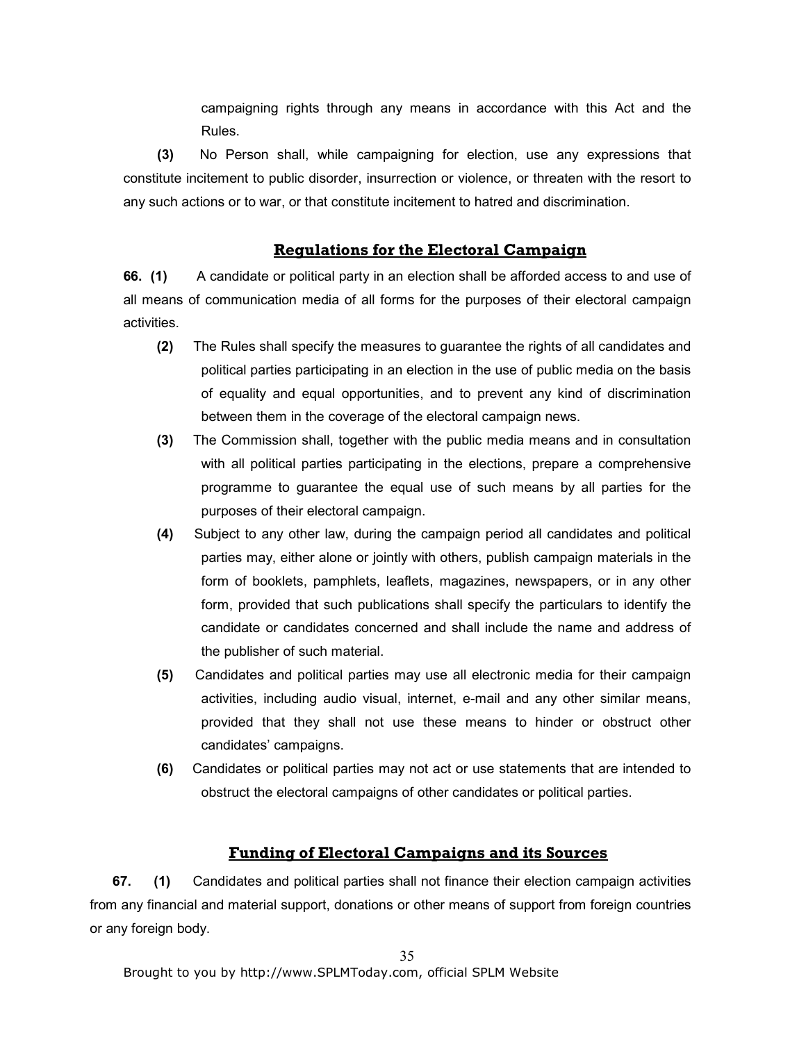campaigning rights through any means in accordance with this Act and the Rules.

**(3)** No Person shall, while campaigning for election, use any expressions that constitute incitement to public disorder, insurrection or violence, or threaten with the resort to any such actions or to war, or that constitute incitement to hatred and discrimination.

## Regulations for the Electoral Campaign

**66. (1)** A candidate or political party in an election shall be afforded access to and use of all means of communication media of all forms for the purposes of their electoral campaign activities.

**(2)** The Rules shall specify the measures to guarantee the rights of all candidates and political parties participating in an election in the use of public media on the basis of equality and equal opportunities, and to prevent any kind of discrimination between them in the coverage of the electoral campaign news.

**(3)** The Commission shall, together with the public media means and in consultation with all political parties participating in the elections, prepare a comprehensive programme to guarantee the equal use of such means by all parties for the purposes of their electoral campaign.

**(4)** Subject to any other law, during the campaign period all candidates and political parties may, either alone or jointly with others, publish campaign materials in the form of booklets, pamphlets, leaflets, magazines, newspapers, or in any other form, provided that such publications shall specify the particulars to identify the candidate or candidates concerned and shall include the name and address of the publisher of such material.

**(5)** Candidates and political parties may use all electronic media for their campaign activities, including audio visual, internet, e-mail and any other similar means, provided that they shall not use these means to hinder or obstruct other candidates' campaigns.

**(6)** Candidates or political parties may not act or use statements that are intended to obstruct the electoral campaigns of other candidates or political parties.

## Funding of Electoral Campaigns and its Sources

**67. (1)** Candidates and political parties shall not finance their election campaign activities from any financial and material support, donations or other means of support from foreign countries or any foreign body.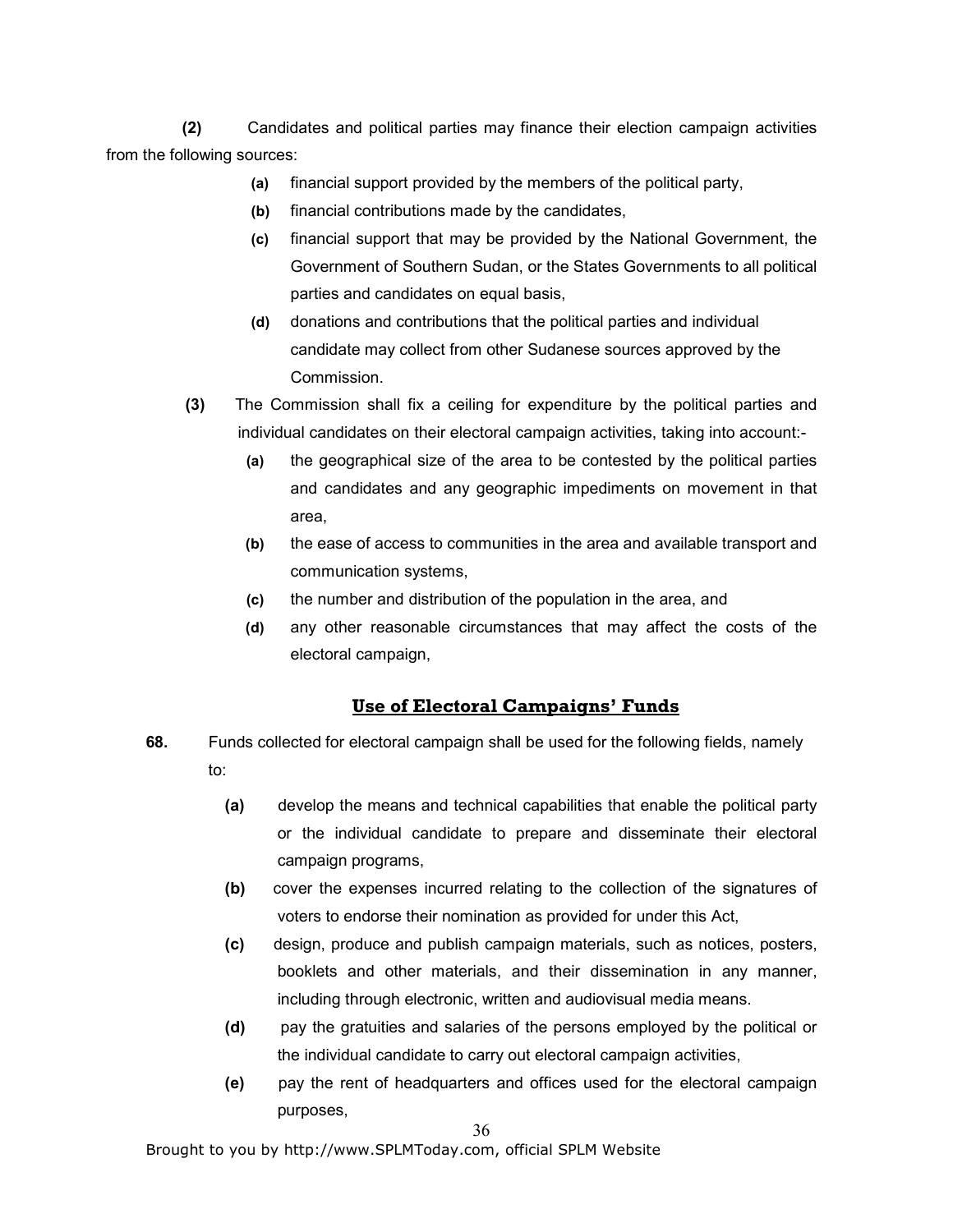**(2)** Candidates and political parties may finance their election campaign activities from the following sources:

- **(a)** financial support provided by the members of the political party,
- **(b)** financial contributions made by the candidates,
- **(c)** financial support that may be provided by the National Government, the Government of Southern Sudan, or the States Governments to all political parties and candidates on equal basis,
- **(d)** donations and contributions that the political parties and individual candidate may collect from other Sudanese sources approved by the Commission.

**(3)** The Commission shall fix a ceiling for expenditure by the political parties and individual candidates on their electoral campaign activities, taking into account:-

- **(a)** the geographical size of the area to be contested by the political parties and candidates and any geographic impediments on movement in that area,
- **(b)** the ease of access to communities in the area and available transport and communication systems,
- **(c)** the number and distribution of the population in the area, and
- **(d)** any other reasonable circumstances that may affect the costs of the electoral campaign,

## Use of Electoral Campaigns' Funds

**68.** Funds collected for electoral campaign shall be used for the following fields, namely to:

- **(a)** develop the means and technical capabilities that enable the political party or the individual candidate to prepare and disseminate their electoral campaign programs,
- **(b)** cover the expenses incurred relating to the collection of the signatures of voters to endorse their nomination as provided for under this Act,
- **(c)** design, produce and publish campaign materials, such as notices, posters, booklets and other materials, and their dissemination in any manner, including through electronic, written and audiovisual media means.
- **(d)** pay the gratuities and salaries of the persons employed by the political or the individual candidate to carry out electoral campaign activities,
- **(e)** pay the rent of headquarters and offices used for the electoral campaign purposes,

Brought to you by http://www.SPLMToday.com, official SPLM Website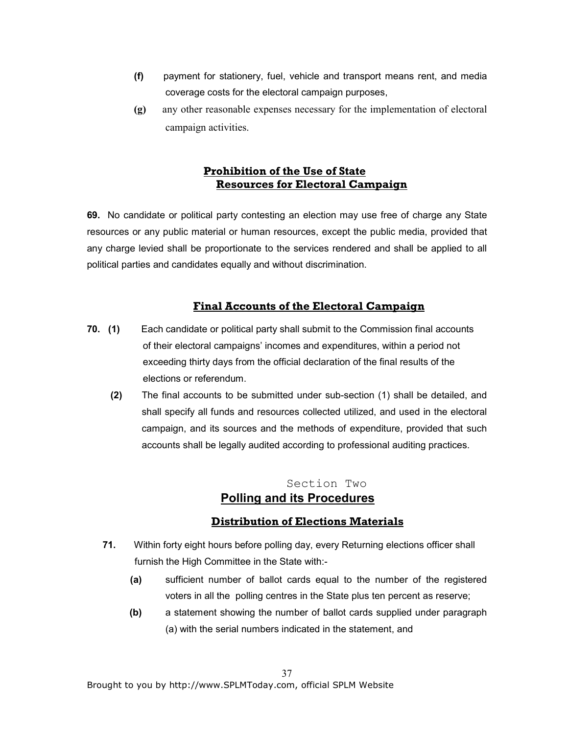(f) payment for stationery, fuel, vehicle and transport means rent, and media coverage costs for the electoral campaign purposes,

(g) any other reasonable expenses necessary for the implementation of electoral campaign activities.

### Prohibition of the Use of State Resources for Electoral Campaign

**69.** No candidate or political party contesting an election may use free of charge any State resources or any public material or human resources, except the public media, provided that any charge levied shall be proportionate to the services rendered and shall be applied to all political parties and candidates equally and without discrimination.

### Final Accounts of the Electoral Campaign

**70. (1)** Each candidate or political party shall submit to the Commission final accounts of their electoral campaigns' incomes and expenditures, within a period not exceeding thirty days from the official declaration of the final results of the elections or referendum.

**(2)** The final accounts to be submitted under sub-section (1) shall be detailed, and shall specify all funds and resources collected utilized, and used in the electoral campaign, and its sources and the methods of expenditure, provided that such accounts shall be legally audited according to professional auditing practices.

## Section Two
## Polling and its Procedures

### Distribution of Elections Materials

**71.** Within forty eight hours before polling day, every Returning elections officer shall furnish the High Committee in the State with:-

**(a)** sufficient number of ballot cards equal to the number of the registered voters in all the polling centres in the State plus ten percent as reserve;

**(b)** a statement showing the number of ballot cards supplied under paragraph (a) with the serial numbers indicated in the statement, and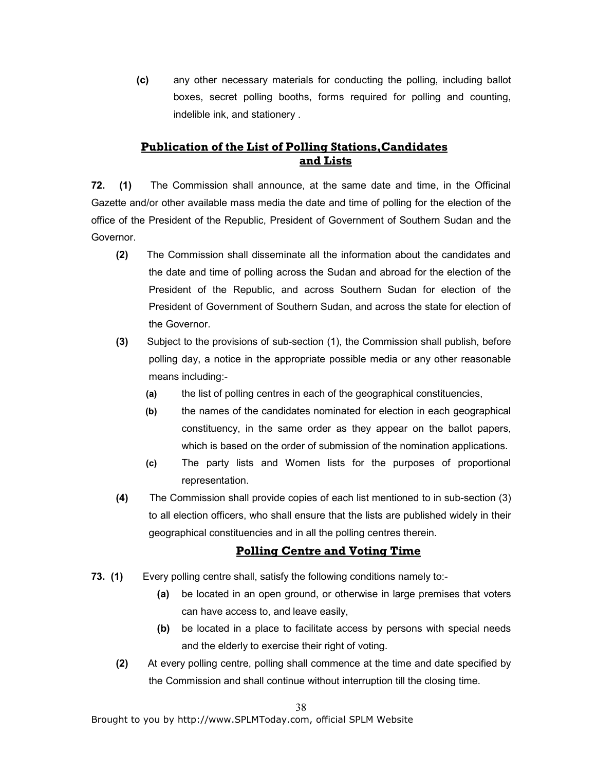**(c)** any other necessary materials for conducting the polling, including ballot boxes, secret polling booths, forms required for polling and counting, indelible ink, and stationery .

## Publication of the List of Polling Stations,Candidates and Lists

**72. (1)** The Commission shall announce, at the same date and time, in the Officinal Gazette and/or other available mass media the date and time of polling for the election of the office of the President of the Republic, President of Government of Southern Sudan and the Governor.

**(2)** The Commission shall disseminate all the information about the candidates and the date and time of polling across the Sudan and abroad for the election of the President of the Republic, and across Southern Sudan for election of the President of Government of Southern Sudan, and across the state for election of the Governor.

**(3)** Subject to the provisions of sub-section (1), the Commission shall publish, before polling day, a notice in the appropriate possible media or any other reasonable means including:-

- **(a)** the list of polling centres in each of the geographical constituencies,
- **(b)** the names of the candidates nominated for election in each geographical constituency, in the same order as they appear on the ballot papers, which is based on the order of submission of the nomination applications.
- **(c)** The party lists and Women lists for the purposes of proportional representation.

**(4)** The Commission shall provide copies of each list mentioned to in sub-section (3) to all election officers, who shall ensure that the lists are published widely in their geographical constituencies and in all the polling centres therein.

## Polling Centre and Voting Time

**73. (1)** Every polling centre shall, satisfy the following conditions namely to:-

- **(a)** be located in an open ground, or otherwise in large premises that voters can have access to, and leave easily,
- **(b)** be located in a place to facilitate access by persons with special needs and the elderly to exercise their right of voting.

**(2)** At every polling centre, polling shall commence at the time and date specified by the Commission and shall continue without interruption till the closing time.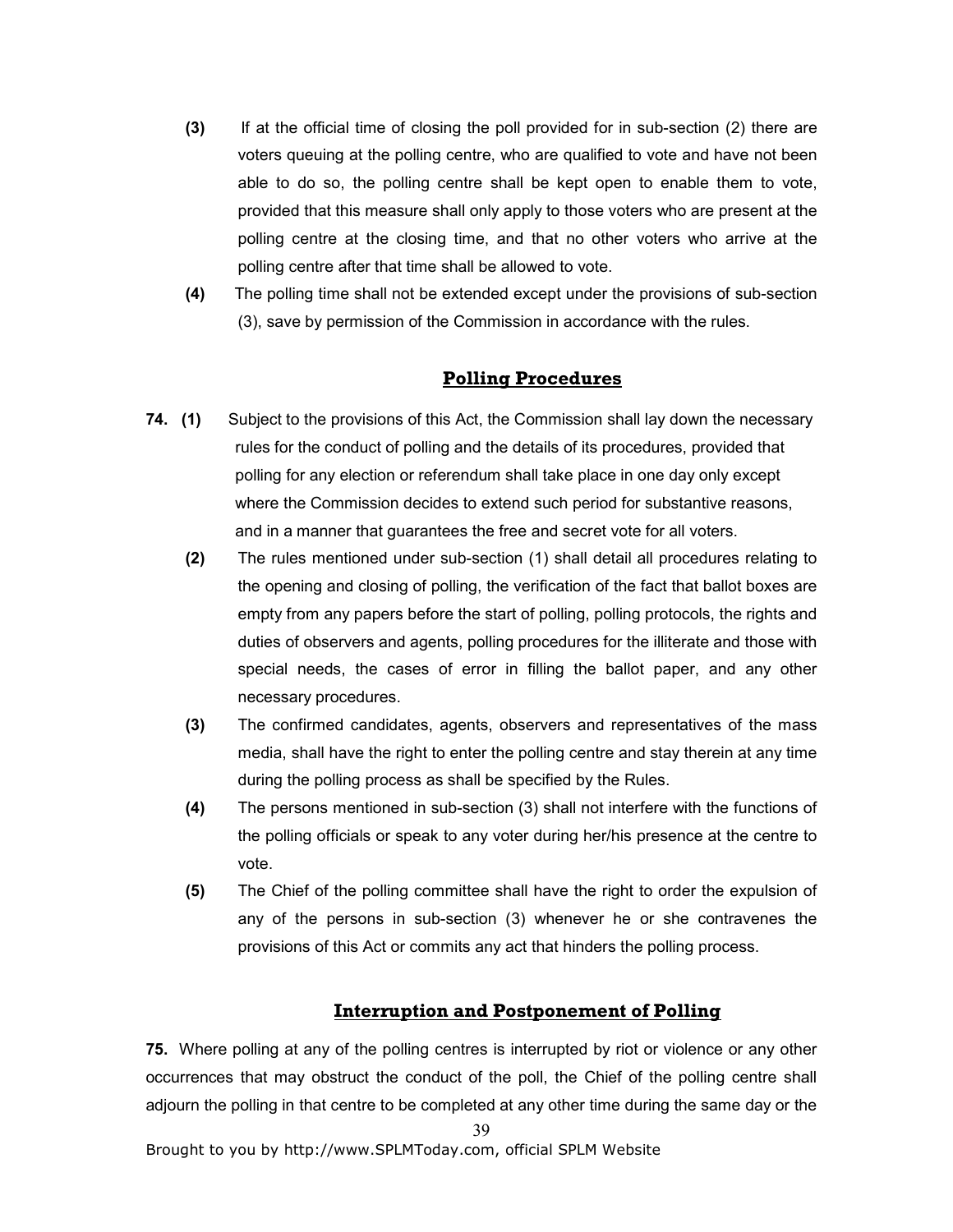**(3)** If at the official time of closing the poll provided for in sub-section (2) there are voters queuing at the polling centre, who are qualified to vote and have not been able to do so, the polling centre shall be kept open to enable them to vote, provided that this measure shall only apply to those voters who are present at the polling centre at the closing time, and that no other voters who arrive at the polling centre after that time shall be allowed to vote.

**(4)** The polling time shall not be extended except under the provisions of sub-section (3), save by permission of the Commission in accordance with the rules.

## Polling Procedures

**74. (1)** Subject to the provisions of this Act, the Commission shall lay down the necessary rules for the conduct of polling and the details of its procedures, provided that polling for any election or referendum shall take place in one day only except where the Commission decides to extend such period for substantive reasons, and in a manner that guarantees the free and secret vote for all voters.

**(2)** The rules mentioned under sub-section (1) shall detail all procedures relating to the opening and closing of polling, the verification of the fact that ballot boxes are empty from any papers before the start of polling, polling protocols, the rights and duties of observers and agents, polling procedures for the illiterate and those with special needs, the cases of error in filling the ballot paper, and any other necessary procedures.

**(3)** The confirmed candidates, agents, observers and representatives of the mass media, shall have the right to enter the polling centre and stay therein at any time during the polling process as shall be specified by the Rules.

**(4)** The persons mentioned in sub-section (3) shall not interfere with the functions of the polling officials or speak to any voter during her/his presence at the centre to vote.

**(5)** The Chief of the polling committee shall have the right to order the expulsion of any of the persons in sub-section (3) whenever he or she contravenes the provisions of this Act or commits any act that hinders the polling process.

## Interruption and Postponement of Polling

**75.** Where polling at any of the polling centres is interrupted by riot or violence or any other occurrences that may obstruct the conduct of the poll, the Chief of the polling centre shall adjourn the polling in that centre to be completed at any other time during the same day or the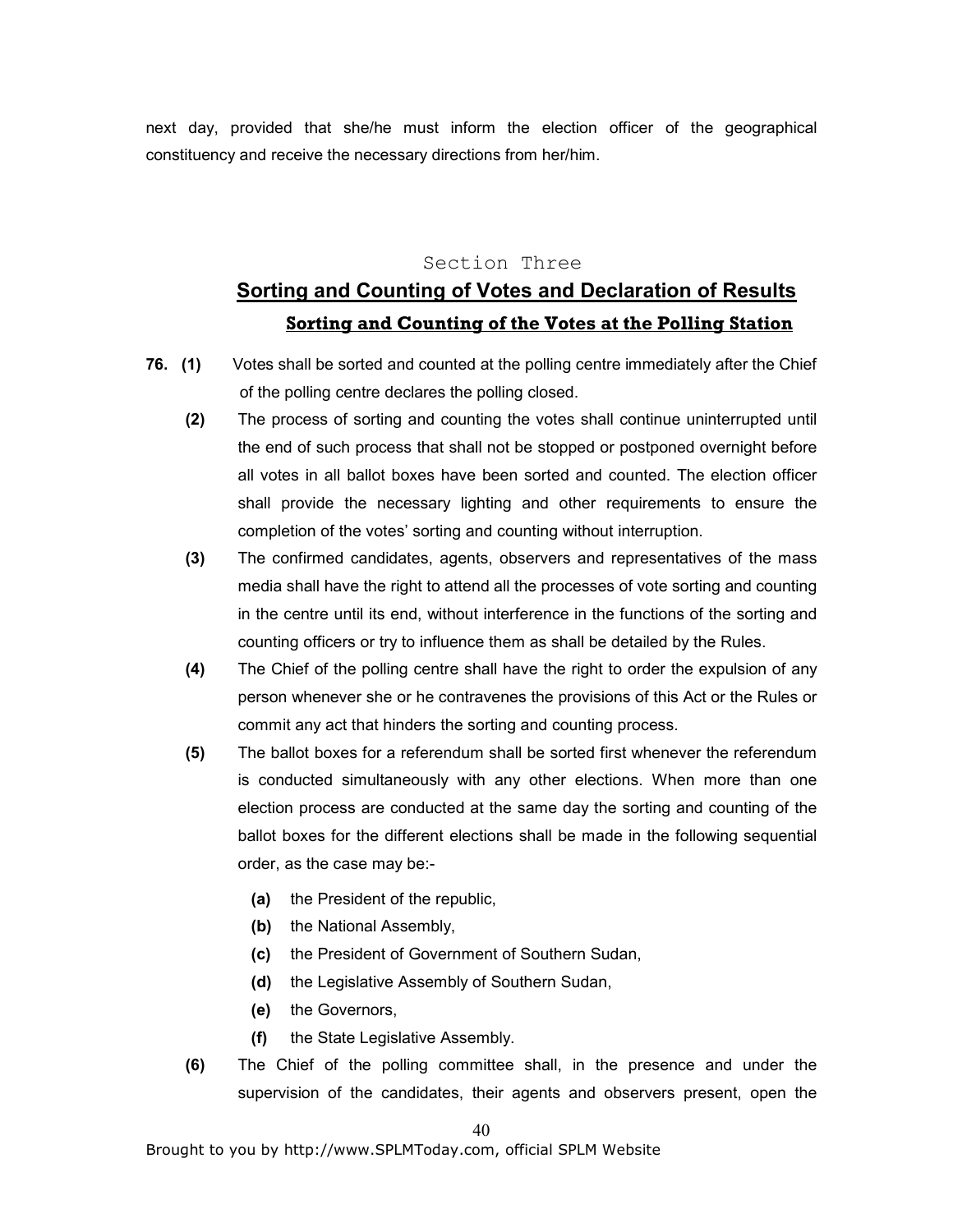next day, provided that she/he must inform the election officer of the geographical constituency and receive the necessary directions from her/him.

## Section Three

## Sorting and Counting of Votes and Declaration of Results

### Sorting and Counting of the Votes at the Polling Station

**76. (1)** Votes shall be sorted and counted at the polling centre immediately after the Chief of the polling centre declares the polling closed.

**(2)** The process of sorting and counting the votes shall continue uninterrupted until the end of such process that shall not be stopped or postponed overnight before all votes in all ballot boxes have been sorted and counted. The election officer shall provide the necessary lighting and other requirements to ensure the completion of the votes' sorting and counting without interruption.

**(3)** The confirmed candidates, agents, observers and representatives of the mass media shall have the right to attend all the processes of vote sorting and counting in the centre until its end, without interference in the functions of the sorting and counting officers or try to influence them as shall be detailed by the Rules.

**(4)** The Chief of the polling centre shall have the right to order the expulsion of any person whenever she or he contravenes the provisions of this Act or the Rules or commit any act that hinders the sorting and counting process.

**(5)** The ballot boxes for a referendum shall be sorted first whenever the referendum is conducted simultaneously with any other elections. When more than one election process are conducted at the same day the sorting and counting of the ballot boxes for the different elections shall be made in the following sequential order, as the case may be:-

- **(a)** the President of the republic,
- **(b)** the National Assembly,
- **(c)** the President of Government of Southern Sudan,
- **(d)** the Legislative Assembly of Southern Sudan,
- **(e)** the Governors,
- **(f)** the State Legislative Assembly.

**(6)** The Chief of the polling committee shall, in the presence and under the supervision of the candidates, their agents and observers present, open the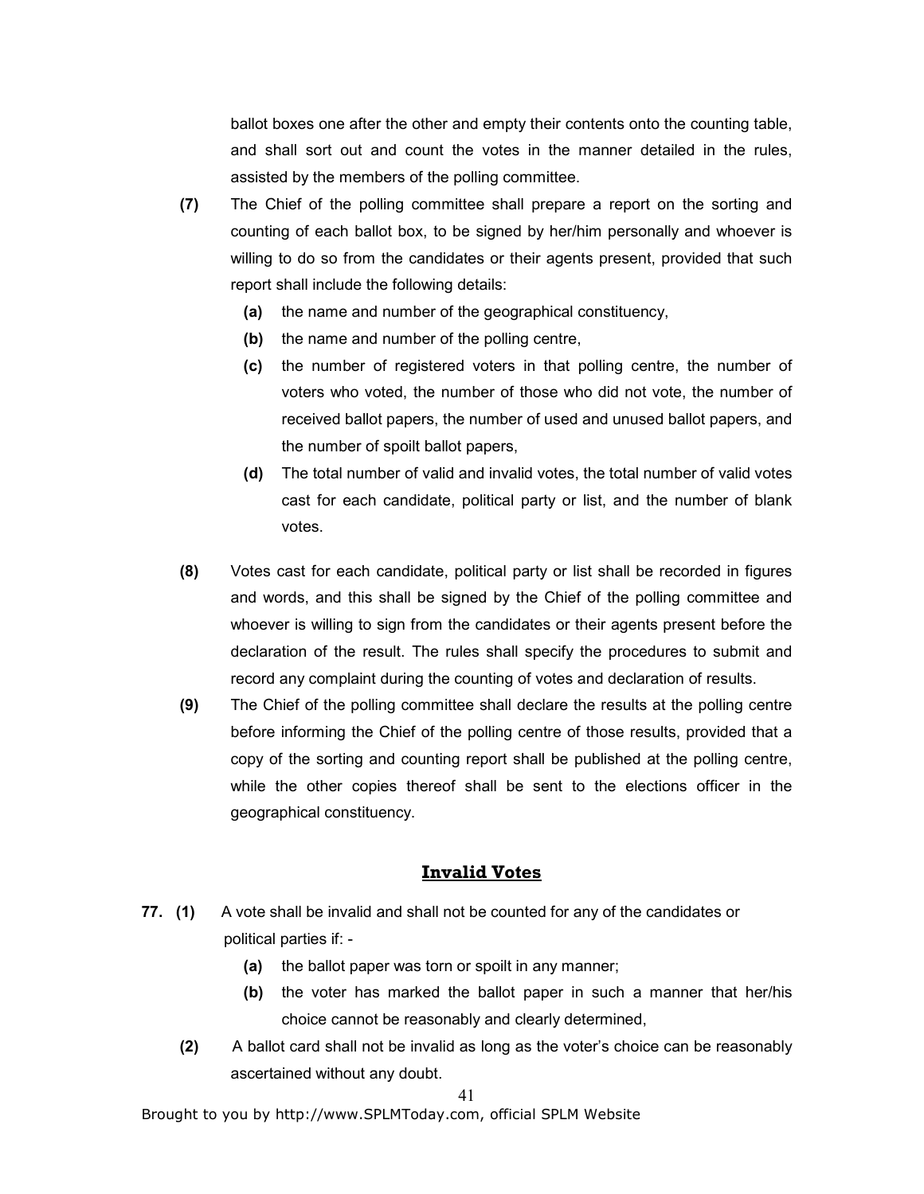ballot boxes one after the other and empty their contents onto the counting table, and shall sort out and count the votes in the manner detailed in the rules, assisted by the members of the polling committee.

**(7)** The Chief of the polling committee shall prepare a report on the sorting and counting of each ballot box, to be signed by her/him personally and whoever is willing to do so from the candidates or their agents present, provided that such report shall include the following details:

- **(a)** the name and number of the geographical constituency,
- **(b)** the name and number of the polling centre,
- **(c)** the number of registered voters in that polling centre, the number of voters who voted, the number of those who did not vote, the number of received ballot papers, the number of used and unused ballot papers, and the number of spoilt ballot papers,
- **(d)** The total number of valid and invalid votes, the total number of valid votes cast for each candidate, political party or list, and the number of blank votes.

**(8)** Votes cast for each candidate, political party or list shall be recorded in figures and words, and this shall be signed by the Chief of the polling committee and whoever is willing to sign from the candidates or their agents present before the declaration of the result. The rules shall specify the procedures to submit and record any complaint during the counting of votes and declaration of results.

**(9)** The Chief of the polling committee shall declare the results at the polling centre before informing the Chief of the polling centre of those results, provided that a copy of the sorting and counting report shall be published at the polling centre, while the other copies thereof shall be sent to the elections officer in the geographical constituency.

## Invalid Votes

**77. (1)** A vote shall be invalid and shall not be counted for any of the candidates or political parties if: -

- **(a)** the ballot paper was torn or spoilt in any manner;
- **(b)** the voter has marked the ballot paper in such a manner that her/his choice cannot be reasonably and clearly determined,

**(2)** A ballot card shall not be invalid as long as the voter's choice can be reasonably ascertained without any doubt.

Brought to you by http://www.SPLMToday.com, official SPLM Website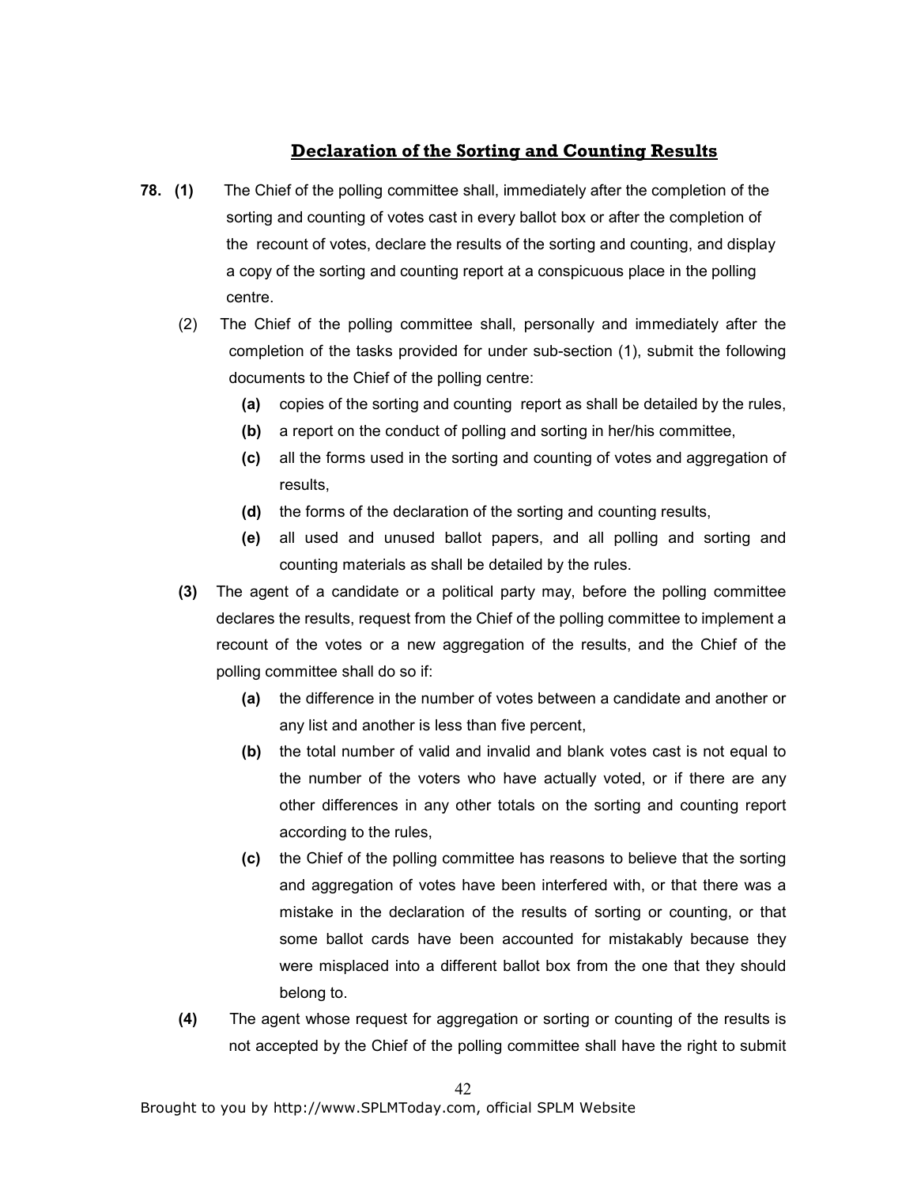## Declaration of the Sorting and Counting Results

**78. (1)** The Chief of the polling committee shall, immediately after the completion of the sorting and counting of votes cast in every ballot box or after the completion of the recount of votes, declare the results of the sorting and counting, and display a copy of the sorting and counting report at a conspicuous place in the polling centre.

(2) The Chief of the polling committee shall, personally and immediately after the completion of the tasks provided for under sub-section (1), submit the following documents to the Chief of the polling centre:

- **(a)** copies of the sorting and counting report as shall be detailed by the rules,
- **(b)** a report on the conduct of polling and sorting in her/his committee,
- **(c)** all the forms used in the sorting and counting of votes and aggregation of results,
- **(d)** the forms of the declaration of the sorting and counting results,
- **(e)** all used and unused ballot papers, and all polling and sorting and counting materials as shall be detailed by the rules.

**(3)** The agent of a candidate or a political party may, before the polling committee declares the results, request from the Chief of the polling committee to implement a recount of the votes or a new aggregation of the results, and the Chief of the polling committee shall do so if:

- **(a)** the difference in the number of votes between a candidate and another or any list and another is less than five percent,
- **(b)** the total number of valid and invalid and blank votes cast is not equal to the number of the voters who have actually voted, or if there are any other differences in any other totals on the sorting and counting report according to the rules,
- **(c)** the Chief of the polling committee has reasons to believe that the sorting and aggregation of votes have been interfered with, or that there was a mistake in the declaration of the results of sorting or counting, or that some ballot cards have been accounted for mistakably because they were misplaced into a different ballot box from the one that they should belong to.

**(4)** The agent whose request for aggregation or sorting or counting of the results is not accepted by the Chief of the polling committee shall have the right to submit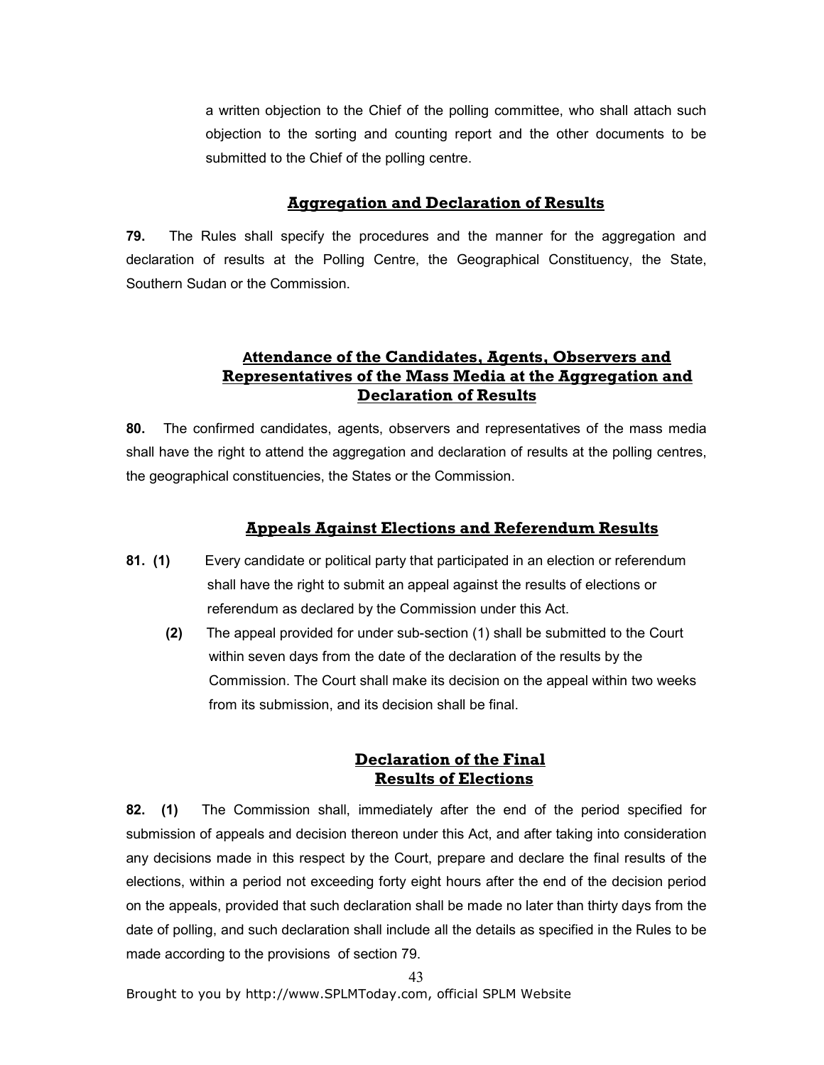a written objection to the Chief of the polling committee, who shall attach such objection to the sorting and counting report and the other documents to be submitted to the Chief of the polling centre.

## Aggregation and Declaration of Results

**79.** The Rules shall specify the procedures and the manner for the aggregation and declaration of results at the Polling Centre, the Geographical Constituency, the State, Southern Sudan or the Commission.

## Attendance of the Candidates, Agents, Observers and Representatives of the Mass Media at the Aggregation and Declaration of Results

**80.** The confirmed candidates, agents, observers and representatives of the mass media shall have the right to attend the aggregation and declaration of results at the polling centres, the geographical constituencies, the States or the Commission.

## Appeals Against Elections and Referendum Results

**81. (1)** Every candidate or political party that participated in an election or referendum shall have the right to submit an appeal against the results of elections or referendum as declared by the Commission under this Act.

**(2)** The appeal provided for under sub-section (1) shall be submitted to the Court within seven days from the date of the declaration of the results by the Commission. The Court shall make its decision on the appeal within two weeks from its submission, and its decision shall be final.

## Declaration of the Final Results of Elections

**82. (1)** The Commission shall, immediately after the end of the period specified for submission of appeals and decision thereon under this Act, and after taking into consideration any decisions made in this respect by the Court, prepare and declare the final results of the elections, within a period not exceeding forty eight hours after the end of the decision period on the appeals, provided that such declaration shall be made no later than thirty days from the date of polling, and such declaration shall include all the details as specified in the Rules to be made according to the provisions of section 79.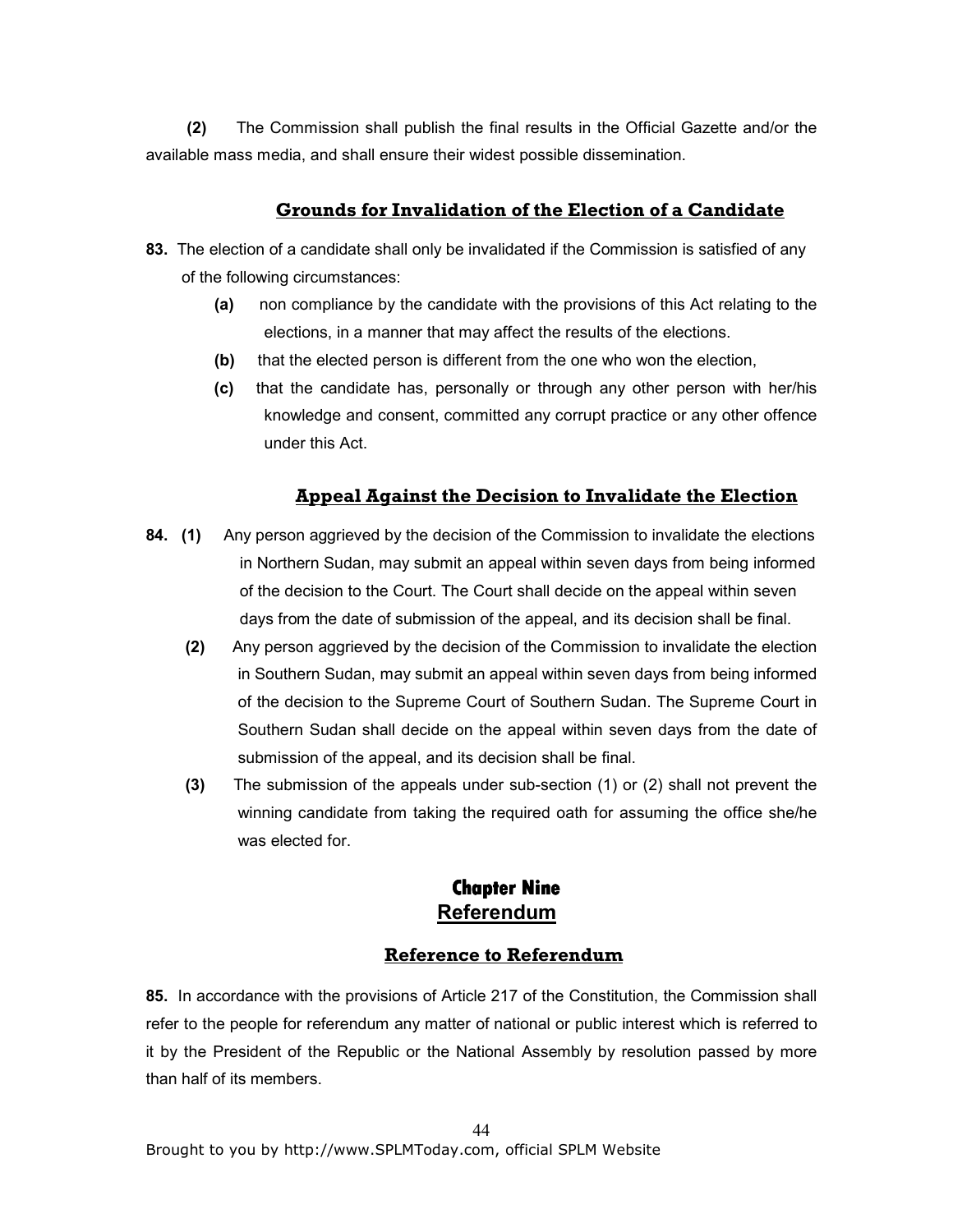**(2)** The Commission shall publish the final results in the Official Gazette and/or the available mass media, and shall ensure their widest possible dissemination.

### Grounds for Invalidation of the Election of a Candidate

**83.** The election of a candidate shall only be invalidated if the Commission is satisfied of any of the following circumstances:

- **(a)** non compliance by the candidate with the provisions of this Act relating to the elections, in a manner that may affect the results of the elections.
- **(b)** that the elected person is different from the one who won the election,
- **(c)** that the candidate has, personally or through any other person with her/his knowledge and consent, committed any corrupt practice or any other offence under this Act.

### Appeal Against the Decision to Invalidate the Election

**84. (1)** Any person aggrieved by the decision of the Commission to invalidate the elections in Northern Sudan, may submit an appeal within seven days from being informed of the decision to the Court. The Court shall decide on the appeal within seven days from the date of submission of the appeal, and its decision shall be final.

**(2)** Any person aggrieved by the decision of the Commission to invalidate the election in Southern Sudan, may submit an appeal within seven days from being informed of the decision to the Supreme Court of Southern Sudan. The Supreme Court in Southern Sudan shall decide on the appeal within seven days from the date of submission of the appeal, and its decision shall be final.

**(3)** The submission of the appeals under sub-section (1) or (2) shall not prevent the winning candidate from taking the required oath for assuming the office she/he was elected for.

## Chapter Nine
## Referendum

### Reference to Referendum

**85.** In accordance with the provisions of Article 217 of the Constitution, the Commission shall refer to the people for referendum any matter of national or public interest which is referred to it by the President of the Republic or the National Assembly by resolution passed by more than half of its members.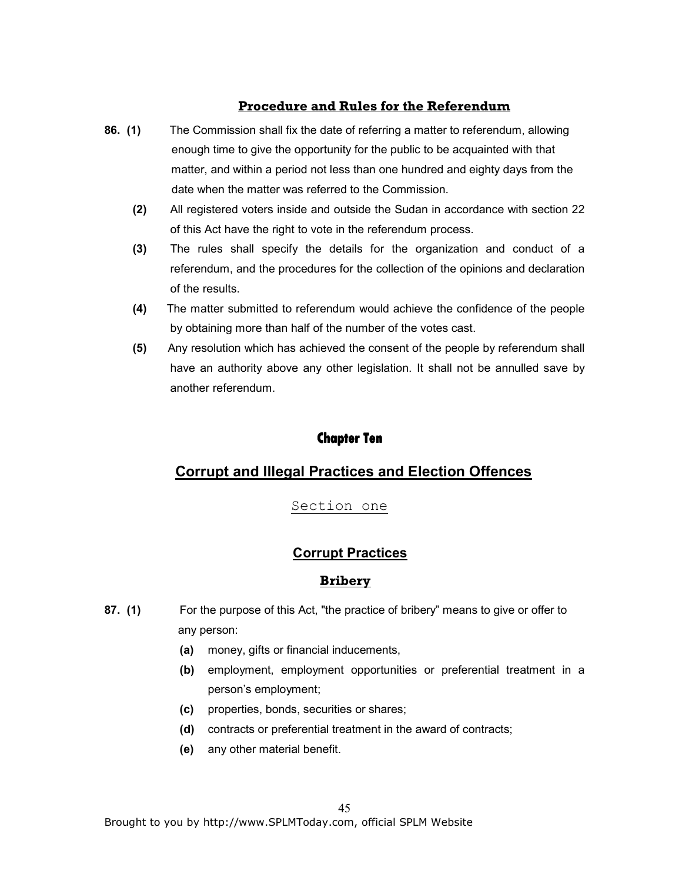### Procedure and Rules for the Referendum

**86. (1)** The Commission shall fix the date of referring a matter to referendum, allowing enough time to give the opportunity for the public to be acquainted with that matter, and within a period not less than one hundred and eighty days from the date when the matter was referred to the Commission.

**(2)** All registered voters inside and outside the Sudan in accordance with section 22 of this Act have the right to vote in the referendum process.

**(3)** The rules shall specify the details for the organization and conduct of a referendum, and the procedures for the collection of the opinions and declaration of the results.

**(4)** The matter submitted to referendum would achieve the confidence of the people by obtaining more than half of the number of the votes cast.

**(5)** Any resolution which has achieved the consent of the people by referendum shall have an authority above any other legislation. It shall not be annulled save by another referendum.

## Chapter Ten

## Corrupt and Illegal Practices and Election Offences

### Section one

### Corrupt Practices

#### Bribery

**87. (1)** For the purpose of this Act, "the practice of bribery" means to give or offer to any person:

- **(a)** money, gifts or financial inducements,
- **(b)** employment, employment opportunities or preferential treatment in a person's employment;
- **(c)** properties, bonds, securities or shares;
- **(d)** contracts or preferential treatment in the award of contracts;
- **(e)** any other material benefit.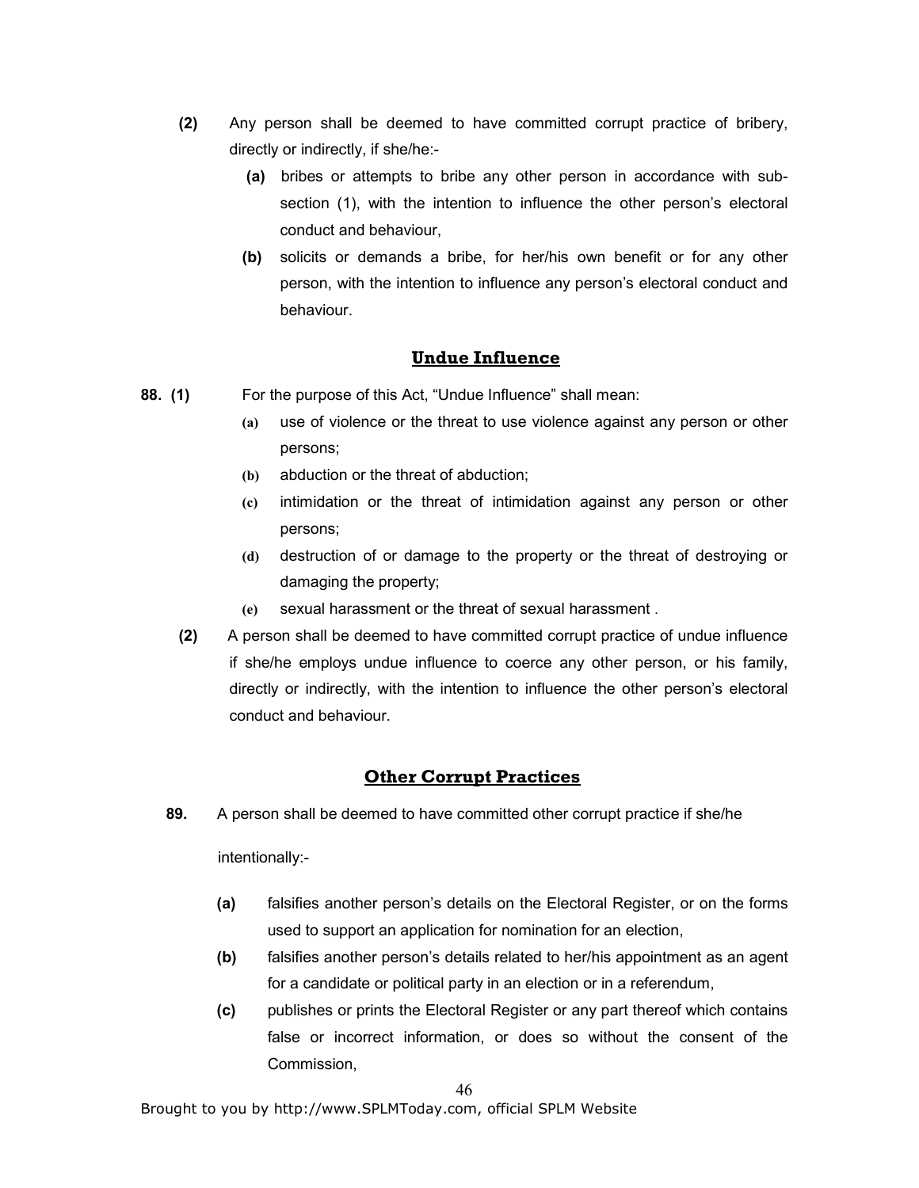**(2)** Any person shall be deemed to have committed corrupt practice of bribery, directly or indirectly, if she/he:-

- **(a)** bribes or attempts to bribe any other person in accordance with sub-section (1), with the intention to influence the other person's electoral conduct and behaviour,
- **(b)** solicits or demands a bribe, for her/his own benefit or for any other person, with the intention to influence any person's electoral conduct and behaviour.

## Undue Influence

**88. (1)** For the purpose of this Act, "Undue Influence" shall mean:

- **(a)** use of violence or the threat to use violence against any person or other persons;
- **(b)** abduction or the threat of abduction;
- **(c)** intimidation or the threat of intimidation against any person or other persons;
- **(d)** destruction of or damage to the property or the threat of destroying or damaging the property;
- **(e)** sexual harassment or the threat of sexual harassment .

**(2)** A person shall be deemed to have committed corrupt practice of undue influence if she/he employs undue influence to coerce any other person, or his family, directly or indirectly, with the intention to influence the other person's electoral conduct and behaviour.

## Other Corrupt Practices

**89.** A person shall be deemed to have committed other corrupt practice if she/he intentionally:-

- **(a)** falsifies another person's details on the Electoral Register, or on the forms used to support an application for nomination for an election,
- **(b)** falsifies another person's details related to her/his appointment as an agent for a candidate or political party in an election or in a referendum,
- **(c)** publishes or prints the Electoral Register or any part thereof which contains false or incorrect information, or does so without the consent of the Commission,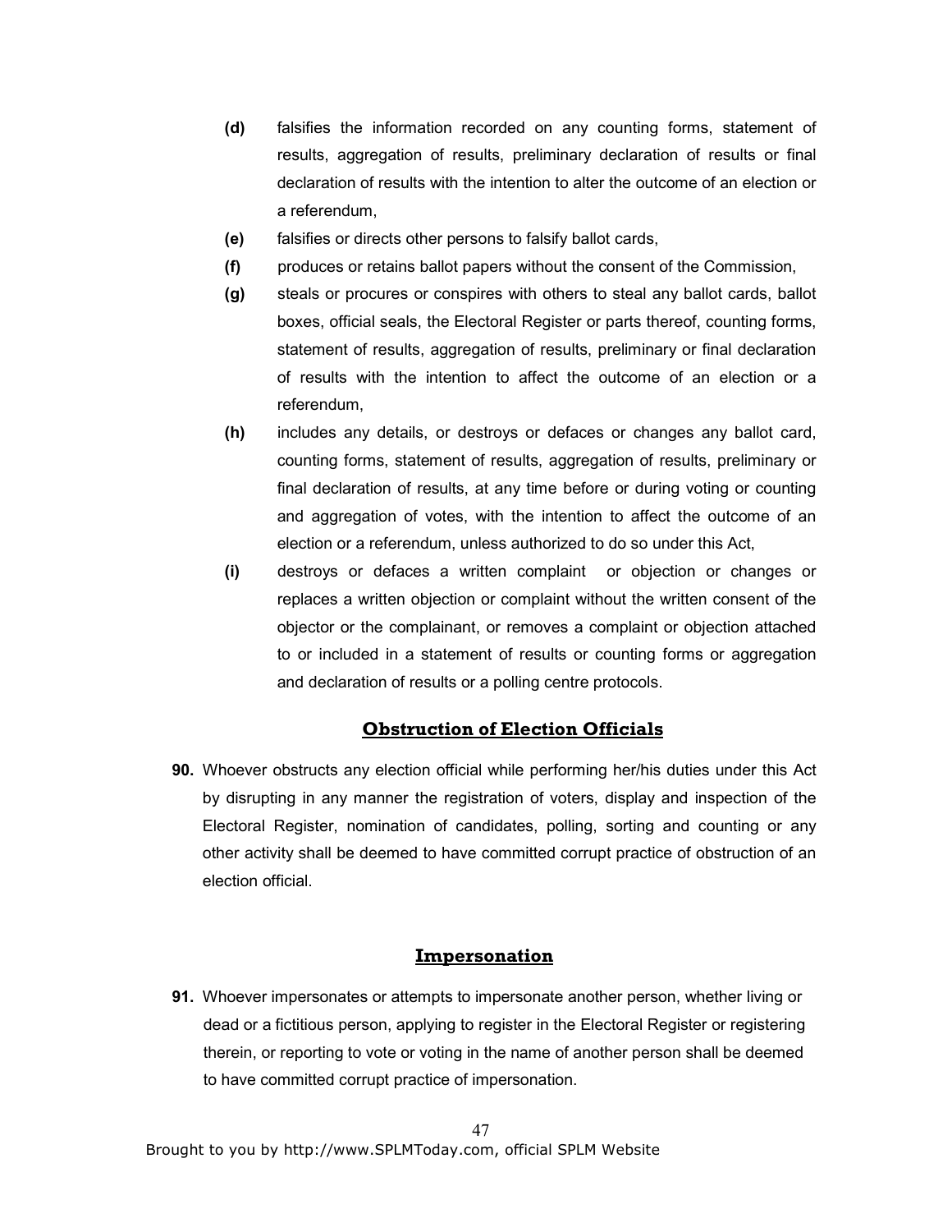**(d)** falsifies the information recorded on any counting forms, statement of results, aggregation of results, preliminary declaration of results or final declaration of results with the intention to alter the outcome of an election or a referendum,

**(e)** falsifies or directs other persons to falsify ballot cards,

**(f)** produces or retains ballot papers without the consent of the Commission,

**(g)** steals or procures or conspires with others to steal any ballot cards, ballot boxes, official seals, the Electoral Register or parts thereof, counting forms, statement of results, aggregation of results, preliminary or final declaration of results with the intention to affect the outcome of an election or a referendum,

**(h)** includes any details, or destroys or defaces or changes any ballot card, counting forms, statement of results, aggregation of results, preliminary or final declaration of results, at any time before or during voting or counting and aggregation of votes, with the intention to affect the outcome of an election or a referendum, unless authorized to do so under this Act,

**(i)** destroys or defaces a written complaint or objection or changes or replaces a written objection or complaint without the written consent of the objector or the complainant, or removes a complaint or objection attached to or included in a statement of results or counting forms or aggregation and declaration of results or a polling centre protocols.

## Obstruction of Election Officials

**90.** Whoever obstructs any election official while performing her/his duties under this Act by disrupting in any manner the registration of voters, display and inspection of the Electoral Register, nomination of candidates, polling, sorting and counting or any other activity shall be deemed to have committed corrupt practice of obstruction of an election official.

## Impersonation

**91.** Whoever impersonates or attempts to impersonate another person, whether living or dead or a fictitious person, applying to register in the Electoral Register or registering therein, or reporting to vote or voting in the name of another person shall be deemed to have committed corrupt practice of impersonation.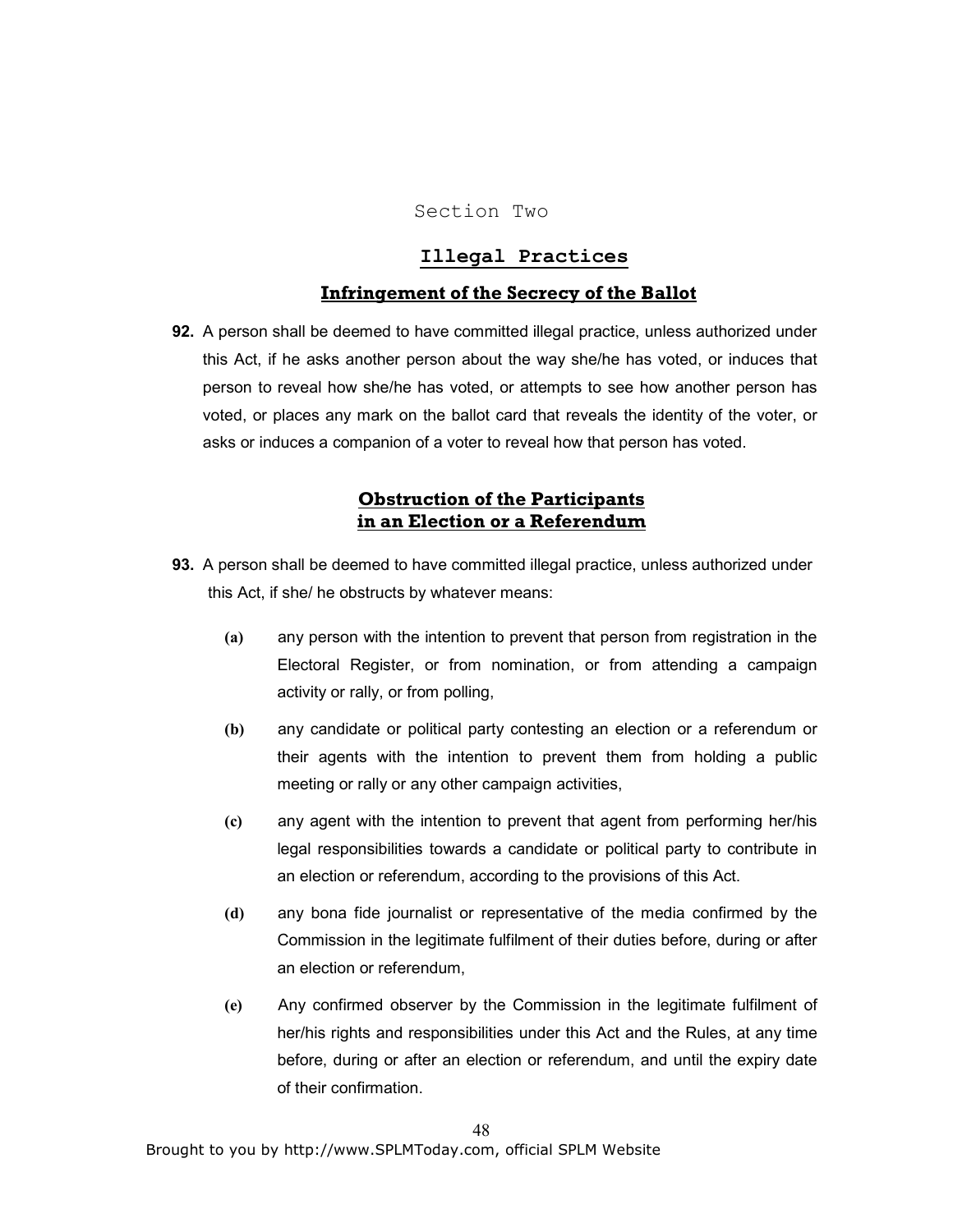## Section Two

### Illegal Practices

### Infringement of the Secrecy of the Ballot

**92.** A person shall be deemed to have committed illegal practice, unless authorized under this Act, if he asks another person about the way she/he has voted, or induces that person to reveal how she/he has voted, or attempts to see how another person has voted, or places any mark on the ballot card that reveals the identity of the voter, or asks or induces a companion of a voter to reveal how that person has voted.

### Obstruction of the Participants in an Election or a Referendum

**93.** A person shall be deemed to have committed illegal practice, unless authorized under this Act, if she/ he obstructs by whatever means:

- **(a)** any person with the intention to prevent that person from registration in the Electoral Register, or from nomination, or from attending a campaign activity or rally, or from polling,
- **(b)** any candidate or political party contesting an election or a referendum or their agents with the intention to prevent them from holding a public meeting or rally or any other campaign activities,
- **(c)** any agent with the intention to prevent that agent from performing her/his legal responsibilities towards a candidate or political party to contribute in an election or referendum, according to the provisions of this Act.
- **(d)** any bona fide journalist or representative of the media confirmed by the Commission in the legitimate fulfilment of their duties before, during or after an election or referendum,
- **(e)** Any confirmed observer by the Commission in the legitimate fulfilment of her/his rights and responsibilities under this Act and the Rules, at any time before, during or after an election or referendum, and until the expiry date of their confirmation.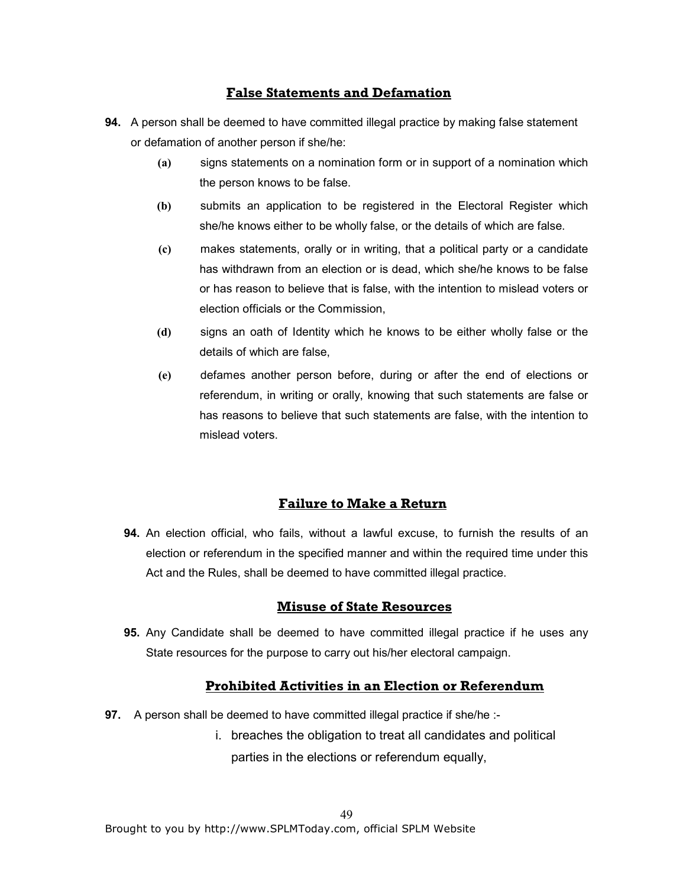## False Statements and Defamation

**94.** A person shall be deemed to have committed illegal practice by making false statement or defamation of another person if she/he:

- **(a)** signs statements on a nomination form or in support of a nomination which the person knows to be false.
- **(b)** submits an application to be registered in the Electoral Register which she/he knows either to be wholly false, or the details of which are false.
- **(c)** makes statements, orally or in writing, that a political party or a candidate has withdrawn from an election or is dead, which she/he knows to be false or has reason to believe that is false, with the intention to mislead voters or election officials or the Commission,
- **(d)** signs an oath of Identity which he knows to be either wholly false or the details of which are false,
- **(e)** defames another person before, during or after the end of elections or referendum, in writing or orally, knowing that such statements are false or has reasons to believe that such statements are false, with the intention to mislead voters.

## Failure to Make a Return

**94.** An election official, who fails, without a lawful excuse, to furnish the results of an election or referendum in the specified manner and within the required time under this Act and the Rules, shall be deemed to have committed illegal practice.

## Misuse of State Resources

**95.** Any Candidate shall be deemed to have committed illegal practice if he uses any State resources for the purpose to carry out his/her electoral campaign.

## Prohibited Activities in an Election or Referendum

**97.** A person shall be deemed to have committed illegal practice if she/he :-

i. breaches the obligation to treat all candidates and political parties in the elections or referendum equally,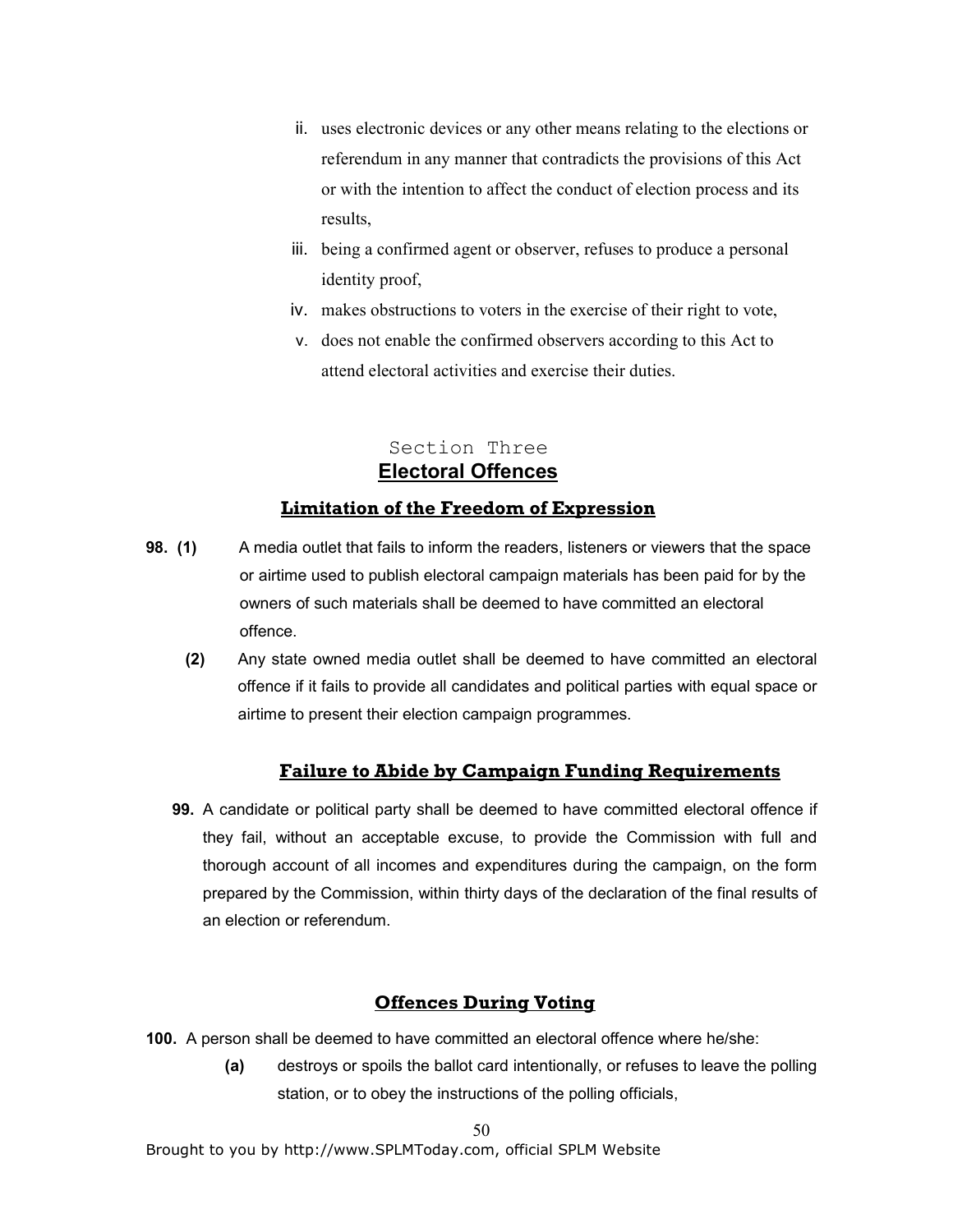ii. uses electronic devices or any other means relating to the elections or referendum in any manner that contradicts the provisions of this Act or with the intention to affect the conduct of election process and its results,

iii. being a confirmed agent or observer, refuses to produce a personal identity proof,

iv. makes obstructions to voters in the exercise of their right to vote,

v. does not enable the confirmed observers according to this Act to attend electoral activities and exercise their duties.

## Section Three

## Electoral Offences

### Limitation of the Freedom of Expression

**98. (1)** A media outlet that fails to inform the readers, listeners or viewers that the space or airtime used to publish electoral campaign materials has been paid for by the owners of such materials shall be deemed to have committed an electoral offence.

**(2)** Any state owned media outlet shall be deemed to have committed an electoral offence if it fails to provide all candidates and political parties with equal space or airtime to present their election campaign programmes.

### Failure to Abide by Campaign Funding Requirements

**99.** A candidate or political party shall be deemed to have committed electoral offence if they fail, without an acceptable excuse, to provide the Commission with full and thorough account of all incomes and expenditures during the campaign, on the form prepared by the Commission, within thirty days of the declaration of the final results of an election or referendum.

### Offences During Voting

**100.** A person shall be deemed to have committed an electoral offence where he/she:

**(a)** destroys or spoils the ballot card intentionally, or refuses to leave the polling station, or to obey the instructions of the polling officials,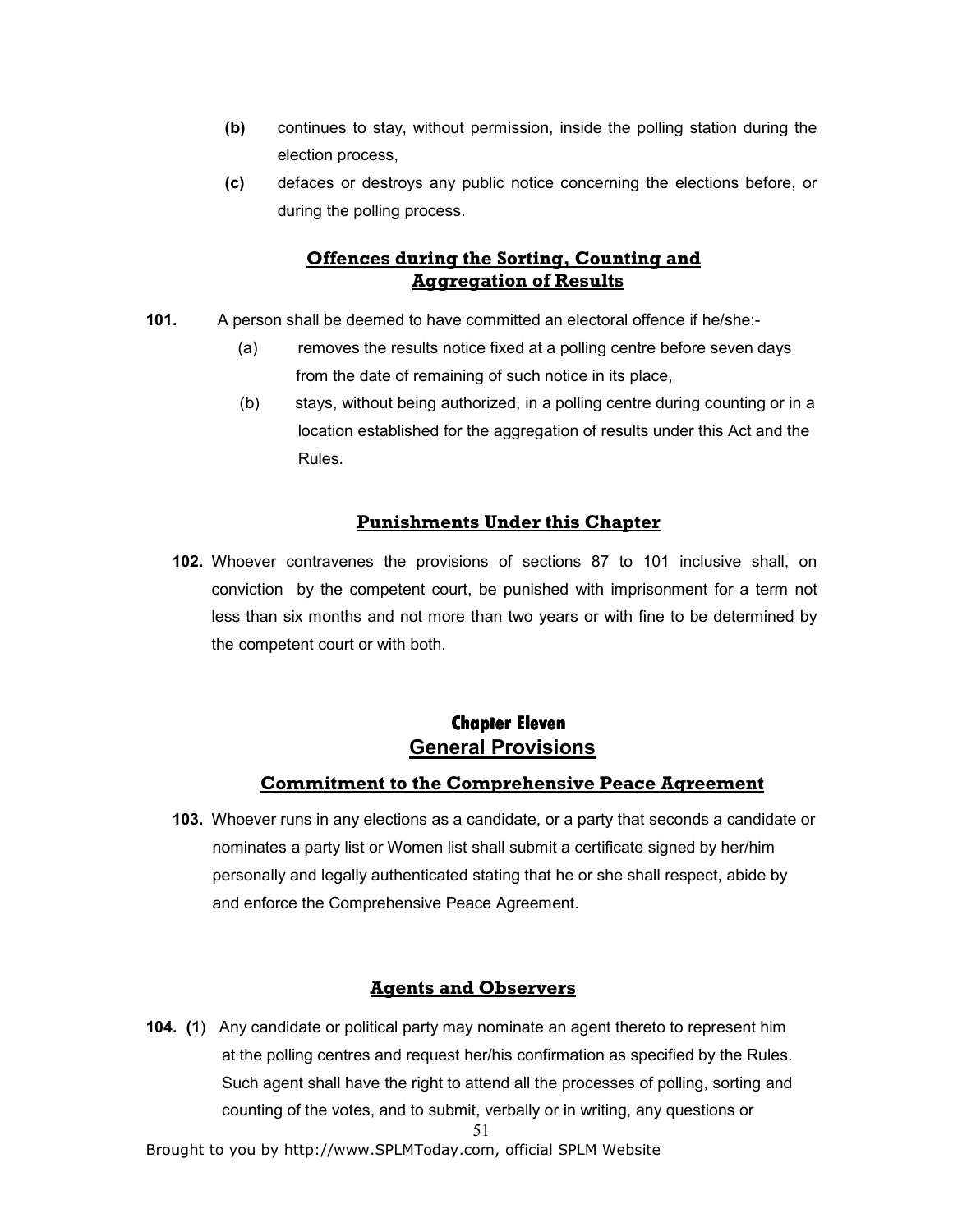- **(b)** continues to stay, without permission, inside the polling station during the election process,
- **(c)** defaces or destroys any public notice concerning the elections before, or during the polling process.

### Offences during the Sorting, Counting and Aggregation of Results

**101.** A person shall be deemed to have committed an electoral offence if he/she:-

- (a) removes the results notice fixed at a polling centre before seven days from the date of remaining of such notice in its place,
- (b) stays, without being authorized, in a polling centre during counting or in a location established for the aggregation of results under this Act and the Rules.

### Punishments Under this Chapter

**102.** Whoever contravenes the provisions of sections 87 to 101 inclusive shall, on conviction by the competent court, be punished with imprisonment for a term not less than six months and not more than two years or with fine to be determined by the competent court or with both.

## Chapter Eleven
## General Provisions

### Commitment to the Comprehensive Peace Agreement

**103.** Whoever runs in any elections as a candidate, or a party that seconds a candidate or nominates a party list or Women list shall submit a certificate signed by her/him personally and legally authenticated stating that he or she shall respect, abide by and enforce the Comprehensive Peace Agreement.

### Agents and Observers

**104.** **(1**) Any candidate or political party may nominate an agent thereto to represent him at the polling centres and request her/his confirmation as specified by the Rules. Such agent shall have the right to attend all the processes of polling, sorting and counting of the votes, and to submit, verbally or in writing, any questions or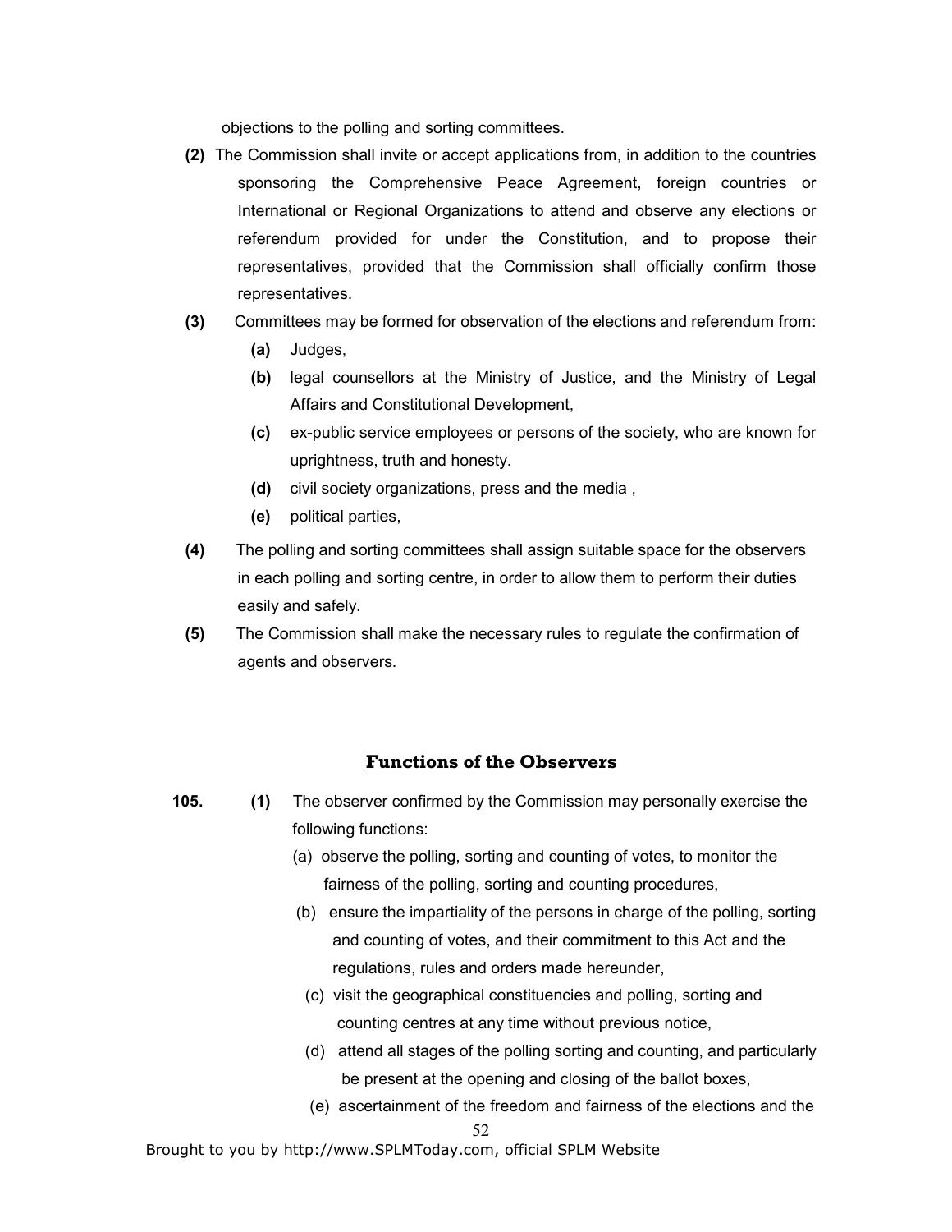objections to the polling and sorting committees.

**(2)** The Commission shall invite or accept applications from, in addition to the countries sponsoring the Comprehensive Peace Agreement, foreign countries or International or Regional Organizations to attend and observe any elections or referendum provided for under the Constitution, and to propose their representatives, provided that the Commission shall officially confirm those representatives.

**(3)** Committees may be formed for observation of the elections and referendum from:

**(a)** Judges,

**(b)** legal counsellors at the Ministry of Justice, and the Ministry of Legal Affairs and Constitutional Development,

**(c)** ex-public service employees or persons of the society, who are known for uprightness, truth and honesty.

**(d)** civil society organizations, press and the media ,

**(e)** political parties,

**(4)** The polling and sorting committees shall assign suitable space for the observers in each polling and sorting centre, in order to allow them to perform their duties easily and safely.

**(5)** The Commission shall make the necessary rules to regulate the confirmation of agents and observers.

## Functions of the Observers

**105.** **(1)** The observer confirmed by the Commission may personally exercise the following functions:

(a) observe the polling, sorting and counting of votes, to monitor the fairness of the polling, sorting and counting procedures,

(b) ensure the impartiality of the persons in charge of the polling, sorting and counting of votes, and their commitment to this Act and the regulations, rules and orders made hereunder,

(c) visit the geographical constituencies and polling, sorting and counting centres at any time without previous notice,

(d) attend all stages of the polling sorting and counting, and particularly be present at the opening and closing of the ballot boxes,

(e) ascertainment of the freedom and fairness of the elections and the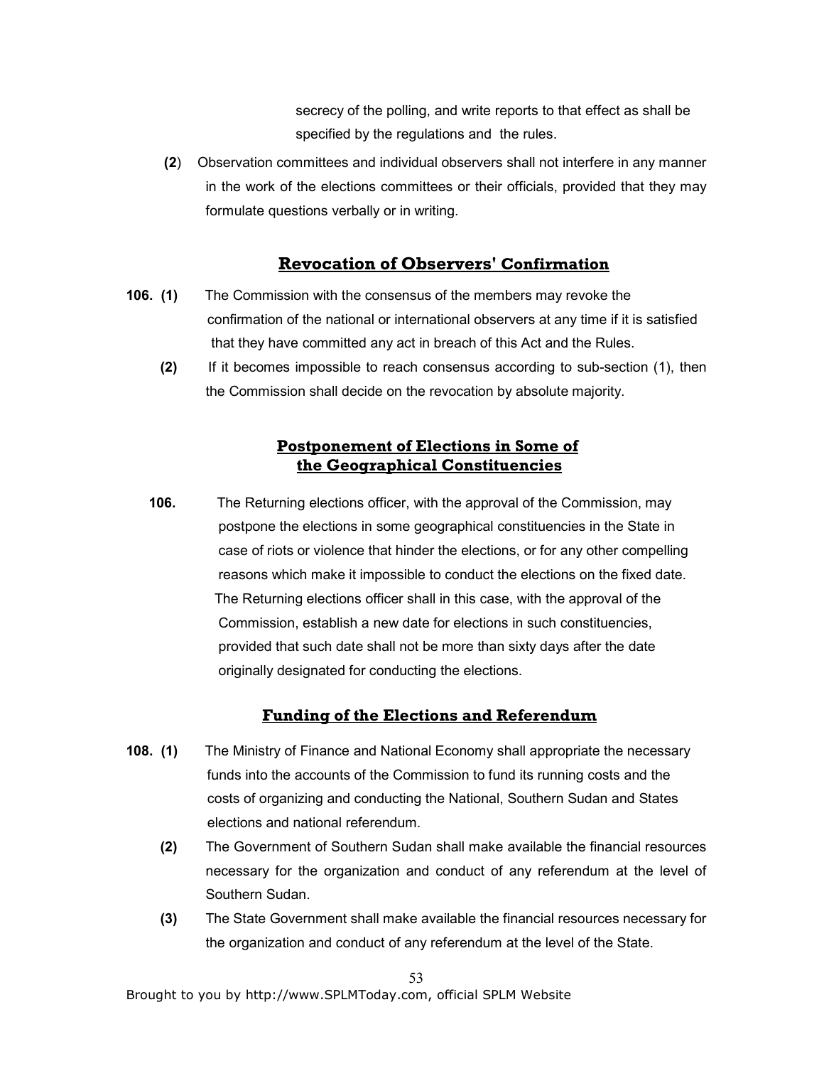secrecy of the polling, and write reports to that effect as shall be specified by the regulations and the rules.

**(2)** Observation committees and individual observers shall not interfere in any manner in the work of the elections committees or their officials, provided that they may formulate questions verbally or in writing.

## Revocation of Observers' Confirmation

**106. (1)** The Commission with the consensus of the members may revoke the confirmation of the national or international observers at any time if it is satisfied that they have committed any act in breach of this Act and the Rules.

**(2)** If it becomes impossible to reach consensus according to sub-section (1), then the Commission shall decide on the revocation by absolute majority.

## Postponement of Elections in Some of the Geographical Constituencies

**106.** The Returning elections officer, with the approval of the Commission, may postpone the elections in some geographical constituencies in the State in case of riots or violence that hinder the elections, or for any other compelling reasons which make it impossible to conduct the elections on the fixed date. The Returning elections officer shall in this case, with the approval of the Commission, establish a new date for elections in such constituencies, provided that such date shall not be more than sixty days after the date originally designated for conducting the elections.

## Funding of the Elections and Referendum

**108. (1)** The Ministry of Finance and National Economy shall appropriate the necessary funds into the accounts of the Commission to fund its running costs and the costs of organizing and conducting the National, Southern Sudan and States elections and national referendum.

**(2)** The Government of Southern Sudan shall make available the financial resources necessary for the organization and conduct of any referendum at the level of Southern Sudan.

**(3)** The State Government shall make available the financial resources necessary for the organization and conduct of any referendum at the level of the State.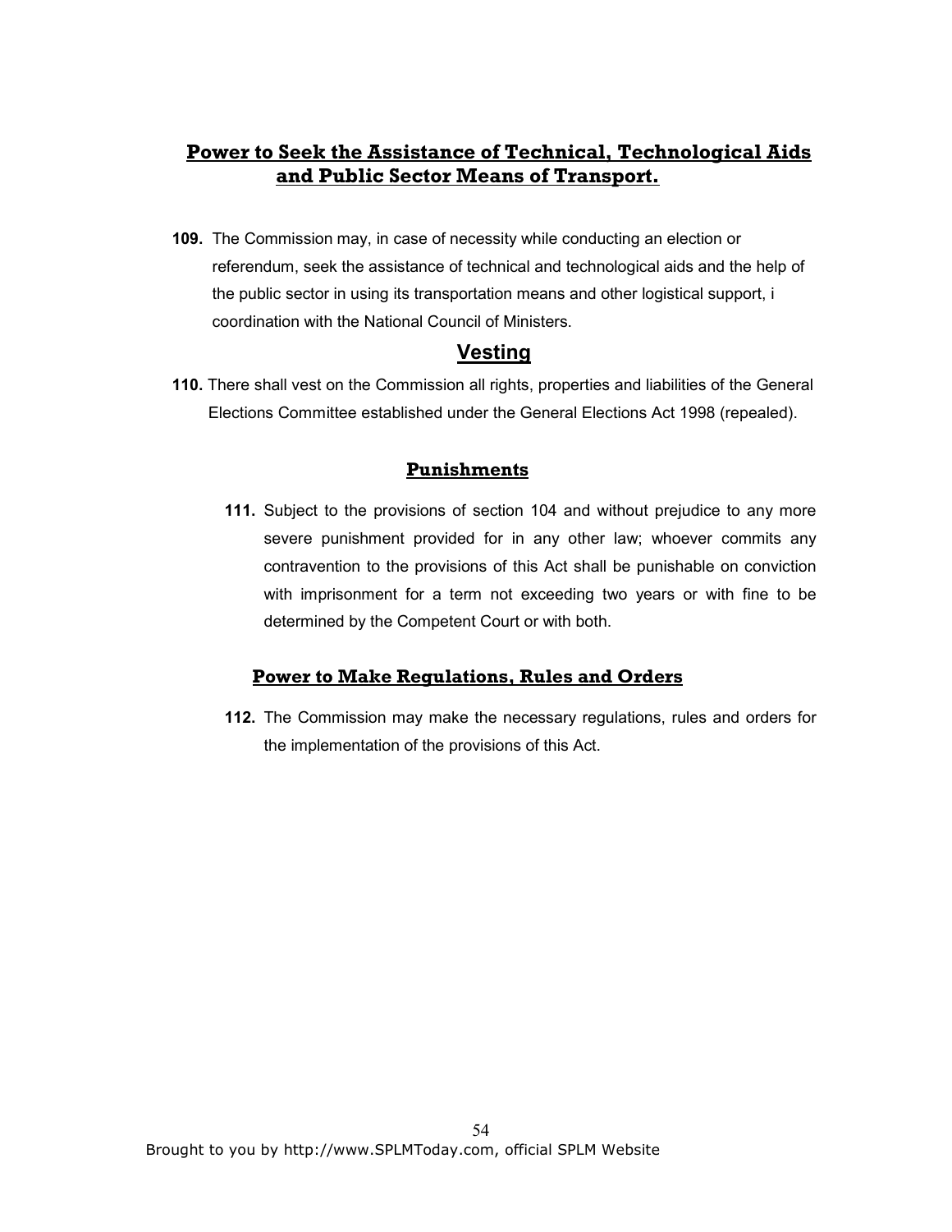## Power to Seek the Assistance of Technical, Technological Aids and Public Sector Means of Transport.

**109.** The Commission may, in case of necessity while conducting an election or referendum, seek the assistance of technical and technological aids and the help of the public sector in using its transportation means and other logistical support, i coordination with the National Council of Ministers.

## Vesting

**110.** There shall vest on the Commission all rights, properties and liabilities of the General Elections Committee established under the General Elections Act 1998 (repealed).

## Punishments

**111.** Subject to the provisions of section 104 and without prejudice to any more severe punishment provided for in any other law; whoever commits any contravention to the provisions of this Act shall be punishable on conviction with imprisonment for a term not exceeding two years or with fine to be determined by the Competent Court or with both.

## Power to Make Regulations, Rules and Orders

**112.** The Commission may make the necessary regulations, rules and orders for the implementation of the provisions of this Act.

Brought to you by http://www.SPLMToday.com, official SPLM Website